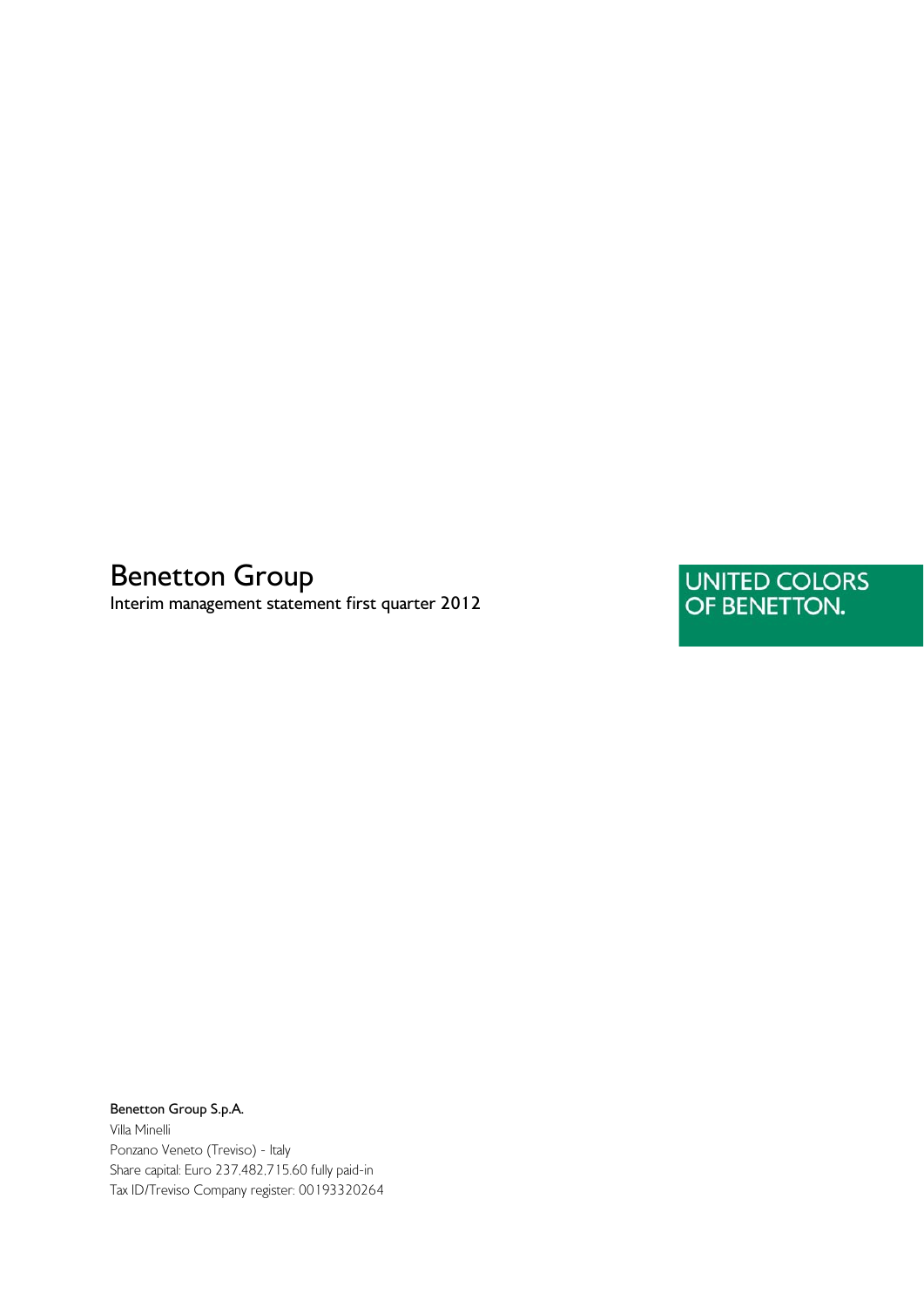# Benetton Group

Interim management statement first quarter 2012

UNITED COLORS
OF BENETTON.

**Benetton Group S.p.A.**
Villa Minelli
Ponzano Veneto (Treviso) - Italy
Share capital: Euro 237,482,715.60 fully paid-in
Tax ID/Treviso Company register: 00193320264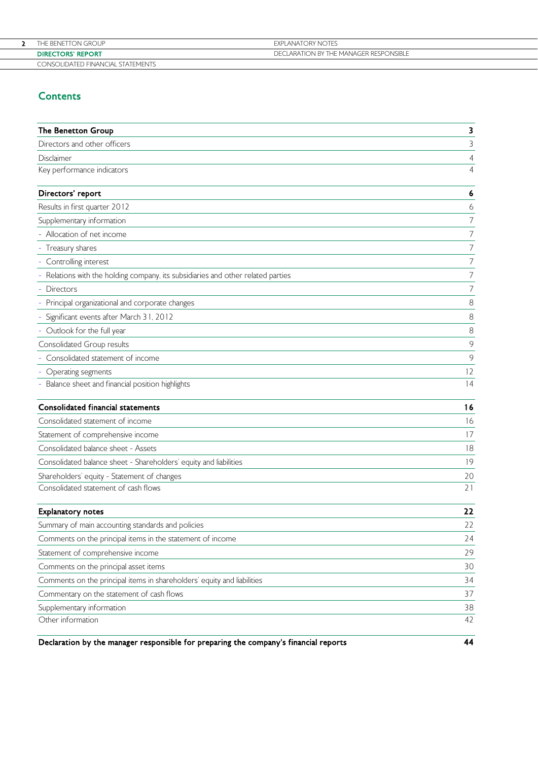## Contents

| | |
|---|---|
| **The Benetton Group** | **3** |
| Directors and other officers | 3 |
| Disclaimer | 4 |
| Key performance indicators | 4 |
| **Directors' report** | **6** |
| Results in first quarter 2012 | 6 |
| Supplementary information | 7 |
| - Allocation of net income | 7 |
| - Treasury shares | 7 |
| - Controlling interest | 7 |
| - Relations with the holding company, its subsidiaries and other related parties | 7 |
| - Directors | 7 |
| - Principal organizational and corporate changes | 8 |
| - Significant events after March 31, 2012 | 8 |
| - Outlook for the full year | 8 |
| Consolidated Group results | 9 |
| - Consolidated statement of income | 9 |
| - Operating segments | 12 |
| - Balance sheet and financial position highlights | 14 |
| **Consolidated financial statements** | **16** |
| Consolidated statement of income | 16 |
| Statement of comprehensive income | 17 |
| Consolidated balance sheet - Assets | 18 |
| Consolidated balance sheet - Shareholders' equity and liabilities | 19 |
| Shareholders' equity - Statement of changes | 20 |
| Consolidated statement of cash flows | 21 |
| **Explanatory notes** | **22** |
| Summary of main accounting standards and policies | 22 |
| Comments on the principal items in the statement of income | 24 |
| Statement of comprehensive income | 29 |
| Comments on the principal asset items | 30 |
| Comments on the principal items in shareholders' equity and liabilities | 34 |
| Commentary on the statement of cash flows | 37 |
| Supplementary information | 38 |
| Other information | 42 |
| **Declaration by the manager responsible for preparing the company's financial reports** | **44** |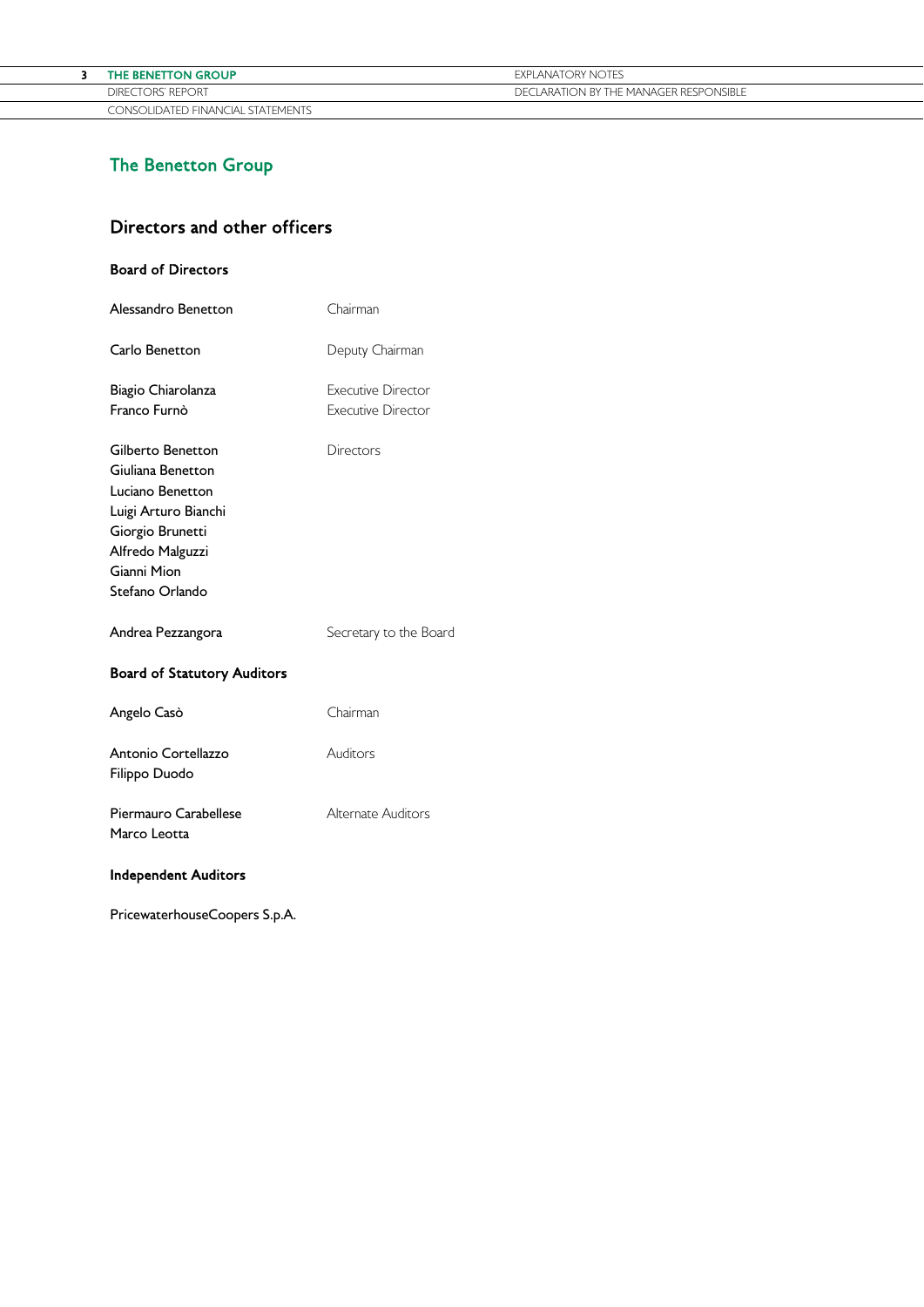# The Benetton Group

## Directors and other officers

### Board of Directors

| | |
|---|---|
| Alessandro Benetton | Chairman |
| Carlo Benetton | Deputy Chairman |
| Biagio Chiarolanza | Executive Director |
| Franco Furnò | Executive Director |
| Gilberto Benetton | Directors |
| Giuliana Benetton | |
| Luciano Benetton | |
| Luigi Arturo Bianchi | |
| Giorgio Brunetti | |
| Alfredo Malguzzi | |
| Gianni Mion | |
| Stefano Orlando | |
| Andrea Pezzangora | Secretary to the Board |

### Board of Statutory Auditors

| | |
|---|---|
| Angelo Casò | Chairman |
| Antonio Cortellazzo | Auditors |
| Filippo Duodo | |
| Piermauro Carabellese | Alternate Auditors |
| Marco Leotta | |

### Independent Auditors

PricewaterhouseCoopers S.p.A.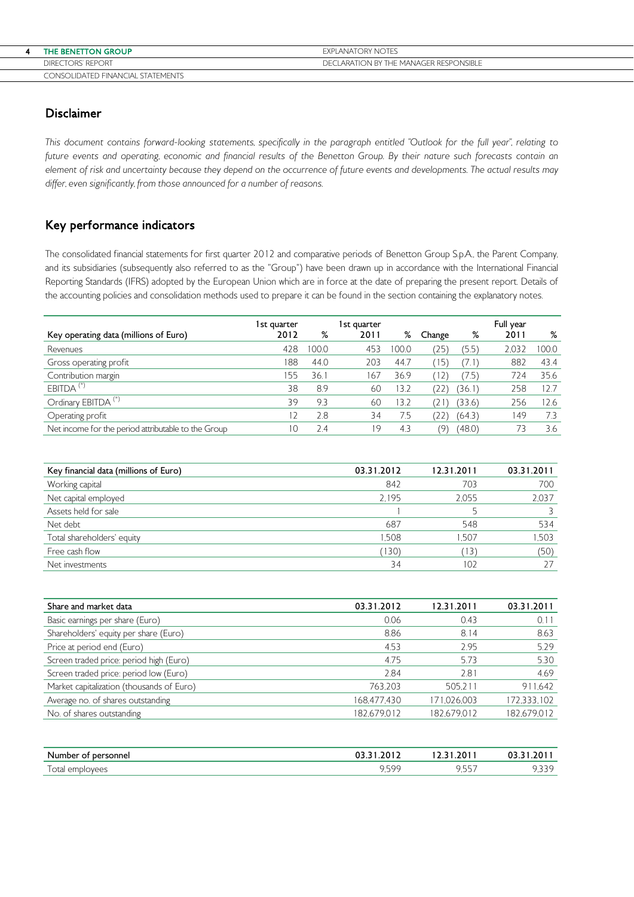## Disclaimer

*This document contains forward-looking statements, specifically in the paragraph entitled "Outlook for the full year", relating to future events and operating, economic and financial results of the Benetton Group. By their nature such forecasts contain an element of risk and uncertainty because they depend on the occurrence of future events and developments. The actual results may differ, even significantly, from those announced for a number of reasons.*

## Key performance indicators

The consolidated financial statements for first quarter 2012 and comparative periods of Benetton Group S.p.A., the Parent Company, and its subsidiaries (subsequently also referred to as the "Group") have been drawn up in accordance with the International Financial Reporting Standards (IFRS) adopted by the European Union which are in force at the date of preparing the present report. Details of the accounting policies and consolidation methods used to prepare it can be found in the section containing the explanatory notes.

| Key operating data (millions of Euro) | 1st quarter 2012 | % | 1st quarter 2011 | % | Change | % | Full year 2011 | % |
|---|---|---|---|---|---|---|---|---|
| Revenues | 428 | 100.0 | 453 | 100.0 | (25) | (5.5) | 2,032 | 100.0 |
| Gross operating profit | 188 | 44.0 | 203 | 44.7 | (15) | (7.1) | 882 | 43.4 |
| Contribution margin | 155 | 36.1 | 167 | 36.9 | (12) | (7.5) | 724 | 35.6 |
| EBITDA (*) | 38 | 8.9 | 60 | 13.2 | (22) | (36.1) | 258 | 12.7 |
| Ordinary EBITDA (*) | 39 | 9.3 | 60 | 13.2 | (21) | (33.6) | 256 | 12.6 |
| Operating profit | 12 | 2.8 | 34 | 7.5 | (22) | (64.3) | 149 | 7.3 |
| Net income for the period attributable to the Group | 10 | 2.4 | 19 | 4.3 | (9) | (48.0) | 73 | 3.6 |

| Key financial data (millions of Euro) | 03.31.2012 | 12.31.2011 | 03.31.2011 |
|---|---|---|---|
| Working capital | 842 | 703 | 700 |
| Net capital employed | 2,195 | 2,055 | 2,037 |
| Assets held for sale | 1 | 5 | 3 |
| Net debt | 687 | 548 | 534 |
| Total shareholders' equity | 1,508 | 1,507 | 1,503 |
| Free cash flow | (130) | (13) | (50) |
| Net investments | 34 | 102 | 27 |

| Share and market data | 03.31.2012 | 12.31.2011 | 03.31.2011 |
|---|---|---|---|
| Basic earnings per share (Euro) | 0.06 | 0.43 | 0.11 |
| Shareholders' equity per share (Euro) | 8.86 | 8.14 | 8.63 |
| Price at period end (Euro) | 4.53 | 2.95 | 5.29 |
| Screen traded price: period high (Euro) | 4.75 | 5.73 | 5.30 |
| Screen traded price: period low (Euro) | 2.84 | 2.81 | 4.69 |
| Market capitalization (thousands of Euro) | 763,203 | 505,211 | 911,642 |
| Average no. of shares outstanding | 168,477,430 | 171,026,003 | 172,333,102 |
| No. of shares outstanding | 182,679,012 | 182,679,012 | 182,679,012 |

| Number of personnel | 03.31.2012 | 12.31.2011 | 03.31.2011 |
|---|---|---|---|
| Total employees | 9,599 | 9,557 | 9,339 |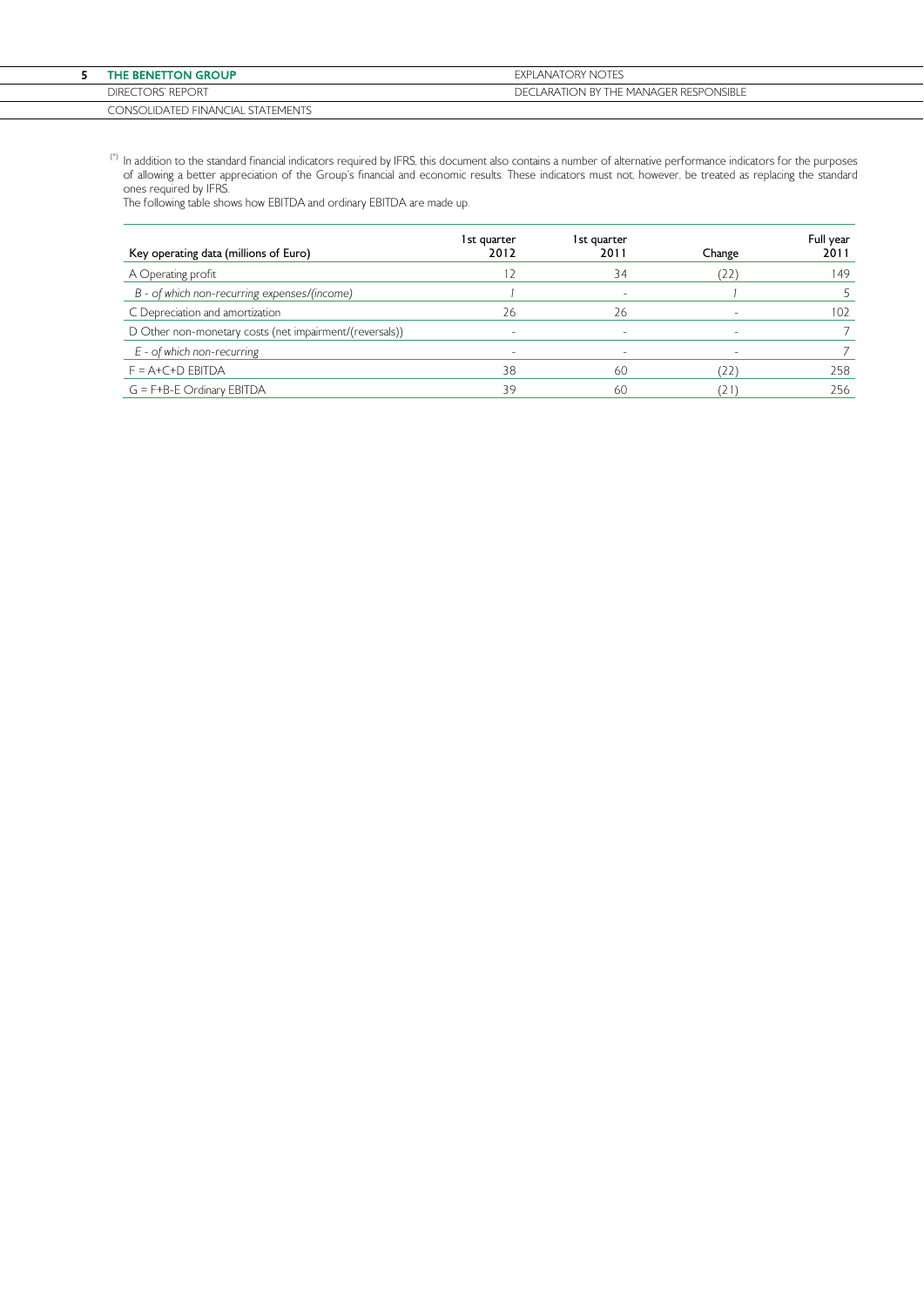(*) In addition to the standard financial indicators required by IFRS, this document also contains a number of alternative performance indicators for the purposes of allowing a better appreciation of the Group's financial and economic results. These indicators must not, however, be treated as replacing the standard ones required by IFRS.
The following table shows how EBITDA and ordinary EBITDA are made up.

| Key operating data (millions of Euro) | 1st quarter 2012 | 1st quarter 2011 | Change | Full year 2011 |
|---|---|---|---|---|
| A Operating profit | 12 | 34 | (22) | 149 |
| *B - of which non-recurring expenses/(income)* | *1* | - | *1* | 5 |
| C Depreciation and amortization | 26 | 26 | - | 102 |
| D Other non-monetary costs (net impairment/(reversals)) | - | - | - | 7 |
| *E - of which non-recurring* | - | - | - | 7 |
| F = A+C+D EBITDA | 38 | 60 | (22) | 258 |
| G = F+B-E Ordinary EBITDA | 39 | 60 | (21) | 256 |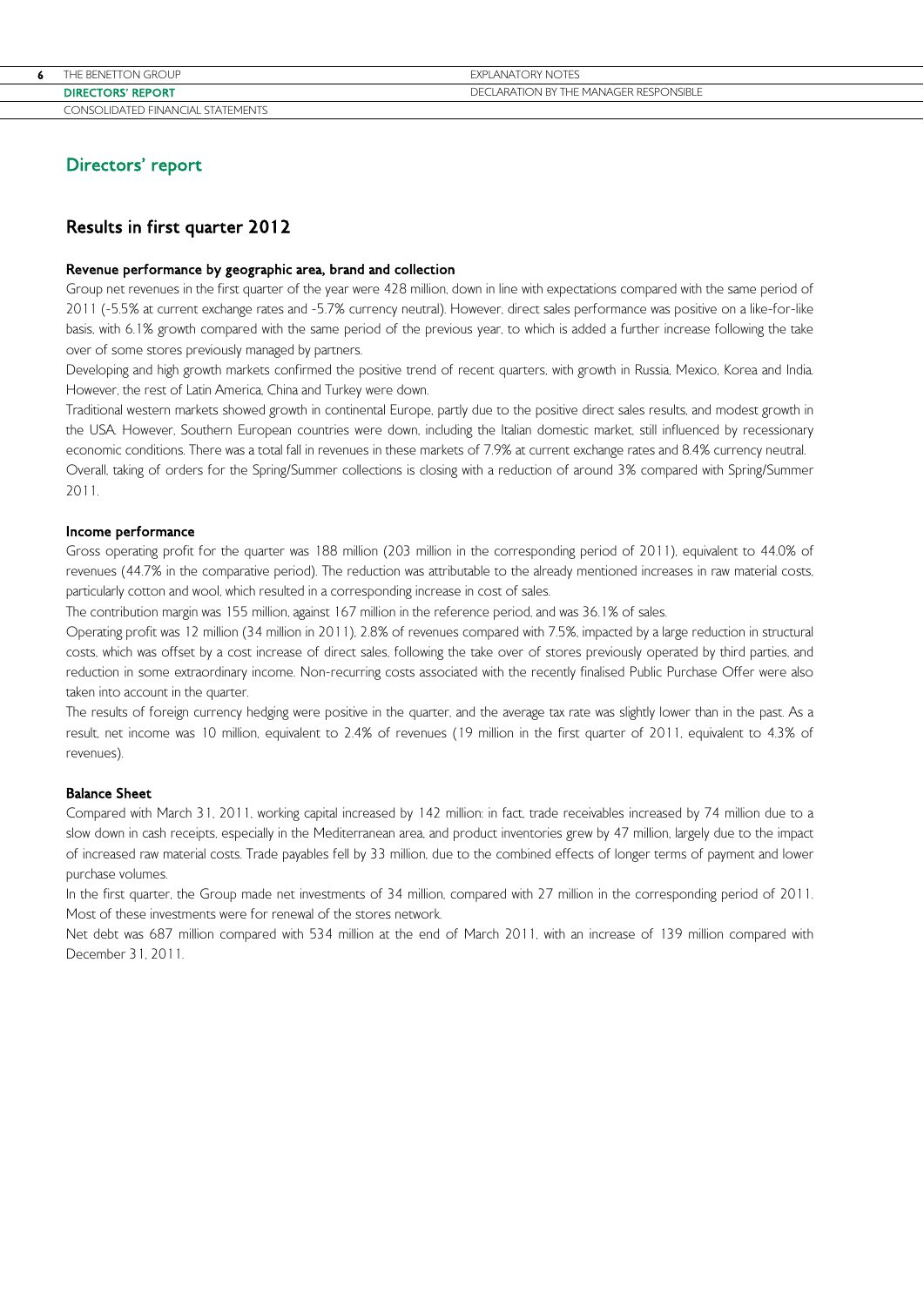# Directors' report

## Results in first quarter 2012

### Revenue performance by geographic area, brand and collection

Group net revenues in the first quarter of the year were 428 million, down in line with expectations compared with the same period of 2011 (-5.5% at current exchange rates and -5.7% currency neutral). However, direct sales performance was positive on a like-for-like basis, with 6.1% growth compared with the same period of the previous year, to which is added a further increase following the take over of some stores previously managed by partners.

Developing and high growth markets confirmed the positive trend of recent quarters, with growth in Russia, Mexico, Korea and India. However, the rest of Latin America, China and Turkey were down.

Traditional western markets showed growth in continental Europe, partly due to the positive direct sales results, and modest growth in the USA. However, Southern European countries were down, including the Italian domestic market, still influenced by recessionary economic conditions. There was a total fall in revenues in these markets of 7.9% at current exchange rates and 8.4% currency neutral.

Overall, taking of orders for the Spring/Summer collections is closing with a reduction of around 3% compared with Spring/Summer 2011.

### Income performance

Gross operating profit for the quarter was 188 million (203 million in the corresponding period of 2011), equivalent to 44.0% of revenues (44.7% in the comparative period). The reduction was attributable to the already mentioned increases in raw material costs, particularly cotton and wool, which resulted in a corresponding increase in cost of sales.

The contribution margin was 155 million, against 167 million in the reference period, and was 36.1% of sales.

Operating profit was 12 million (34 million in 2011), 2.8% of revenues compared with 7.5%, impacted by a large reduction in structural costs, which was offset by a cost increase of direct sales, following the take over of stores previously operated by third parties, and reduction in some extraordinary income. Non-recurring costs associated with the recently finalised Public Purchase Offer were also taken into account in the quarter.

The results of foreign currency hedging were positive in the quarter, and the average tax rate was slightly lower than in the past. As a result, net income was 10 million, equivalent to 2.4% of revenues (19 million in the first quarter of 2011, equivalent to 4.3% of revenues).

### Balance Sheet

Compared with March 31, 2011, working capital increased by 142 million: in fact, trade receivables increased by 74 million due to a slow down in cash receipts, especially in the Mediterranean area, and product inventories grew by 47 million, largely due to the impact of increased raw material costs. Trade payables fell by 33 million, due to the combined effects of longer terms of payment and lower purchase volumes.

In the first quarter, the Group made net investments of 34 million, compared with 27 million in the corresponding period of 2011. Most of these investments were for renewal of the stores network.

Net debt was 687 million compared with 534 million at the end of March 2011, with an increase of 139 million compared with December 31, 2011.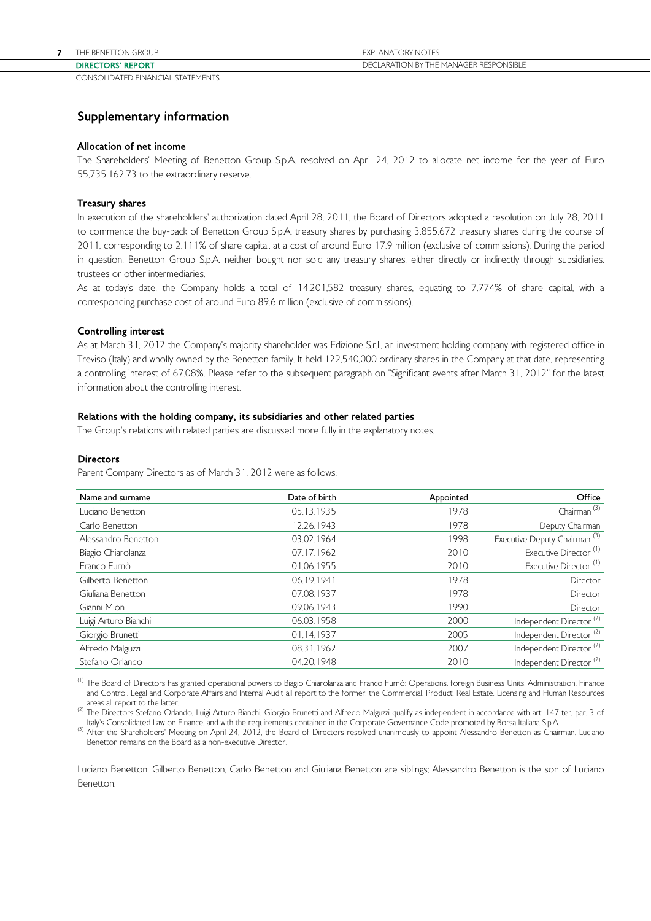## Supplementary information

### Allocation of net income

The Shareholders' Meeting of Benetton Group S.p.A. resolved on April 24, 2012 to allocate net income for the year of Euro 55,735,162.73 to the extraordinary reserve.

### Treasury shares

In execution of the shareholders' authorization dated April 28, 2011, the Board of Directors adopted a resolution on July 28, 2011 to commence the buy-back of Benetton Group S.p.A. treasury shares by purchasing 3,855,672 treasury shares during the course of 2011, corresponding to 2.111% of share capital, at a cost of around Euro 17.9 million (exclusive of commissions). During the period in question, Benetton Group S.p.A. neither bought nor sold any treasury shares, either directly or indirectly through subsidiaries, trustees or other intermediaries.

As at today's date, the Company holds a total of 14,201,582 treasury shares, equating to 7.774% of share capital, with a corresponding purchase cost of around Euro 89.6 million (exclusive of commissions).

### Controlling interest

As at March 31, 2012 the Company's majority shareholder was Edizione S.r.l., an investment holding company with registered office in Treviso (Italy) and wholly owned by the Benetton family. It held 122,540,000 ordinary shares in the Company at that date, representing a controlling interest of 67.08%. Please refer to the subsequent paragraph on "Significant events after March 31, 2012" for the latest information about the controlling interest.

### Relations with the holding company, its subsidiaries and other related parties

The Group's relations with related parties are discussed more fully in the explanatory notes.

### Directors

Parent Company Directors as of March 31, 2012 were as follows:

| Name and surname | Date of birth | Appointed | Office |
|---|---|---|---|
| Luciano Benetton | 05.13.1935 | 1978 | Chairman (3) |
| Carlo Benetton | 12.26.1943 | 1978 | Deputy Chairman |
| Alessandro Benetton | 03.02.1964 | 1998 | Executive Deputy Chairman (3) |
| Biagio Chiarolanza | 07.17.1962 | 2010 | Executive Director (1) |
| Franco Furnò | 01.06.1955 | 2010 | Executive Director (1) |
| Gilberto Benetton | 06.19.1941 | 1978 | Director |
| Giuliana Benetton | 07.08.1937 | 1978 | Director |
| Gianni Mion | 09.06.1943 | 1990 | Director |
| Luigi Arturo Bianchi | 06.03.1958 | 2000 | Independent Director (2) |
| Giorgio Brunetti | 01.14.1937 | 2005 | Independent Director (2) |
| Alfredo Malguzzi | 08.31.1962 | 2007 | Independent Director (2) |
| Stefano Orlando | 04.20.1948 | 2010 | Independent Director (2) |

(1) The Board of Directors has granted operational powers to Biagio Chiarolanza and Franco Furnò: Operations, foreign Business Units, Administration, Finance and Control, Legal and Corporate Affairs and Internal Audit all report to the former; the Commercial, Product, Real Estate, Licensing and Human Resources areas all report to the latter.

(2) The Directors Stefano Orlando, Luigi Arturo Bianchi, Giorgio Brunetti and Alfredo Malguzzi qualify as independent in accordance with art. 147 ter, par. 3 of Italy's Consolidated Law on Finance, and with the requirements contained in the Corporate Governance Code promoted by Borsa Italiana S.p.A.

(3) After the Shareholders' Meeting on April 24, 2012, the Board of Directors resolved unanimously to appoint Alessandro Benetton as Chairman. Luciano Benetton remains on the Board as a non-executive Director.

Luciano Benetton, Gilberto Benetton, Carlo Benetton and Giuliana Benetton are siblings; Alessandro Benetton is the son of Luciano Benetton.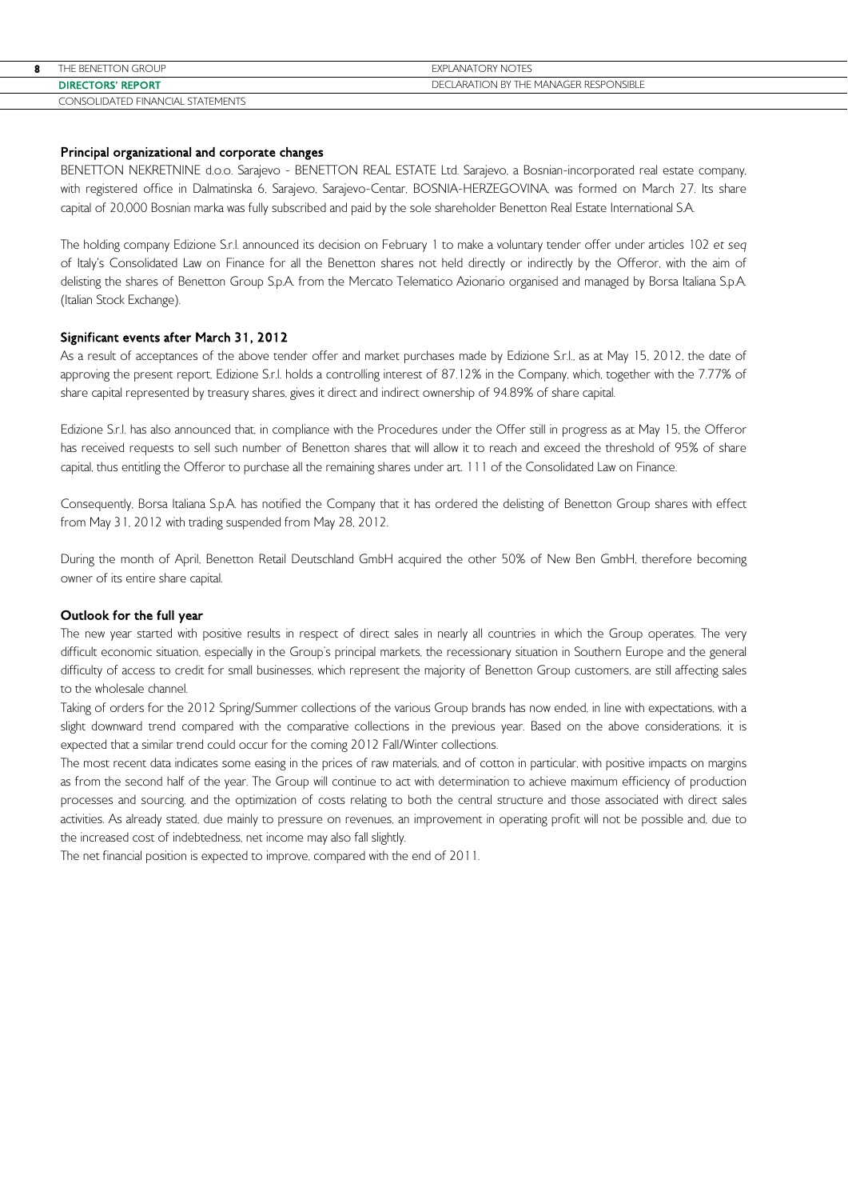### Principal organizational and corporate changes

BENETTON NEKRETNINE d.o.o. Sarajevo - BENETTON REAL ESTATE Ltd. Sarajevo, a Bosnian-incorporated real estate company, with registered office in Dalmatinska 6, Sarajevo, Sarajevo-Centar, BOSNIA-HERZEGOVINA, was formed on March 27. Its share capital of 20,000 Bosnian marka was fully subscribed and paid by the sole shareholder Benetton Real Estate International S.A.

The holding company Edizione S.r.l. announced its decision on February 1 to make a voluntary tender offer under articles 102 *et seq* of Italy's Consolidated Law on Finance for all the Benetton shares not held directly or indirectly by the Offeror, with the aim of delisting the shares of Benetton Group S.p.A. from the Mercato Telematico Azionario organised and managed by Borsa Italiana S.p.A. (Italian Stock Exchange).

### Significant events after March 31, 2012

As a result of acceptances of the above tender offer and market purchases made by Edizione S.r.l., as at May 15, 2012, the date of approving the present report, Edizione S.r.l. holds a controlling interest of 87.12% in the Company, which, together with the 7.77% of share capital represented by treasury shares, gives it direct and indirect ownership of 94.89% of share capital.

Edizione S.r.l. has also announced that, in compliance with the Procedures under the Offer still in progress as at May 15, the Offeror has received requests to sell such number of Benetton shares that will allow it to reach and exceed the threshold of 95% of share capital, thus entitling the Offeror to purchase all the remaining shares under art. 111 of the Consolidated Law on Finance.

Consequently, Borsa Italiana S.p.A. has notified the Company that it has ordered the delisting of Benetton Group shares with effect from May 31, 2012 with trading suspended from May 28, 2012.

During the month of April, Benetton Retail Deutschland GmbH acquired the other 50% of New Ben GmbH, therefore becoming owner of its entire share capital.

### Outlook for the full year

The new year started with positive results in respect of direct sales in nearly all countries in which the Group operates. The very difficult economic situation, especially in the Group's principal markets, the recessionary situation in Southern Europe and the general difficulty of access to credit for small businesses, which represent the majority of Benetton Group customers, are still affecting sales to the wholesale channel.

Taking of orders for the 2012 Spring/Summer collections of the various Group brands has now ended, in line with expectations, with a slight downward trend compared with the comparative collections in the previous year. Based on the above considerations, it is expected that a similar trend could occur for the coming 2012 Fall/Winter collections.

The most recent data indicates some easing in the prices of raw materials, and of cotton in particular, with positive impacts on margins as from the second half of the year. The Group will continue to act with determination to achieve maximum efficiency of production processes and sourcing, and the optimization of costs relating to both the central structure and those associated with direct sales activities. As already stated, due mainly to pressure on revenues, an improvement in operating profit will not be possible and, due to the increased cost of indebtedness, net income may also fall slightly.

The net financial position is expected to improve, compared with the end of 2011.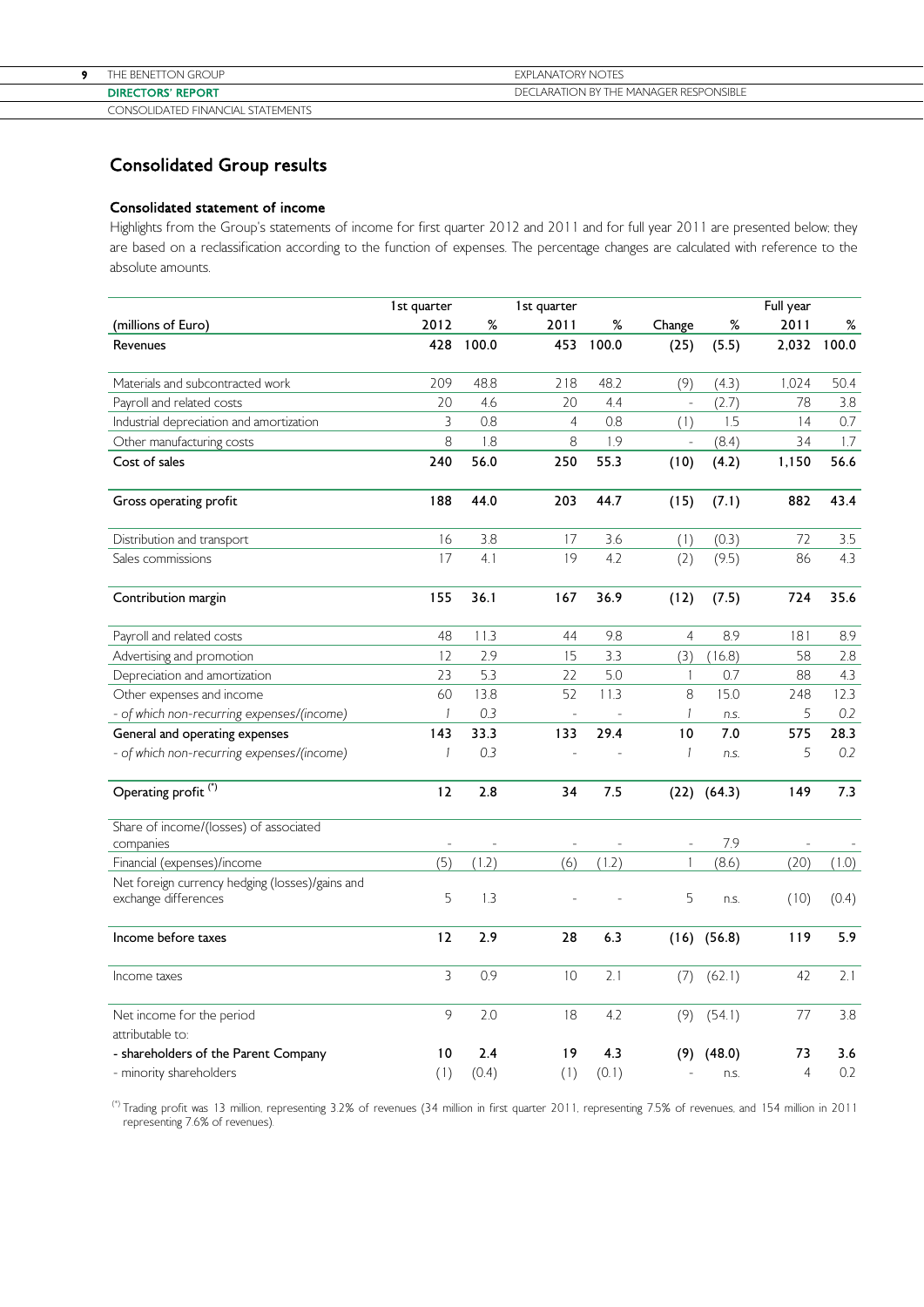## Consolidated Group results

### Consolidated statement of income

Highlights from the Group's statements of income for first quarter 2012 and 2011 and for full year 2011 are presented below; they are based on a reclassification according to the function of expenses. The percentage changes are calculated with reference to the absolute amounts.

| | 1st quarter | | 1st quarter | | | | Full year | |
|---|---|---|---|---|---|---|---|---|
| (millions of Euro) | 2012 | % | 2011 | % | Change | % | 2011 | % |
| **Revenues** | **428** | **100.0** | **453** | **100.0** | **(25)** | **(5.5)** | **2,032** | **100.0** |
| Materials and subcontracted work | 209 | 48.8 | 218 | 48.2 | (9) | (4.3) | 1,024 | 50.4 |
| Payroll and related costs | 20 | 4.6 | 20 | 4.4 | - | (2.7) | 78 | 3.8 |
| Industrial depreciation and amortization | 3 | 0.8 | 4 | 0.8 | (1) | 1.5 | 14 | 0.7 |
| Other manufacturing costs | 8 | 1.8 | 8 | 1.9 | - | (8.4) | 34 | 1.7 |
| **Cost of sales** | **240** | **56.0** | **250** | **55.3** | **(10)** | **(4.2)** | **1,150** | **56.6** |
| **Gross operating profit** | **188** | **44.0** | **203** | **44.7** | **(15)** | **(7.1)** | **882** | **43.4** |
| Distribution and transport | 16 | 3.8 | 17 | 3.6 | (1) | (0.3) | 72 | 3.5 |
| Sales commissions | 17 | 4.1 | 19 | 4.2 | (2) | (9.5) | 86 | 4.3 |
| **Contribution margin** | **155** | **36.1** | **167** | **36.9** | **(12)** | **(7.5)** | **724** | **35.6** |
| Payroll and related costs | 48 | 11.3 | 44 | 9.8 | 4 | 8.9 | 181 | 8.9 |
| Advertising and promotion | 12 | 2.9 | 15 | 3.3 | (3) | (16.8) | 58 | 2.8 |
| Depreciation and amortization | 23 | 5.3 | 22 | 5.0 | 1 | 0.7 | 88 | 4.3 |
| Other expenses and income | 60 | 13.8 | 52 | 11.3 | 8 | 15.0 | 248 | 12.3 |
| *- of which non-recurring expenses/(income)* | *1* | *0.3* | *-* | *-* | *1* | *n.s.* | *5* | *0.2* |
| **General and operating expenses** | **143** | **33.3** | **133** | **29.4** | **10** | **7.0** | **575** | **28.3** |
| *- of which non-recurring expenses/(income)* | *1* | *0.3* | *-* | *-* | *1* | *n.s.* | *5* | *0.2* |
| **Operating profit (\*)** | **12** | **2.8** | **34** | **7.5** | **(22)** | **(64.3)** | **149** | **7.3** |
| Share of income/(losses) of associated companies | - | - | - | - | - | 7.9 | - | - |
| Financial (expenses)/income | (5) | (1.2) | (6) | (1.2) | 1 | (8.6) | (20) | (1.0) |
| Net foreign currency hedging (losses)/gains and exchange differences | 5 | 1.3 | - | - | 5 | n.s. | (10) | (0.4) |
| **Income before taxes** | **12** | **2.9** | **28** | **6.3** | **(16)** | **(56.8)** | **119** | **5.9** |
| Income taxes | 3 | 0.9 | 10 | 2.1 | (7) | (62.1) | 42 | 2.1 |
| Net income for the period | 9 | 2.0 | 18 | 4.2 | (9) | (54.1) | 77 | 3.8 |
| attributable to: | | | | | | | | |
| **- shareholders of the Parent Company** | **10** | **2.4** | **19** | **4.3** | **(9)** | **(48.0)** | **73** | **3.6** |
| - minority shareholders | (1) | (0.4) | (1) | (0.1) | - | n.s. | 4 | 0.2 |

(\*) Trading profit was 13 million, representing 3.2% of revenues (34 million in first quarter 2011, representing 7.5% of revenues, and 154 million in 2011 representing 7.6% of revenues).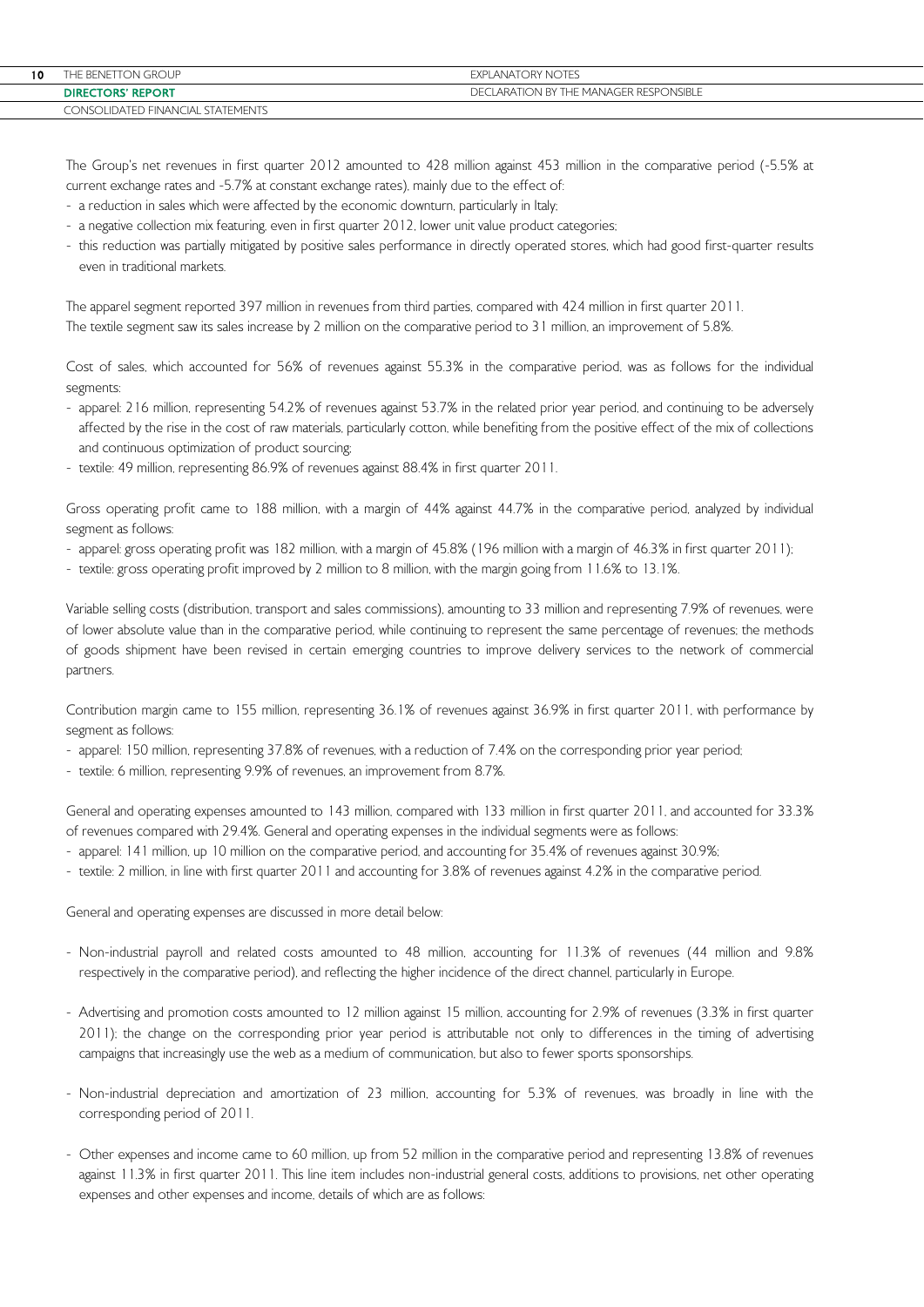The Group's net revenues in first quarter 2012 amounted to 428 million against 453 million in the comparative period (-5.5% at current exchange rates and -5.7% at constant exchange rates), mainly due to the effect of:

- a reduction in sales which were affected by the economic downturn, particularly in Italy;
- a negative collection mix featuring, even in first quarter 2012, lower unit value product categories;
- this reduction was partially mitigated by positive sales performance in directly operated stores, which had good first-quarter results even in traditional markets.

The apparel segment reported 397 million in revenues from third parties, compared with 424 million in first quarter 2011.
The textile segment saw its sales increase by 2 million on the comparative period to 31 million, an improvement of 5.8%.

Cost of sales, which accounted for 56% of revenues against 55.3% in the comparative period, was as follows for the individual segments:

- apparel: 216 million, representing 54.2% of revenues against 53.7% in the related prior year period, and continuing to be adversely affected by the rise in the cost of raw materials, particularly cotton, while benefiting from the positive effect of the mix of collections and continuous optimization of product sourcing;
- textile: 49 million, representing 86.9% of revenues against 88.4% in first quarter 2011.

Gross operating profit came to 188 million, with a margin of 44% against 44.7% in the comparative period, analyzed by individual segment as follows:

- apparel: gross operating profit was 182 million, with a margin of 45.8% (196 million with a margin of 46.3% in first quarter 2011);
- textile: gross operating profit improved by 2 million to 8 million, with the margin going from 11.6% to 13.1%.

Variable selling costs (distribution, transport and sales commissions), amounting to 33 million and representing 7.9% of revenues, were of lower absolute value than in the comparative period, while continuing to represent the same percentage of revenues; the methods of goods shipment have been revised in certain emerging countries to improve delivery services to the network of commercial partners.

Contribution margin came to 155 million, representing 36.1% of revenues against 36.9% in first quarter 2011, with performance by segment as follows:

- apparel: 150 million, representing 37.8% of revenues, with a reduction of 7.4% on the corresponding prior year period;
- textile: 6 million, representing 9.9% of revenues, an improvement from 8.7%.

General and operating expenses amounted to 143 million, compared with 133 million in first quarter 2011, and accounted for 33.3% of revenues compared with 29.4%. General and operating expenses in the individual segments were as follows:

- apparel: 141 million, up 10 million on the comparative period, and accounting for 35.4% of revenues against 30.9%;
- textile: 2 million, in line with first quarter 2011 and accounting for 3.8% of revenues against 4.2% in the comparative period.

General and operating expenses are discussed in more detail below:

- Non-industrial payroll and related costs amounted to 48 million, accounting for 11.3% of revenues (44 million and 9.8% respectively in the comparative period), and reflecting the higher incidence of the direct channel, particularly in Europe.

- Advertising and promotion costs amounted to 12 million against 15 million, accounting for 2.9% of revenues (3.3% in first quarter 2011); the change on the corresponding prior year period is attributable not only to differences in the timing of advertising campaigns that increasingly use the web as a medium of communication, but also to fewer sports sponsorships.

- Non-industrial depreciation and amortization of 23 million, accounting for 5.3% of revenues, was broadly in line with the corresponding period of 2011.

- Other expenses and income came to 60 million, up from 52 million in the comparative period and representing 13.8% of revenues against 11.3% in first quarter 2011. This line item includes non-industrial general costs, additions to provisions, net other operating expenses and other expenses and income, details of which are as follows: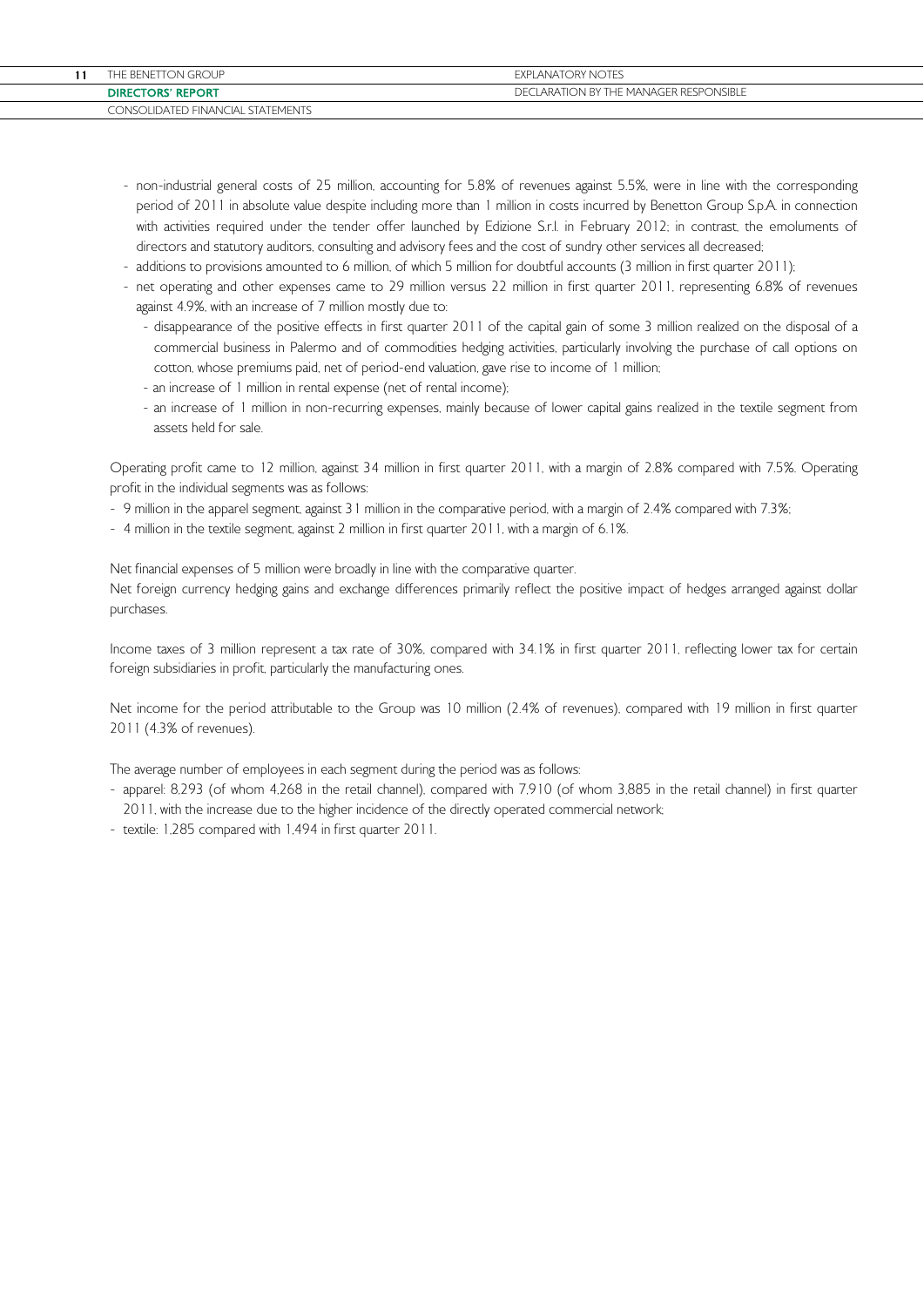- non-industrial general costs of 25 million, accounting for 5.8% of revenues against 5.5%, were in line with the corresponding period of 2011 in absolute value despite including more than 1 million in costs incurred by Benetton Group S.p.A. in connection with activities required under the tender offer launched by Edizione S.r.l. in February 2012; in contrast, the emoluments of directors and statutory auditors, consulting and advisory fees and the cost of sundry other services all decreased;
- additions to provisions amounted to 6 million, of which 5 million for doubtful accounts (3 million in first quarter 2011);
- net operating and other expenses came to 29 million versus 22 million in first quarter 2011, representing 6.8% of revenues against 4.9%, with an increase of 7 million mostly due to:
  - disappearance of the positive effects in first quarter 2011 of the capital gain of some 3 million realized on the disposal of a commercial business in Palermo and of commodities hedging activities, particularly involving the purchase of call options on cotton, whose premiums paid, net of period-end valuation, gave rise to income of 1 million;
  - an increase of 1 million in rental expense (net of rental income);
  - an increase of 1 million in non-recurring expenses, mainly because of lower capital gains realized in the textile segment from assets held for sale.

Operating profit came to 12 million, against 34 million in first quarter 2011, with a margin of 2.8% compared with 7.5%. Operating profit in the individual segments was as follows:

- 9 million in the apparel segment, against 31 million in the comparative period, with a margin of 2.4% compared with 7.3%;
- 4 million in the textile segment, against 2 million in first quarter 2011, with a margin of 6.1%.

Net financial expenses of 5 million were broadly in line with the comparative quarter.
Net foreign currency hedging gains and exchange differences primarily reflect the positive impact of hedges arranged against dollar purchases.

Income taxes of 3 million represent a tax rate of 30%, compared with 34.1% in first quarter 2011, reflecting lower tax for certain foreign subsidiaries in profit, particularly the manufacturing ones.

Net income for the period attributable to the Group was 10 million (2.4% of revenues), compared with 19 million in first quarter 2011 (4.3% of revenues).

The average number of employees in each segment during the period was as follows:

- apparel: 8,293 (of whom 4,268 in the retail channel), compared with 7,910 (of whom 3,885 in the retail channel) in first quarter 2011, with the increase due to the higher incidence of the directly operated commercial network;
- textile: 1,285 compared with 1,494 in first quarter 2011.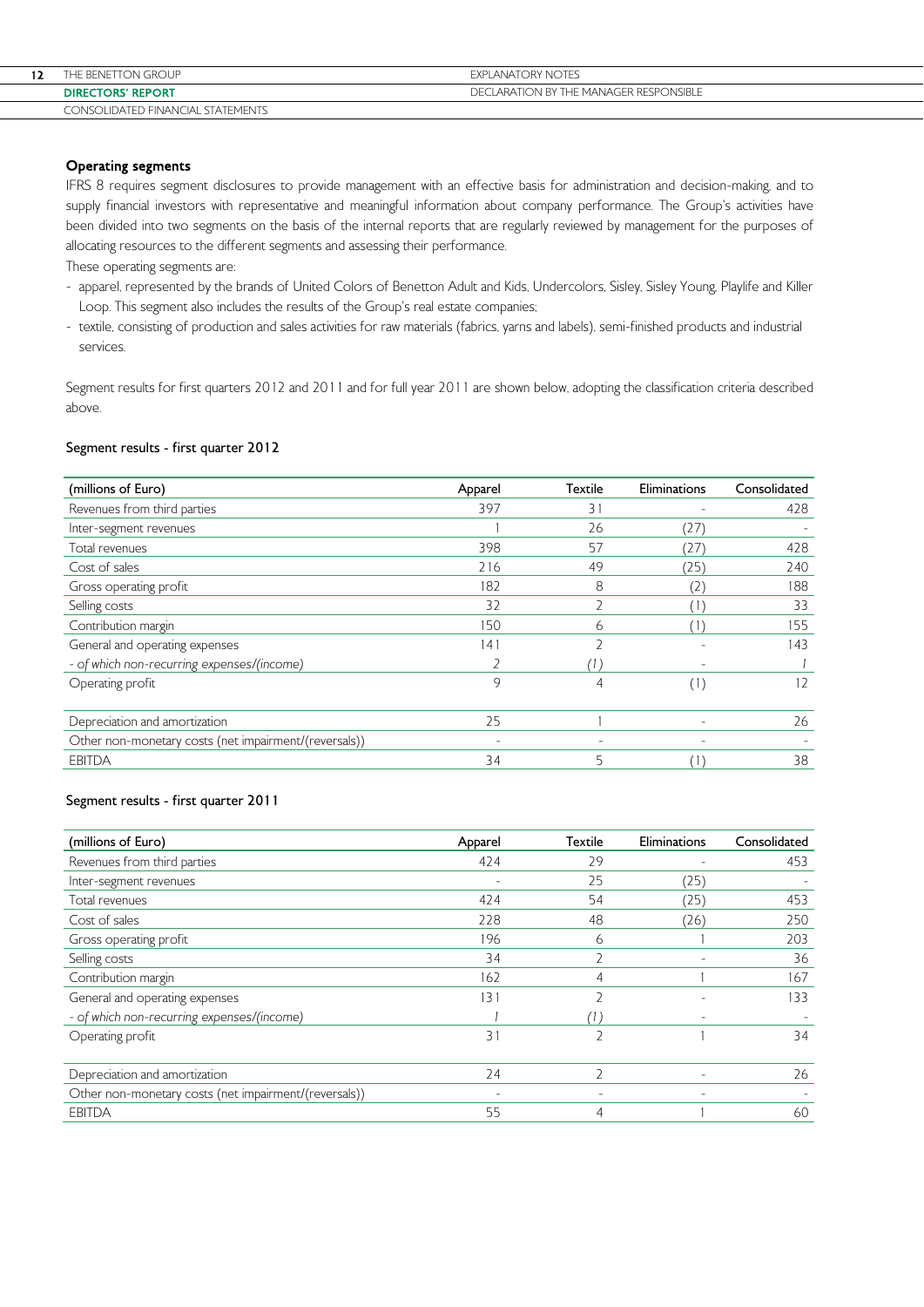## Operating segments

IFRS 8 requires segment disclosures to provide management with an effective basis for administration and decision-making, and to supply financial investors with representative and meaningful information about company performance. The Group's activities have been divided into two segments on the basis of the internal reports that are regularly reviewed by management for the purposes of allocating resources to the different segments and assessing their performance.

These operating segments are:

- apparel, represented by the brands of United Colors of Benetton Adult and Kids, Undercolors, Sisley, Sisley Young, Playlife and Killer Loop. This segment also includes the results of the Group's real estate companies;
- textile, consisting of production and sales activities for raw materials (fabrics, yarns and labels), semi-finished products and industrial services.

Segment results for first quarters 2012 and 2011 and for full year 2011 are shown below, adopting the classification criteria described above.

### Segment results - first quarter 2012

| (millions of Euro) | Apparel | Textile | Eliminations | Consolidated |
|---|---|---|---|---|
| Revenues from third parties | 397 | 31 | - | 428 |
| Inter-segment revenues | 1 | 26 | (27) | - |
| Total revenues | 398 | 57 | (27) | 428 |
| Cost of sales | 216 | 49 | (25) | 240 |
| Gross operating profit | 182 | 8 | (2) | 188 |
| Selling costs | 32 | 2 | (1) | 33 |
| Contribution margin | 150 | 6 | (1) | 155 |
| General and operating expenses | 141 | 2 | - | 143 |
| *- of which non-recurring expenses/(income)* | *2* | *(1)* | - | *1* |
| Operating profit | 9 | 4 | (1) | 12 |
| | | | | |
| Depreciation and amortization | 25 | 1 | - | 26 |
| Other non-monetary costs (net impairment/(reversals)) | - | - | - | - |
| EBITDA | 34 | 5 | (1) | 38 |

### Segment results - first quarter 2011

| (millions of Euro) | Apparel | Textile | Eliminations | Consolidated |
|---|---|---|---|---|
| Revenues from third parties | 424 | 29 | - | 453 |
| Inter-segment revenues | - | 25 | (25) | - |
| Total revenues | 424 | 54 | (25) | 453 |
| Cost of sales | 228 | 48 | (26) | 250 |
| Gross operating profit | 196 | 6 | 1 | 203 |
| Selling costs | 34 | 2 | - | 36 |
| Contribution margin | 162 | 4 | 1 | 167 |
| General and operating expenses | 131 | 2 | - | 133 |
| *- of which non-recurring expenses/(income)* | *1* | *(1)* | - | - |
| Operating profit | 31 | 2 | 1 | 34 |
| | | | | |
| Depreciation and amortization | 24 | 2 | - | 26 |
| Other non-monetary costs (net impairment/(reversals)) | - | - | - | - |
| EBITDA | 55 | 4 | 1 | 60 |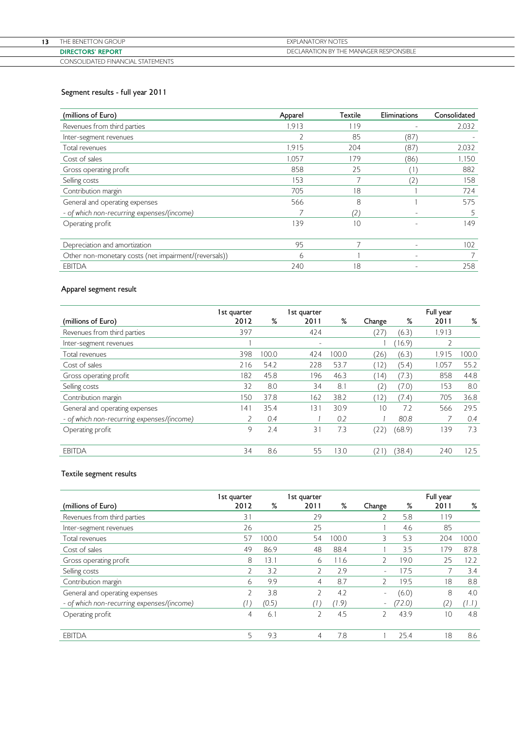### Segment results - full year 2011

| (millions of Euro) | Apparel | Textile | Eliminations | Consolidated |
|---|---|---|---|---|
| Revenues from third parties | 1,913 | 119 | - | 2,032 |
| Inter-segment revenues | 2 | 85 | (87) | - |
| Total revenues | 1,915 | 204 | (87) | 2,032 |
| Cost of sales | 1,057 | 179 | (86) | 1,150 |
| Gross operating profit | 858 | 25 | (1) | 882 |
| Selling costs | 153 | 7 | (2) | 158 |
| Contribution margin | 705 | 18 | 1 | 724 |
| General and operating expenses | 566 | 8 | 1 | 575 |
| *- of which non-recurring expenses/(income)* | *7* | *(2)* | - | *5* |
| Operating profit | 139 | 10 | - | 149 |
| | | | | |
| Depreciation and amortization | 95 | 7 | - | 102 |
| Other non-monetary costs (net impairment/(reversals)) | 6 | 1 | - | 7 |
| EBITDA | 240 | 18 | - | 258 |

### Apparel segment result

| (millions of Euro) | 1st quarter 2012 | % | 1st quarter 2011 | % | Change | % | Full year 2011 | % |
|---|---|---|---|---|---|---|---|---|
| Revenues from third parties | 397 | | 424 | | (27) | (6.3) | 1,913 | |
| Inter-segment revenues | 1 | | - | | 1 | (16.9) | 2 | |
| Total revenues | 398 | 100.0 | 424 | 100.0 | (26) | (6.3) | 1,915 | 100.0 |
| Cost of sales | 216 | 54.2 | 228 | 53.7 | (12) | (5.4) | 1,057 | 55.2 |
| Gross operating profit | 182 | 45.8 | 196 | 46.3 | (14) | (7.3) | 858 | 44.8 |
| Selling costs | 32 | 8.0 | 34 | 8.1 | (2) | (7.0) | 153 | 8.0 |
| Contribution margin | 150 | 37.8 | 162 | 38.2 | (12) | (7.4) | 705 | 36.8 |
| General and operating expenses | 141 | 35.4 | 131 | 30.9 | 10 | 7.2 | 566 | 29.5 |
| *- of which non-recurring expenses/(income)* | *2* | *0.4* | *1* | *0.2* | *1* | *80.8* | *7* | *0.4* |
| Operating profit | 9 | 2.4 | 31 | 7.3 | (22) | (68.9) | 139 | 7.3 |
| | | | | | | | | |
| EBITDA | 34 | 8.6 | 55 | 13.0 | (21) | (38.4) | 240 | 12.5 |

### Textile segment results

| (millions of Euro) | 1st quarter 2012 | % | 1st quarter 2011 | % | Change | % | Full year 2011 | % |
|---|---|---|---|---|---|---|---|---|
| Revenues from third parties | 31 | | 29 | | 2 | 5.8 | 119 | |
| Inter-segment revenues | 26 | | 25 | | 1 | 4.6 | 85 | |
| Total revenues | 57 | 100.0 | 54 | 100.0 | 3 | 5.3 | 204 | 100.0 |
| Cost of sales | 49 | 86.9 | 48 | 88.4 | 1 | 3.5 | 179 | 87.8 |
| Gross operating profit | 8 | 13.1 | 6 | 11.6 | 2 | 19.0 | 25 | 12.2 |
| Selling costs | 2 | 3.2 | 2 | 2.9 | - | 17.5 | 7 | 3.4 |
| Contribution margin | 6 | 9.9 | 4 | 8.7 | 2 | 19.5 | 18 | 8.8 |
| General and operating expenses | 2 | 3.8 | 2 | 4.2 | - | (6.0) | 8 | 4.0 |
| *- of which non-recurring expenses/(income)* | *(1)* | *(0.5)* | *(1)* | *(1.9)* | - | *(72.0)* | *(2)* | *(1.1)* |
| Operating profit | 4 | 6.1 | 2 | 4.5 | 2 | 43.9 | 10 | 4.8 |
| | | | | | | | | |
| EBITDA | 5 | 9.3 | 4 | 7.8 | 1 | 25.4 | 18 | 8.6 |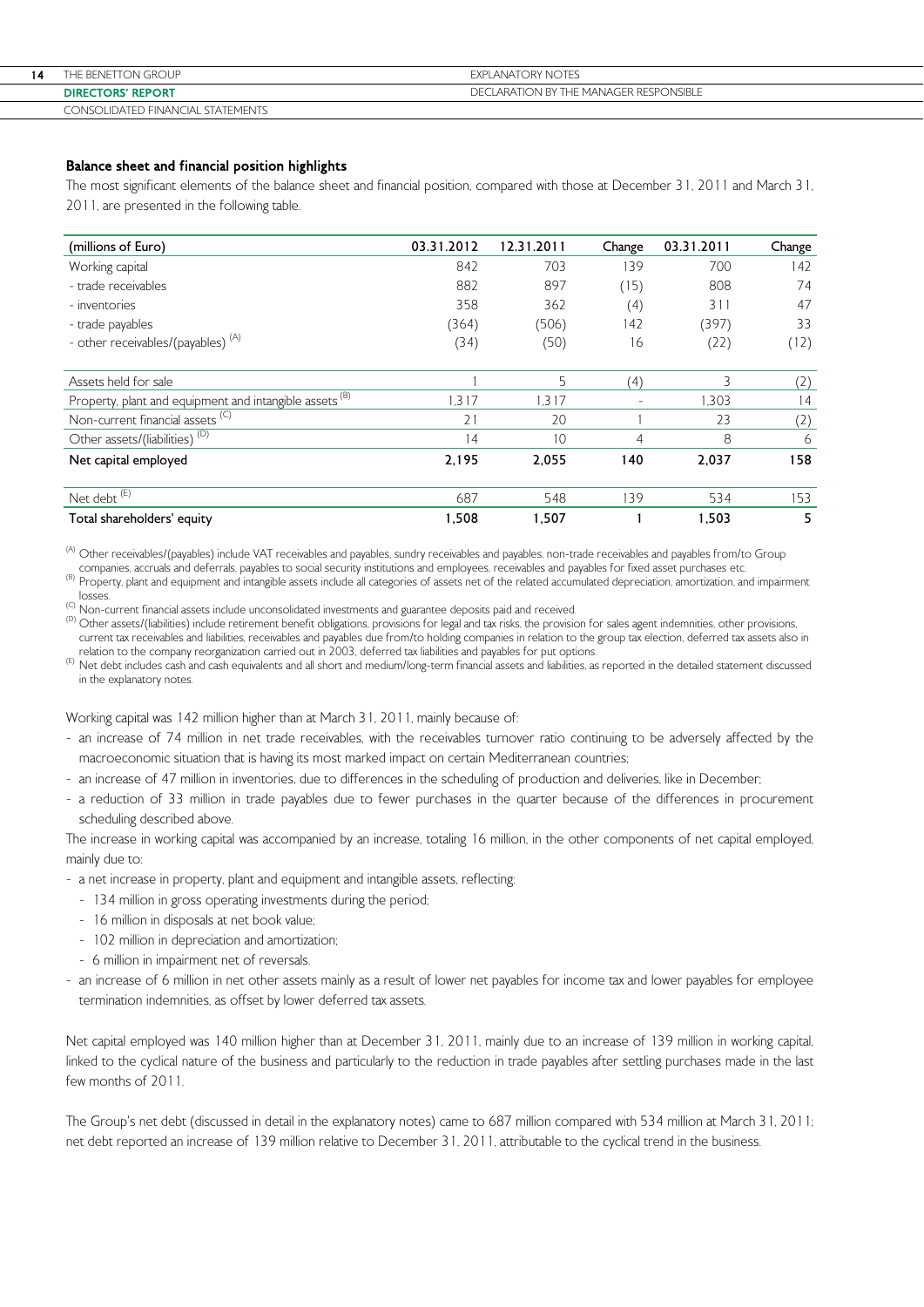### Balance sheet and financial position highlights

The most significant elements of the balance sheet and financial position, compared with those at December 31, 2011 and March 31, 2011, are presented in the following table.

| (millions of Euro) | 03.31.2012 | 12.31.2011 | Change | 03.31.2011 | Change |
|---|---|---|---|---|---|
| Working capital | 842 | 703 | 139 | 700 | 142 |
| - trade receivables | 882 | 897 | (15) | 808 | 74 |
| - inventories | 358 | 362 | (4) | 311 | 47 |
| - trade payables | (364) | (506) | 142 | (397) | 33 |
| - other receivables/(payables) (A) | (34) | (50) | 16 | (22) | (12) |
| Assets held for sale | 1 | 5 | (4) | 3 | (2) |
| Property, plant and equipment and intangible assets (B) | 1,317 | 1,317 | - | 1,303 | 14 |
| Non-current financial assets (C) | 21 | 20 | 1 | 23 | (2) |
| Other assets/(liabilities) (D) | 14 | 10 | 4 | 8 | 6 |
| **Net capital employed** | **2,195** | **2,055** | **140** | **2,037** | **158** |
| Net debt (E) | 687 | 548 | 139 | 534 | 153 |
| **Total shareholders' equity** | **1,508** | **1,507** | **1** | **1,503** | **5** |

(A) Other receivables/(payables) include VAT receivables and payables, sundry receivables and payables, non-trade receivables and payables from/to Group companies, accruals and deferrals, payables to social security institutions and employees, receivables and payables for fixed asset purchases etc.
(B) Property, plant and equipment and intangible assets include all categories of assets net of the related accumulated depreciation, amortization, and impairment losses.
(C) Non-current financial assets include unconsolidated investments and guarantee deposits paid and received.
(D) Other assets/(liabilities) include retirement benefit obligations, provisions for legal and tax risks, the provision for sales agent indemnities, other provisions, current tax receivables and liabilities, receivables and payables due from/to holding companies in relation to the group tax election, deferred tax assets also in relation to the company reorganization carried out in 2003, deferred tax liabilities and payables for put options.
(E) Net debt includes cash and cash equivalents and all short and medium/long-term financial assets and liabilities, as reported in the detailed statement discussed in the explanatory notes.

Working capital was 142 million higher than at March 31, 2011, mainly because of:

- an increase of 74 million in net trade receivables, with the receivables turnover ratio continuing to be adversely affected by the macroeconomic situation that is having its most marked impact on certain Mediterranean countries;
- an increase of 47 million in inventories, due to differences in the scheduling of production and deliveries, like in December;
- a reduction of 33 million in trade payables due to fewer purchases in the quarter because of the differences in procurement scheduling described above.

The increase in working capital was accompanied by an increase, totaling 16 million, in the other components of net capital employed, mainly due to:

- a net increase in property, plant and equipment and intangible assets, reflecting:
  - 134 million in gross operating investments during the period;
  - 16 million in disposals at net book value;
  - 102 million in depreciation and amortization;
  - 6 million in impairment net of reversals.
- an increase of 6 million in net other assets mainly as a result of lower net payables for income tax and lower payables for employee termination indemnities, as offset by lower deferred tax assets.

Net capital employed was 140 million higher than at December 31, 2011, mainly due to an increase of 139 million in working capital, linked to the cyclical nature of the business and particularly to the reduction in trade payables after settling purchases made in the last few months of 2011.

The Group's net debt (discussed in detail in the explanatory notes) came to 687 million compared with 534 million at March 31, 2011; net debt reported an increase of 139 million relative to December 31, 2011, attributable to the cyclical trend in the business.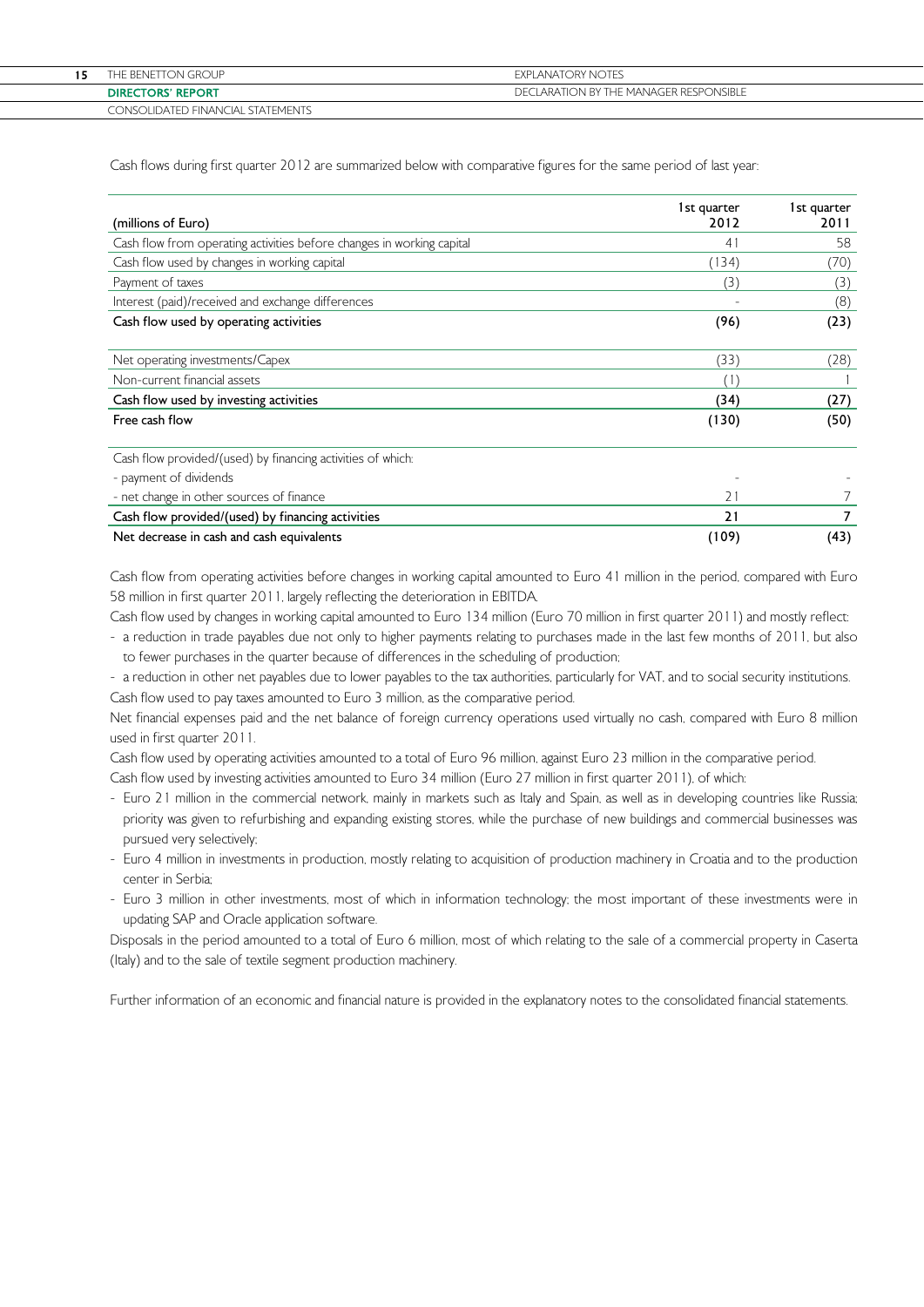Cash flows during first quarter 2012 are summarized below with comparative figures for the same period of last year:

| (millions of Euro) | 1st quarter 2012 | 1st quarter 2011 |
|---|---|---|
| Cash flow from operating activities before changes in working capital | 41 | 58 |
| Cash flow used by changes in working capital | (134) | (70) |
| Payment of taxes | (3) | (3) |
| Interest (paid)/received and exchange differences | - | (8) |
| **Cash flow used by operating activities** | **(96)** | **(23)** |
| Net operating investments/Capex | (33) | (28) |
| Non-current financial assets | (1) | 1 |
| **Cash flow used by investing activities** | **(34)** | **(27)** |
| **Free cash flow** | **(130)** | **(50)** |
| Cash flow provided/(used) by financing activities of which: | | |
| - payment of dividends | - | - |
| - net change in other sources of finance | 21 | 7 |
| **Cash flow provided/(used) by financing activities** | **21** | **7** |
| **Net decrease in cash and cash equivalents** | **(109)** | **(43)** |

Cash flow from operating activities before changes in working capital amounted to Euro 41 million in the period, compared with Euro 58 million in first quarter 2011, largely reflecting the deterioration in EBITDA.

Cash flow used by changes in working capital amounted to Euro 134 million (Euro 70 million in first quarter 2011) and mostly reflect:

- a reduction in trade payables due not only to higher payments relating to purchases made in the last few months of 2011, but also to fewer purchases in the quarter because of differences in the scheduling of production;
- a reduction in other net payables due to lower payables to the tax authorities, particularly for VAT, and to social security institutions.

Cash flow used to pay taxes amounted to Euro 3 million, as the comparative period.

Net financial expenses paid and the net balance of foreign currency operations used virtually no cash, compared with Euro 8 million used in first quarter 2011.

Cash flow used by operating activities amounted to a total of Euro 96 million, against Euro 23 million in the comparative period.

Cash flow used by investing activities amounted to Euro 34 million (Euro 27 million in first quarter 2011), of which:

- Euro 21 million in the commercial network, mainly in markets such as Italy and Spain, as well as in developing countries like Russia; priority was given to refurbishing and expanding existing stores, while the purchase of new buildings and commercial businesses was pursued very selectively;
- Euro 4 million in investments in production, mostly relating to acquisition of production machinery in Croatia and to the production center in Serbia;
- Euro 3 million in other investments, most of which in information technology; the most important of these investments were in updating SAP and Oracle application software.

Disposals in the period amounted to a total of Euro 6 million, most of which relating to the sale of a commercial property in Caserta (Italy) and to the sale of textile segment production machinery.

Further information of an economic and financial nature is provided in the explanatory notes to the consolidated financial statements.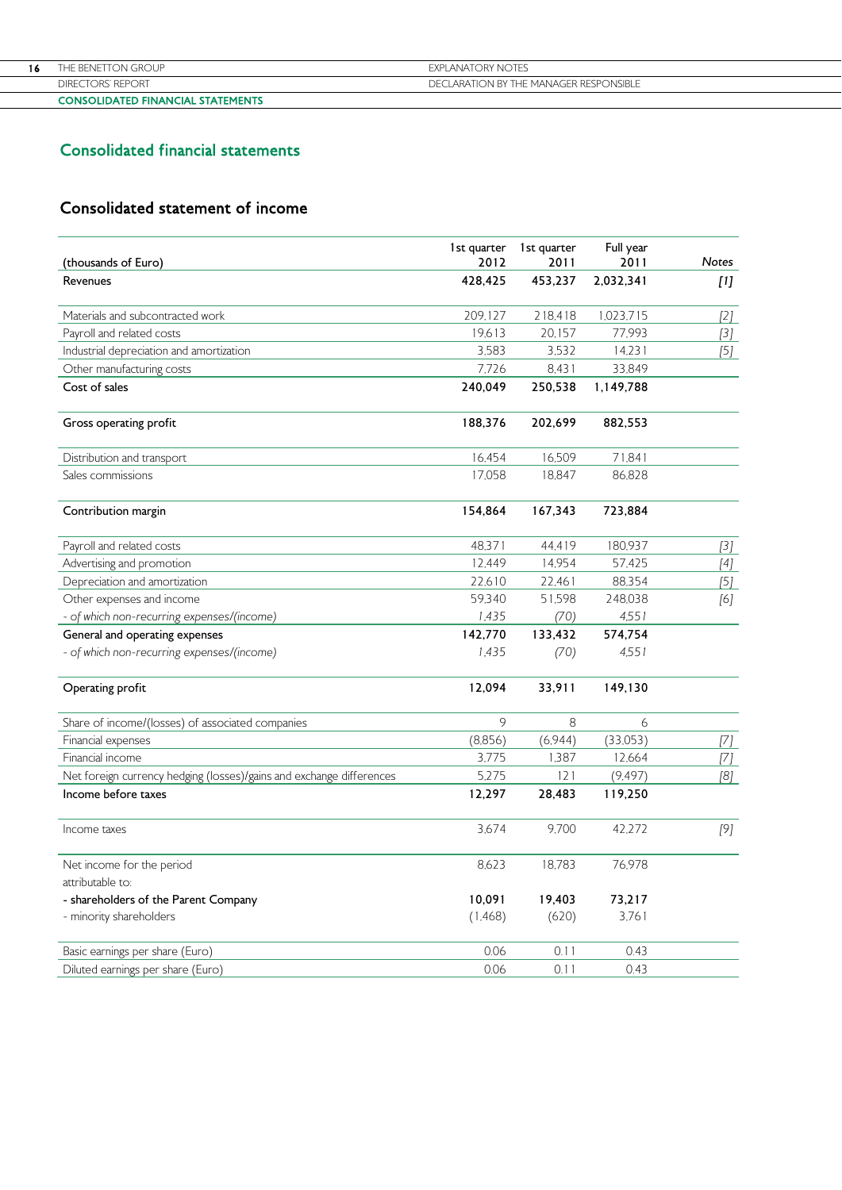# Consolidated financial statements

## Consolidated statement of income

| (thousands of Euro) | 1st quarter 2012 | 1st quarter 2011 | Full year 2011 | Notes |
|---|---|---|---|---|
| **Revenues** | **428,425** | **453,237** | **2,032,341** | [1] |
| Materials and subcontracted work | 209,127 | 218,418 | 1,023,715 | [2] |
| Payroll and related costs | 19,613 | 20,157 | 77,993 | [3] |
| Industrial depreciation and amortization | 3,583 | 3,532 | 14,231 | [5] |
| Other manufacturing costs | 7,726 | 8,431 | 33,849 | |
| **Cost of sales** | **240,049** | **250,538** | **1,149,788** | |
| **Gross operating profit** | **188,376** | **202,699** | **882,553** | |
| Distribution and transport | 16,454 | 16,509 | 71,841 | |
| Sales commissions | 17,058 | 18,847 | 86,828 | |
| **Contribution margin** | **154,864** | **167,343** | **723,884** | |
| Payroll and related costs | 48,371 | 44,419 | 180,937 | [3] |
| Advertising and promotion | 12,449 | 14,954 | 57,425 | [4] |
| Depreciation and amortization | 22,610 | 22,461 | 88,354 | [5] |
| Other expenses and income | 59,340 | 51,598 | 248,038 | [6] |
| *- of which non-recurring expenses/(income)* | *1,435* | *(70)* | *4,551* | |
| **General and operating expenses** | **142,770** | **133,432** | **574,754** | |
| *- of which non-recurring expenses/(income)* | *1,435* | *(70)* | *4,551* | |
| **Operating profit** | **12,094** | **33,911** | **149,130** | |
| Share of income/(losses) of associated companies | 9 | 8 | 6 | |
| Financial expenses | (8,856) | (6,944) | (33,053) | [7] |
| Financial income | 3,775 | 1,387 | 12,664 | [7] |
| Net foreign currency hedging (losses)/gains and exchange differences | 5,275 | 121 | (9,497) | [8] |
| **Income before taxes** | **12,297** | **28,483** | **119,250** | |
| Income taxes | 3,674 | 9,700 | 42,272 | [9] |
| Net income for the period | 8,623 | 18,783 | 76,978 | |
| attributable to: | | | | |
| **- shareholders of the Parent Company** | **10,091** | **19,403** | **73,217** | |
| - minority shareholders | (1,468) | (620) | 3,761 | |
| Basic earnings per share (Euro) | 0.06 | 0.11 | 0.43 | |
| Diluted earnings per share (Euro) | 0.06 | 0.11 | 0.43 | |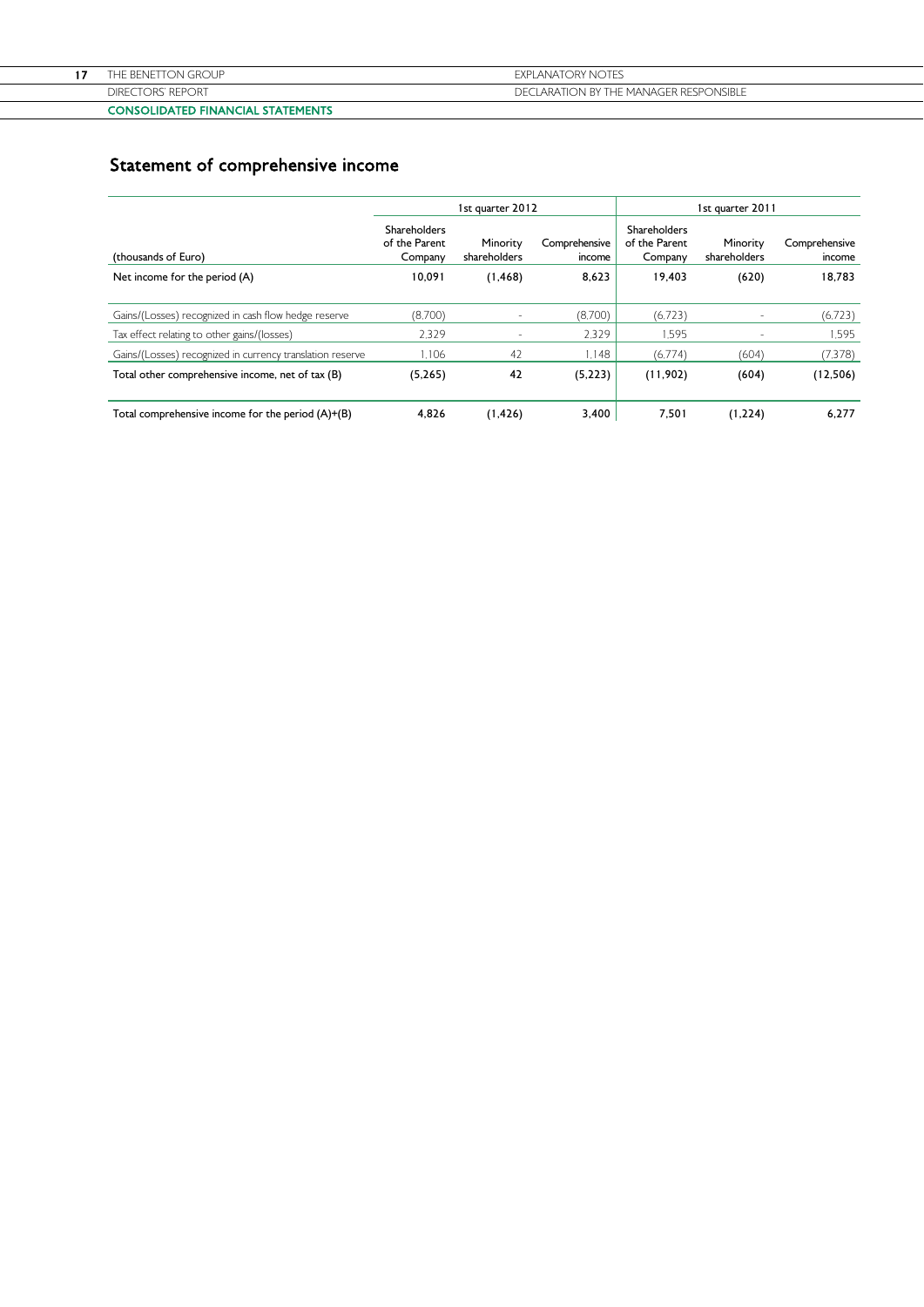## Statement of comprehensive income

| (thousands of Euro) | 1st quarter 2012 | | | 1st quarter 2011 | | |
|---|---|---|---|---|---|---|
| | Shareholders of the Parent Company | Minority shareholders | Comprehensive income | Shareholders of the Parent Company | Minority shareholders | Comprehensive income |
| Net income for the period (A) | **10,091** | **(1,468)** | **8,623** | **19,403** | **(620)** | **18,783** |
| Gains/(Losses) recognized in cash flow hedge reserve | (8,700) | - | (8,700) | (6,723) | - | (6,723) |
| Tax effect relating to other gains/(losses) | 2,329 | - | 2,329 | 1,595 | - | 1,595 |
| Gains/(Losses) recognized in currency translation reserve | 1,106 | 42 | 1,148 | (6,774) | (604) | (7,378) |
| Total other comprehensive income, net of tax (B) | **(5,265)** | **42** | **(5,223)** | **(11,902)** | **(604)** | **(12,506)** |
| Total comprehensive income for the period (A)+(B) | **4,826** | **(1,426)** | **3,400** | **7,501** | **(1,224)** | **6,277** |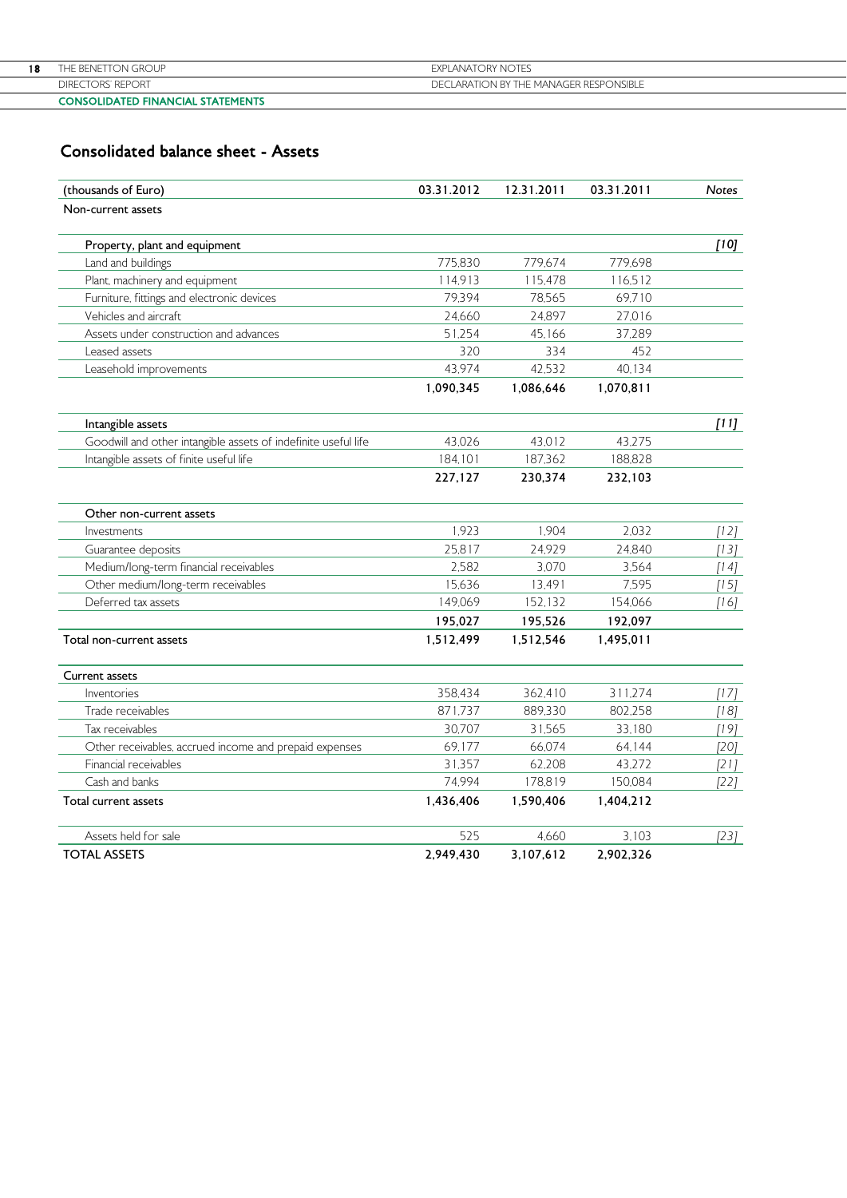## Consolidated balance sheet - Assets

| (thousands of Euro) | 03.31.2012 | 12.31.2011 | 03.31.2011 | *Notes* |
|---|---|---|---|---|
| Non-current assets | | | | |
| Property, plant and equipment | | | | *[10]* |
| Land and buildings | 775,830 | 779,674 | 779,698 | |
| Plant, machinery and equipment | 114,913 | 115,478 | 116,512 | |
| Furniture, fittings and electronic devices | 79,394 | 78,565 | 69,710 | |
| Vehicles and aircraft | 24,660 | 24,897 | 27,016 | |
| Assets under construction and advances | 51,254 | 45,166 | 37,289 | |
| Leased assets | 320 | 334 | 452 | |
| Leasehold improvements | 43,974 | 42,532 | 40,134 | |
| | **1,090,345** | **1,086,646** | **1,070,811** | |
| Intangible assets | | | | *[11]* |
| Goodwill and other intangible assets of indefinite useful life | 43,026 | 43,012 | 43,275 | |
| Intangible assets of finite useful life | 184,101 | 187,362 | 188,828 | |
| | **227,127** | **230,374** | **232,103** | |
| Other non-current assets | | | | |
| Investments | 1,923 | 1,904 | 2,032 | *[12]* |
| Guarantee deposits | 25,817 | 24,929 | 24,840 | *[13]* |
| Medium/long-term financial receivables | 2,582 | 3,070 | 3,564 | *[14]* |
| Other medium/long-term receivables | 15,636 | 13,491 | 7,595 | *[15]* |
| Deferred tax assets | 149,069 | 152,132 | 154,066 | *[16]* |
| | **195,027** | **195,526** | **192,097** | |
| Total non-current assets | **1,512,499** | **1,512,546** | **1,495,011** | |
| Current assets | | | | |
| Inventories | 358,434 | 362,410 | 311,274 | *[17]* |
| Trade receivables | 871,737 | 889,330 | 802,258 | *[18]* |
| Tax receivables | 30,707 | 31,565 | 33,180 | *[19]* |
| Other receivables, accrued income and prepaid expenses | 69,177 | 66,074 | 64,144 | *[20]* |
| Financial receivables | 31,357 | 62,208 | 43,272 | *[21]* |
| Cash and banks | 74,994 | 178,819 | 150,084 | *[22]* |
| Total current assets | **1,436,406** | **1,590,406** | **1,404,212** | |
| Assets held for sale | 525 | 4,660 | 3,103 | *[23]* |
| TOTAL ASSETS | **2,949,430** | **3,107,612** | **2,902,326** | |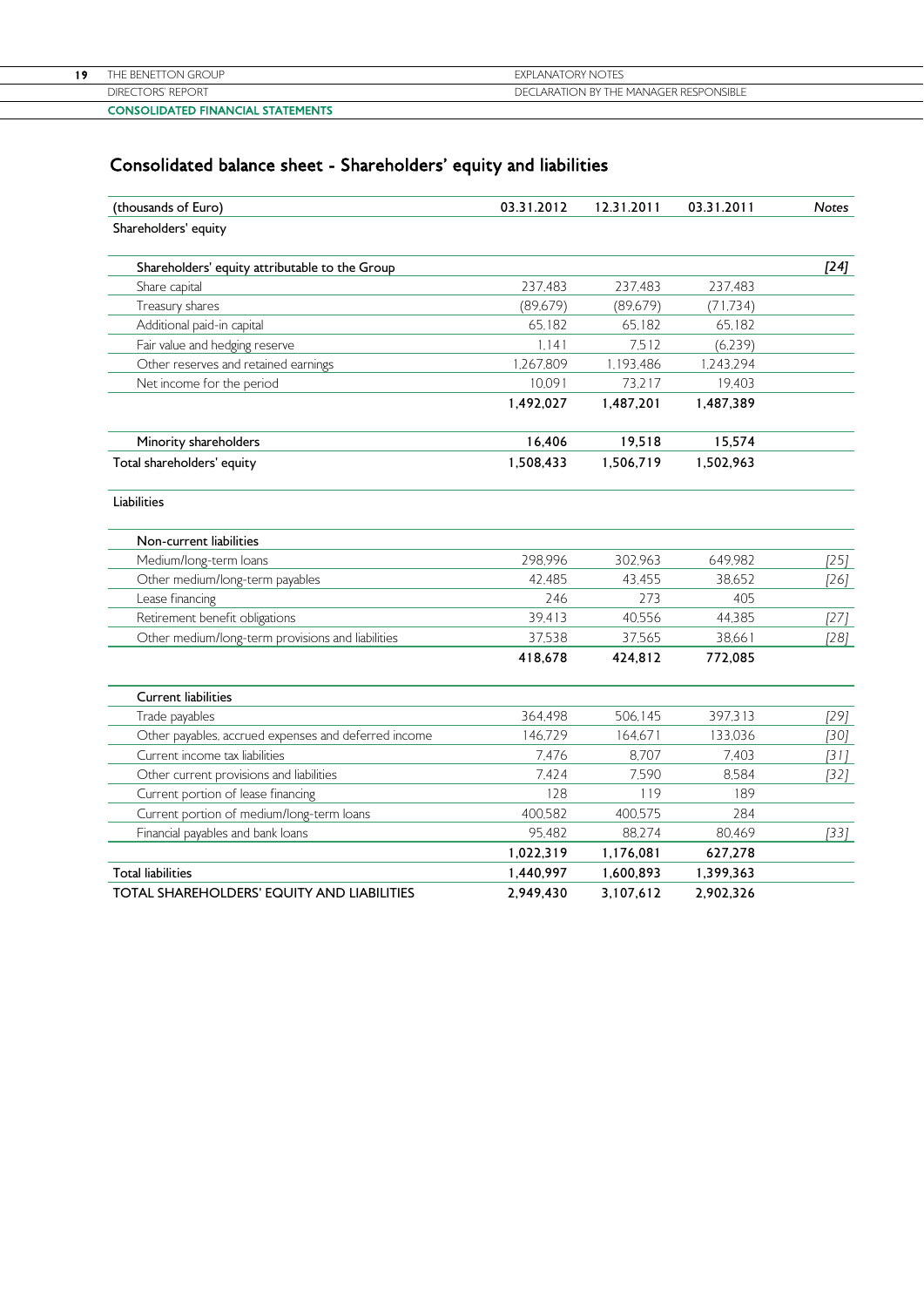## Consolidated balance sheet - Shareholders' equity and liabilities

| (thousands of Euro) | 03.31.2012 | 12.31.2011 | 03.31.2011 | *Notes* |
|---|---|---|---|---|
| Shareholders' equity | | | | |
| Shareholders' equity attributable to the Group | | | | *[24]* |
| Share capital | 237,483 | 237,483 | 237,483 | |
| Treasury shares | (89,679) | (89,679) | (71,734) | |
| Additional paid-in capital | 65,182 | 65,182 | 65,182 | |
| Fair value and hedging reserve | 1,141 | 7,512 | (6,239) | |
| Other reserves and retained earnings | 1,267,809 | 1,193,486 | 1,243,294 | |
| Net income for the period | 10,091 | 73,217 | 19,403 | |
| | **1,492,027** | **1,487,201** | **1,487,389** | |
| Minority shareholders | **16,406** | **19,518** | **15,574** | |
| Total shareholders' equity | **1,508,433** | **1,506,719** | **1,502,963** | |
| Liabilities | | | | |
| Non-current liabilities | | | | |
| Medium/long-term loans | 298,996 | 302,963 | 649,982 | *[25]* |
| Other medium/long-term payables | 42,485 | 43,455 | 38,652 | *[26]* |
| Lease financing | 246 | 273 | 405 | |
| Retirement benefit obligations | 39,413 | 40,556 | 44,385 | *[27]* |
| Other medium/long-term provisions and liabilities | 37,538 | 37,565 | 38,661 | *[28]* |
| | **418,678** | **424,812** | **772,085** | |
| Current liabilities | | | | |
| Trade payables | 364,498 | 506,145 | 397,313 | *[29]* |
| Other payables, accrued expenses and deferred income | 146,729 | 164,671 | 133,036 | *[30]* |
| Current income tax liabilities | 7,476 | 8,707 | 7,403 | *[31]* |
| Other current provisions and liabilities | 7,424 | 7,590 | 8,584 | *[32]* |
| Current portion of lease financing | 128 | 119 | 189 | |
| Current portion of medium/long-term loans | 400,582 | 400,575 | 284 | |
| Financial payables and bank loans | 95,482 | 88,274 | 80,469 | *[33]* |
| | **1,022,319** | **1,176,081** | **627,278** | |
| Total liabilities | **1,440,997** | **1,600,893** | **1,399,363** | |
| TOTAL SHAREHOLDERS' EQUITY AND LIABILITIES | **2,949,430** | **3,107,612** | **2,902,326** | |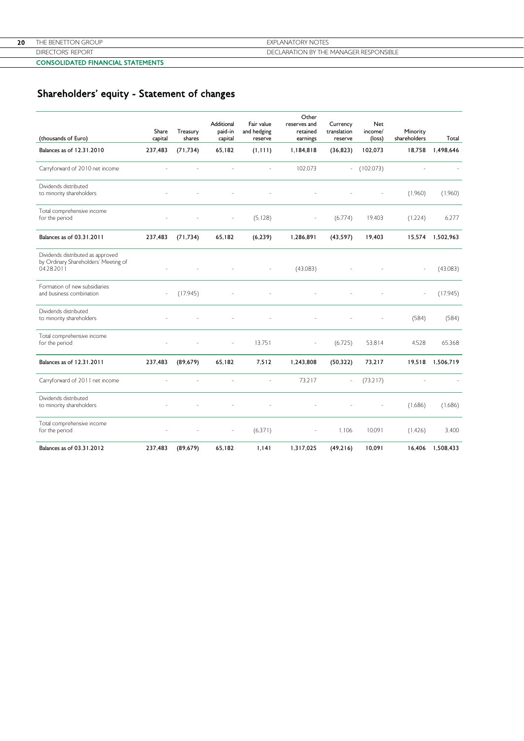## Shareholders' equity - Statement of changes

| (thousands of Euro) | Share capital | Treasury shares | Additional paid-in capital | Fair value and hedging reserve | Other reserves and retained earnings | Currency translation reserve | Net income/ (loss) | Minority shareholders | Total |
|---|---|---|---|---|---|---|---|---|---|
| **Balances as of 12.31.2010** | **237,483** | **(71,734)** | **65,182** | **(1,111)** | **1,184,818** | **(36,823)** | **102,073** | **18,758** | **1,498,646** |
| Carryforward of 2010 net income | - | - | - | - | 102,073 | - | (102,073) | - | - |
| Dividends distributed to minority shareholders | - | - | - | - | - | - | - | (1,960) | (1,960) |
| Total comprehensive income for the period | - | - | - | (5,128) | - | (6,774) | 19,403 | (1,224) | 6,277 |
| **Balances as of 03.31.2011** | **237,483** | **(71,734)** | **65,182** | **(6,239)** | **1,286,891** | **(43,597)** | **19,403** | **15,574** | **1,502,963** |
| Dividends distributed as approved by Ordinary Shareholders' Meeting of 04.28.2011 | - | - | - | - | (43,083) | - | - | - | (43,083) |
| Formation of new subsidiaries and business combination | - | (17,945) | - | - | - | - | - | - | (17,945) |
| Dividends distributed to minority shareholders | - | - | - | - | - | - | - | (584) | (584) |
| Total comprehensive income for the period | - | - | - | 13,751 | - | (6,725) | 53,814 | 4,528 | 65,368 |
| **Balances as of 12.31.2011** | **237,483** | **(89,679)** | **65,182** | **7,512** | **1,243,808** | **(50,322)** | **73,217** | **19,518** | **1,506,719** |
| Carryforward of 2011 net income | - | - | - | - | 73,217 | - | (73,217) | - | - |
| Dividends distributed to minority shareholders | - | - | - | - | - | - | - | (1,686) | (1,686) |
| Total comprehensive income for the period | - | - | - | (6,371) | - | 1,106 | 10,091 | (1,426) | 3,400 |
| **Balances as of 03.31.2012** | **237,483** | **(89,679)** | **65,182** | **1,141** | **1,317,025** | **(49,216)** | **10,091** | **16,406** | **1,508,433** |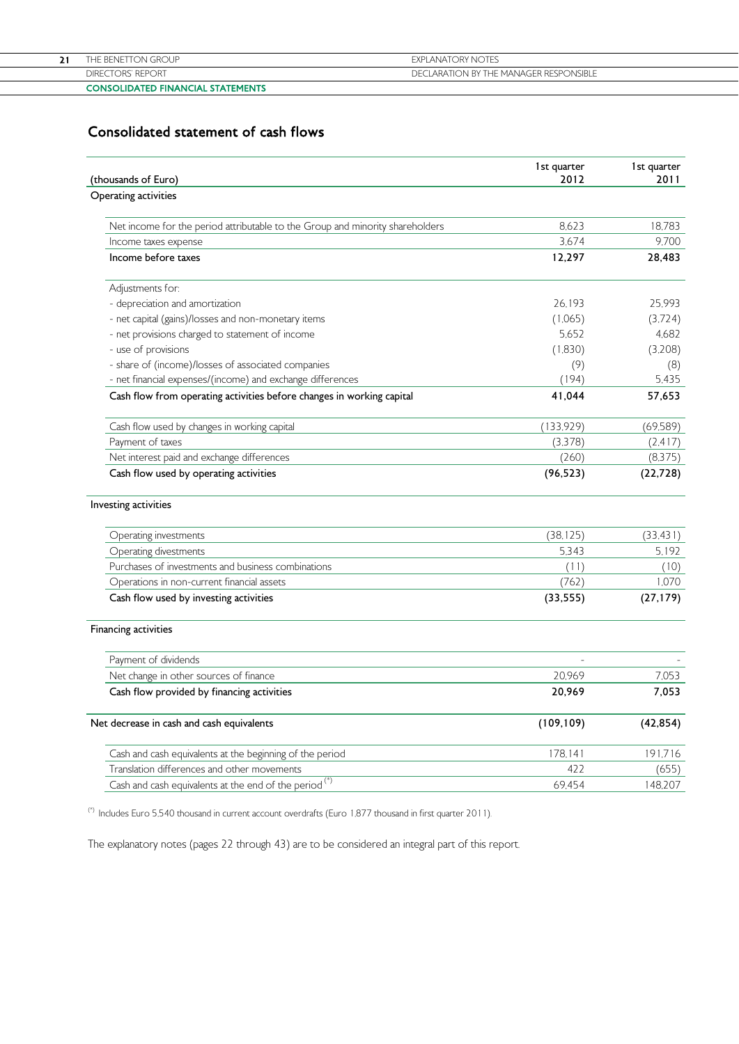## Consolidated statement of cash flows

| (thousands of Euro) | 1st quarter 2012 | 1st quarter 2011 |
|---|---|---|
| **Operating activities** | | |
| Net income for the period attributable to the Group and minority shareholders | 8,623 | 18,783 |
| Income taxes expense | 3,674 | 9,700 |
| **Income before taxes** | **12,297** | **28,483** |
| Adjustments for: | | |
| - depreciation and amortization | 26,193 | 25,993 |
| - net capital (gains)/losses and non-monetary items | (1,065) | (3,724) |
| - net provisions charged to statement of income | 5,652 | 4,682 |
| - use of provisions | (1,830) | (3,208) |
| - share of (income)/losses of associated companies | (9) | (8) |
| - net financial expenses/(income) and exchange differences | (194) | 5,435 |
| **Cash flow from operating activities before changes in working capital** | **41,044** | **57,653** |
| Cash flow used by changes in working capital | (133,929) | (69,589) |
| Payment of taxes | (3,378) | (2,417) |
| Net interest paid and exchange differences | (260) | (8,375) |
| **Cash flow used by operating activities** | **(96,523)** | **(22,728)** |
| **Investing activities** | | |
| Operating investments | (38,125) | (33,431) |
| Operating divestments | 5,343 | 5,192 |
| Purchases of investments and business combinations | (11) | (10) |
| Operations in non-current financial assets | (762) | 1,070 |
| **Cash flow used by investing activities** | **(33,555)** | **(27,179)** |
| **Financing activities** | | |
| Payment of dividends | - | - |
| Net change in other sources of finance | 20,969 | 7,053 |
| **Cash flow provided by financing activities** | **20,969** | **7,053** |
| **Net decrease in cash and cash equivalents** | **(109,109)** | **(42,854)** |
| Cash and cash equivalents at the beginning of the period | 178,141 | 191,716 |
| Translation differences and other movements | 422 | (655) |
| Cash and cash equivalents at the end of the period (*) | 69,454 | 148,207 |

(*) Includes Euro 5,540 thousand in current account overdrafts (Euro 1,877 thousand in first quarter 2011).

The explanatory notes (pages 22 through 43) are to be considered an integral part of this report.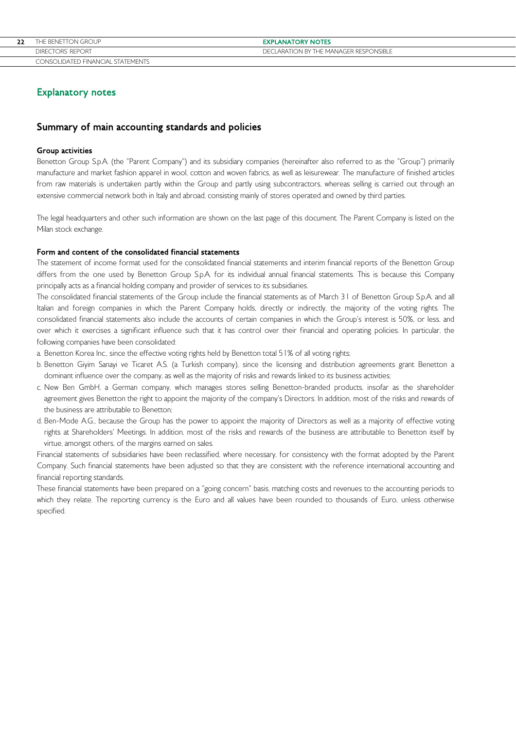# Explanatory notes

## Summary of main accounting standards and policies

### Group activities

Benetton Group S.p.A. (the "Parent Company") and its subsidiary companies (hereinafter also referred to as the "Group") primarily manufacture and market fashion apparel in wool, cotton and woven fabrics, as well as leisurewear. The manufacture of finished articles from raw materials is undertaken partly within the Group and partly using subcontractors, whereas selling is carried out through an extensive commercial network both in Italy and abroad, consisting mainly of stores operated and owned by third parties.

The legal headquarters and other such information are shown on the last page of this document. The Parent Company is listed on the Milan stock exchange.

### Form and content of the consolidated financial statements

The statement of income format used for the consolidated financial statements and interim financial reports of the Benetton Group differs from the one used by Benetton Group S.p.A. for its individual annual financial statements. This is because this Company principally acts as a financial holding company and provider of services to its subsidiaries.

The consolidated financial statements of the Group include the financial statements as of March 31 of Benetton Group S.p.A. and all Italian and foreign companies in which the Parent Company holds, directly or indirectly, the majority of the voting rights. The consolidated financial statements also include the accounts of certain companies in which the Group's interest is 50%, or less, and over which it exercises a significant influence such that it has control over their financial and operating policies. In particular, the following companies have been consolidated:

a. Benetton Korea Inc., since the effective voting rights held by Benetton total 51% of all voting rights;
b. Benetton Giyim Sanayi ve Ticaret A.S. (a Turkish company), since the licensing and distribution agreements grant Benetton a dominant influence over the company, as well as the majority of risks and rewards linked to its business activities;
c. New Ben GmbH, a German company, which manages stores selling Benetton-branded products, insofar as the shareholder agreement gives Benetton the right to appoint the majority of the company's Directors. In addition, most of the risks and rewards of the business are attributable to Benetton;
d. Ben-Mode A.G., because the Group has the power to appoint the majority of Directors as well as a majority of effective voting rights at Shareholders' Meetings. In addition, most of the risks and rewards of the business are attributable to Benetton itself by virtue, amongst others, of the margins earned on sales.

Financial statements of subsidiaries have been reclassified, where necessary, for consistency with the format adopted by the Parent Company. Such financial statements have been adjusted so that they are consistent with the reference international accounting and financial reporting standards.

These financial statements have been prepared on a "going concern" basis, matching costs and revenues to the accounting periods to which they relate. The reporting currency is the Euro and all values have been rounded to thousands of Euro, unless otherwise specified.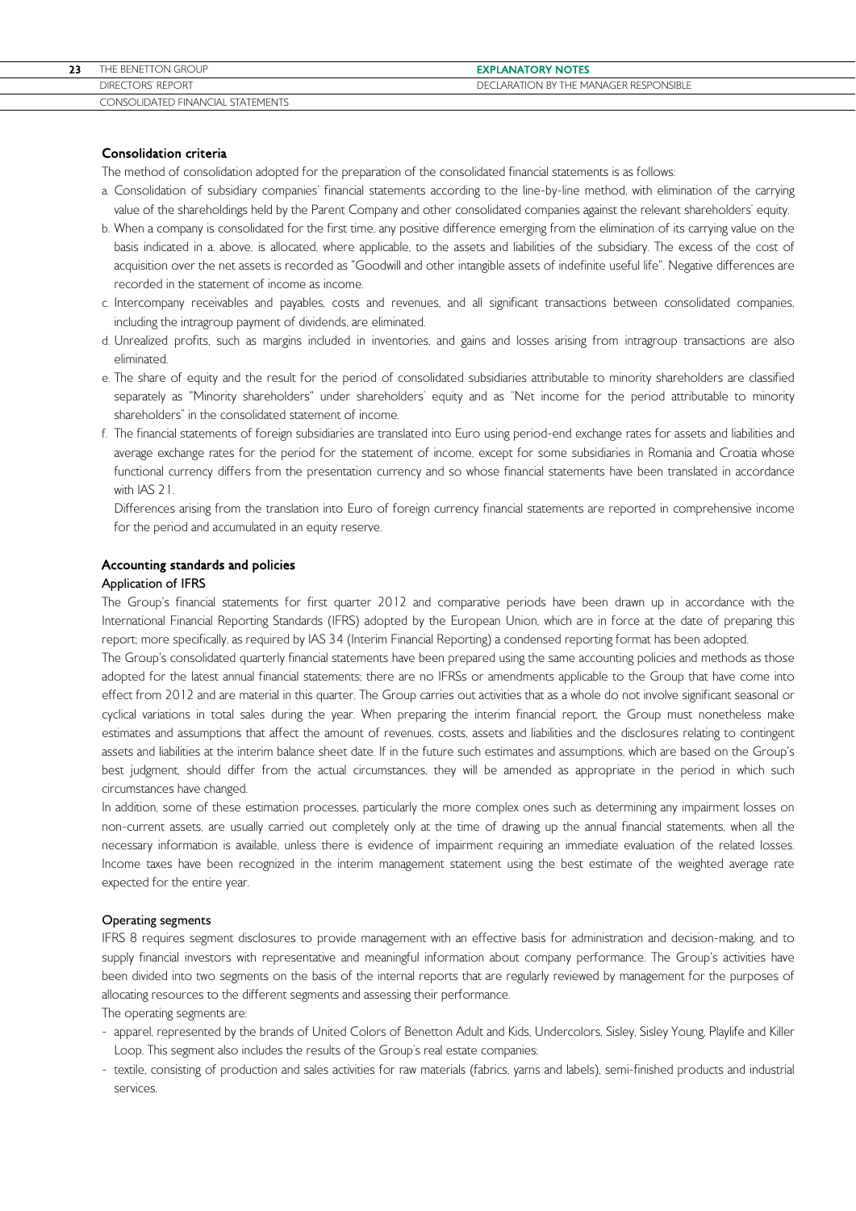### Consolidation criteria

The method of consolidation adopted for the preparation of the consolidated financial statements is as follows:

a. Consolidation of subsidiary companies' financial statements according to the line-by-line method, with elimination of the carrying value of the shareholdings held by the Parent Company and other consolidated companies against the relevant shareholders' equity.

b. When a company is consolidated for the first time, any positive difference emerging from the elimination of its carrying value on the basis indicated in a. above, is allocated, where applicable, to the assets and liabilities of the subsidiary. The excess of the cost of acquisition over the net assets is recorded as "Goodwill and other intangible assets of indefinite useful life". Negative differences are recorded in the statement of income as income.

c. Intercompany receivables and payables, costs and revenues, and all significant transactions between consolidated companies, including the intragroup payment of dividends, are eliminated.

d. Unrealized profits, such as margins included in inventories, and gains and losses arising from intragroup transactions are also eliminated.

e. The share of equity and the result for the period of consolidated subsidiaries attributable to minority shareholders are classified separately as "Minority shareholders" under shareholders' equity and as "Net income for the period attributable to minority shareholders" in the consolidated statement of income.

f. The financial statements of foreign subsidiaries are translated into Euro using period-end exchange rates for assets and liabilities and average exchange rates for the period for the statement of income, except for some subsidiaries in Romania and Croatia whose functional currency differs from the presentation currency and so whose financial statements have been translated in accordance with IAS 21.

   Differences arising from the translation into Euro of foreign currency financial statements are reported in comprehensive income for the period and accumulated in an equity reserve.

### Accounting standards and policies

#### Application of IFRS

The Group's financial statements for first quarter 2012 and comparative periods have been drawn up in accordance with the International Financial Reporting Standards (IFRS) adopted by the European Union, which are in force at the date of preparing this report; more specifically, as required by IAS 34 (Interim Financial Reporting) a condensed reporting format has been adopted.

The Group's consolidated quarterly financial statements have been prepared using the same accounting policies and methods as those adopted for the latest annual financial statements; there are no IFRSs or amendments applicable to the Group that have come into effect from 2012 and are material in this quarter. The Group carries out activities that as a whole do not involve significant seasonal or cyclical variations in total sales during the year. When preparing the interim financial report, the Group must nonetheless make estimates and assumptions that affect the amount of revenues, costs, assets and liabilities and the disclosures relating to contingent assets and liabilities at the interim balance sheet date. If in the future such estimates and assumptions, which are based on the Group's best judgment, should differ from the actual circumstances, they will be amended as appropriate in the period in which such circumstances have changed.

In addition, some of these estimation processes, particularly the more complex ones such as determining any impairment losses on non-current assets, are usually carried out completely only at the time of drawing up the annual financial statements, when all the necessary information is available, unless there is evidence of impairment requiring an immediate evaluation of the related losses. Income taxes have been recognized in the interim management statement using the best estimate of the weighted average rate expected for the entire year.

#### Operating segments

IFRS 8 requires segment disclosures to provide management with an effective basis for administration and decision-making, and to supply financial investors with representative and meaningful information about company performance. The Group's activities have been divided into two segments on the basis of the internal reports that are regularly reviewed by management for the purposes of allocating resources to the different segments and assessing their performance.

The operating segments are:

- apparel, represented by the brands of United Colors of Benetton Adult and Kids, Undercolors, Sisley, Sisley Young, Playlife and Killer Loop. This segment also includes the results of the Group's real estate companies;
- textile, consisting of production and sales activities for raw materials (fabrics, yarns and labels), semi-finished products and industrial services.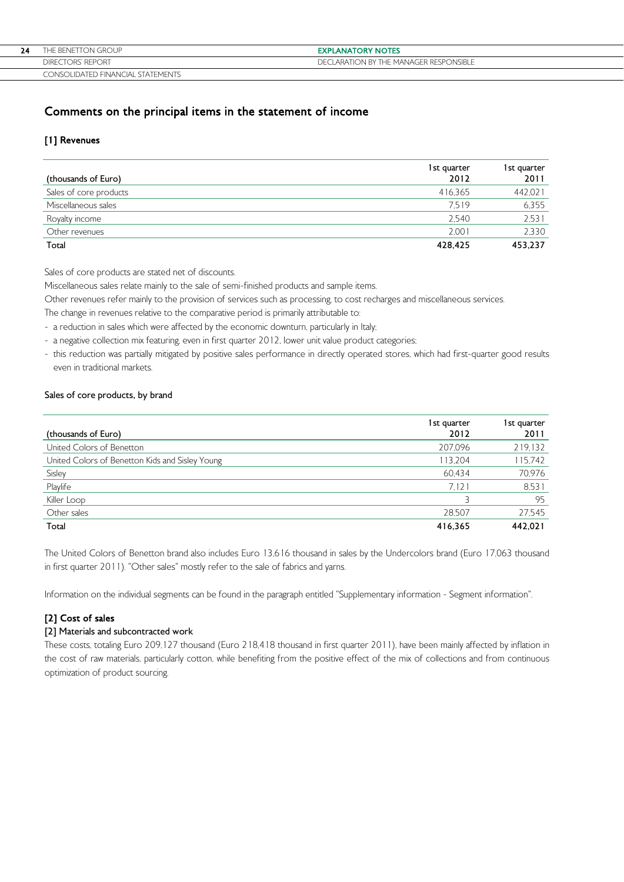## Comments on the principal items in the statement of income

### [1] Revenues

| (thousands of Euro) | 1st quarter 2012 | 1st quarter 2011 |
|---|---|---|
| Sales of core products | 416,365 | 442,021 |
| Miscellaneous sales | 7,519 | 6,355 |
| Royalty income | 2,540 | 2,531 |
| Other revenues | 2,001 | 2,330 |
| **Total** | **428,425** | **453,237** |

Sales of core products are stated net of discounts.

Miscellaneous sales relate mainly to the sale of semi-finished products and sample items.

Other revenues refer mainly to the provision of services such as processing, to cost recharges and miscellaneous services.

The change in revenues relative to the comparative period is primarily attributable to:

- a reduction in sales which were affected by the economic downturn, particularly in Italy;
- a negative collection mix featuring, even in first quarter 2012, lower unit value product categories;
- this reduction was partially mitigated by positive sales performance in directly operated stores, which had first-quarter good results even in traditional markets.

#### Sales of core products, by brand

| (thousands of Euro) | 1st quarter 2012 | 1st quarter 2011 |
|---|---|---|
| United Colors of Benetton | 207,096 | 219,132 |
| United Colors of Benetton Kids and Sisley Young | 113,204 | 115,742 |
| Sisley | 60,434 | 70,976 |
| Playlife | 7,121 | 8,531 |
| Killer Loop | 3 | 95 |
| Other sales | 28,507 | 27,545 |
| **Total** | **416,365** | **442,021** |

The United Colors of Benetton brand also includes Euro 13,616 thousand in sales by the Undercolors brand (Euro 17,063 thousand in first quarter 2011). "Other sales" mostly refer to the sale of fabrics and yarns.

Information on the individual segments can be found in the paragraph entitled "Supplementary information - Segment information".

### [2] Cost of sales

#### [2] Materials and subcontracted work

These costs, totaling Euro 209,127 thousand (Euro 218,418 thousand in first quarter 2011), have been mainly affected by inflation in the cost of raw materials, particularly cotton, while benefiting from the positive effect of the mix of collections and from continuous optimization of product sourcing.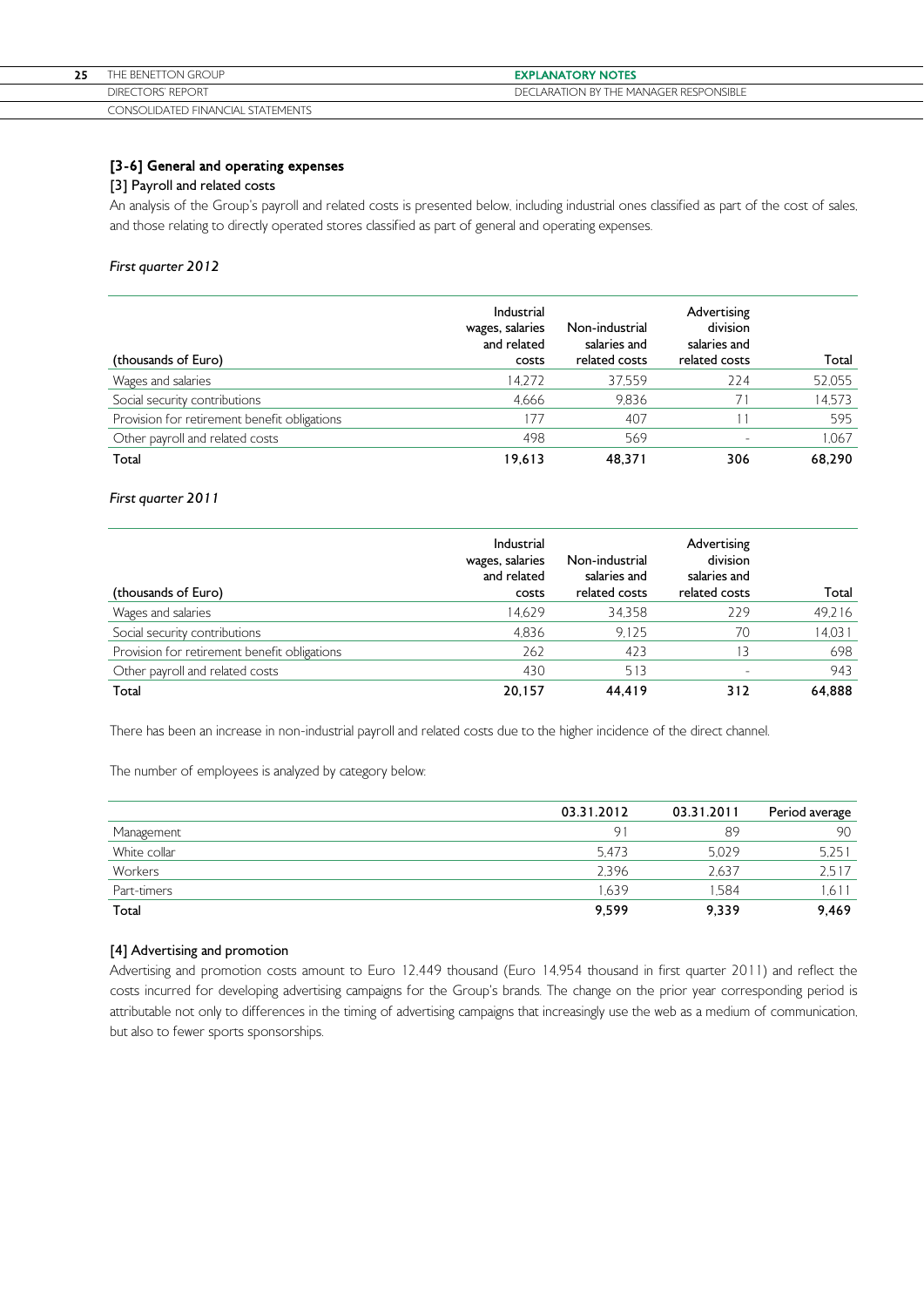## [3-6] General and operating expenses

### [3] Payroll and related costs

An analysis of the Group's payroll and related costs is presented below, including industrial ones classified as part of the cost of sales, and those relating to directly operated stores classified as part of general and operating expenses.

*First quarter 2012*

| (thousands of Euro) | Industrial wages, salaries and related costs | Non-industrial salaries and related costs | Advertising division salaries and related costs | Total |
|---|---|---|---|---|
| Wages and salaries | 14,272 | 37,559 | 224 | 52,055 |
| Social security contributions | 4,666 | 9,836 | 71 | 14,573 |
| Provision for retirement benefit obligations | 177 | 407 | 11 | 595 |
| Other payroll and related costs | 498 | 569 | - | 1,067 |
| **Total** | **19,613** | **48,371** | **306** | **68,290** |

*First quarter 2011*

| (thousands of Euro) | Industrial wages, salaries and related costs | Non-industrial salaries and related costs | Advertising division salaries and related costs | Total |
|---|---|---|---|---|
| Wages and salaries | 14,629 | 34,358 | 229 | 49,216 |
| Social security contributions | 4,836 | 9,125 | 70 | 14,031 |
| Provision for retirement benefit obligations | 262 | 423 | 13 | 698 |
| Other payroll and related costs | 430 | 513 | - | 943 |
| **Total** | **20,157** | **44,419** | **312** | **64,888** |

There has been an increase in non-industrial payroll and related costs due to the higher incidence of the direct channel.

The number of employees is analyzed by category below:

| | 03.31.2012 | 03.31.2011 | Period average |
|---|---|---|---|
| Management | 91 | 89 | 90 |
| White collar | 5,473 | 5,029 | 5,251 |
| Workers | 2,396 | 2,637 | 2,517 |
| Part-timers | 1,639 | 1,584 | 1,611 |
| **Total** | **9,599** | **9,339** | **9,469** |

### [4] Advertising and promotion

Advertising and promotion costs amount to Euro 12,449 thousand (Euro 14,954 thousand in first quarter 2011) and reflect the costs incurred for developing advertising campaigns for the Group's brands. The change on the prior year corresponding period is attributable not only to differences in the timing of advertising campaigns that increasingly use the web as a medium of communication, but also to fewer sports sponsorships.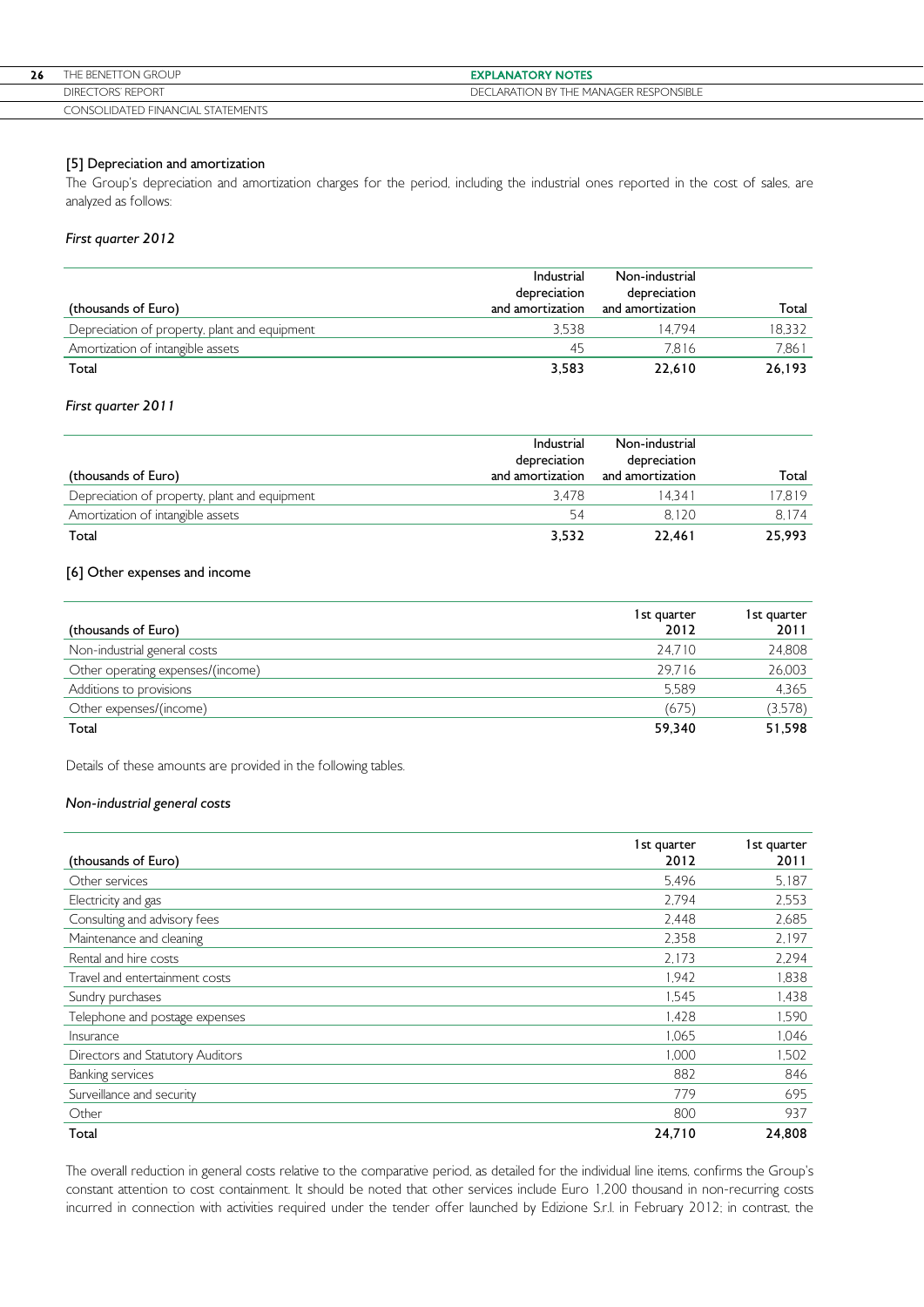### [5] Depreciation and amortization

The Group's depreciation and amortization charges for the period, including the industrial ones reported in the cost of sales, are analyzed as follows:

*First quarter 2012*

| (thousands of Euro) | Industrial depreciation and amortization | Non-industrial depreciation and amortization | Total |
|---|---|---|---|
| Depreciation of property, plant and equipment | 3,538 | 14,794 | 18,332 |
| Amortization of intangible assets | 45 | 7,816 | 7,861 |
| **Total** | **3,583** | **22,610** | **26,193** |

*First quarter 2011*

| (thousands of Euro) | Industrial depreciation and amortization | Non-industrial depreciation and amortization | Total |
|---|---|---|---|
| Depreciation of property, plant and equipment | 3,478 | 14,341 | 17,819 |
| Amortization of intangible assets | 54 | 8,120 | 8,174 |
| **Total** | **3,532** | **22,461** | **25,993** |

### [6] Other expenses and income

| (thousands of Euro) | 1st quarter 2012 | 1st quarter 2011 |
|---|---|---|
| Non-industrial general costs | 24,710 | 24,808 |
| Other operating expenses/(income) | 29,716 | 26,003 |
| Additions to provisions | 5,589 | 4,365 |
| Other expenses/(income) | (675) | (3,578) |
| **Total** | **59,340** | **51,598** |

Details of these amounts are provided in the following tables.

*Non-industrial general costs*

| (thousands of Euro) | 1st quarter 2012 | 1st quarter 2011 |
|---|---|---|
| Other services | 5,496 | 5,187 |
| Electricity and gas | 2,794 | 2,553 |
| Consulting and advisory fees | 2,448 | 2,685 |
| Maintenance and cleaning | 2,358 | 2,197 |
| Rental and hire costs | 2,173 | 2,294 |
| Travel and entertainment costs | 1,942 | 1,838 |
| Sundry purchases | 1,545 | 1,438 |
| Telephone and postage expenses | 1,428 | 1,590 |
| Insurance | 1,065 | 1,046 |
| Directors and Statutory Auditors | 1,000 | 1,502 |
| Banking services | 882 | 846 |
| Surveillance and security | 779 | 695 |
| Other | 800 | 937 |
| **Total** | **24,710** | **24,808** |

The overall reduction in general costs relative to the comparative period, as detailed for the individual line items, confirms the Group's constant attention to cost containment. It should be noted that other services include Euro 1,200 thousand in non-recurring costs incurred in connection with activities required under the tender offer launched by Edizione S.r.l. in February 2012; in contrast, the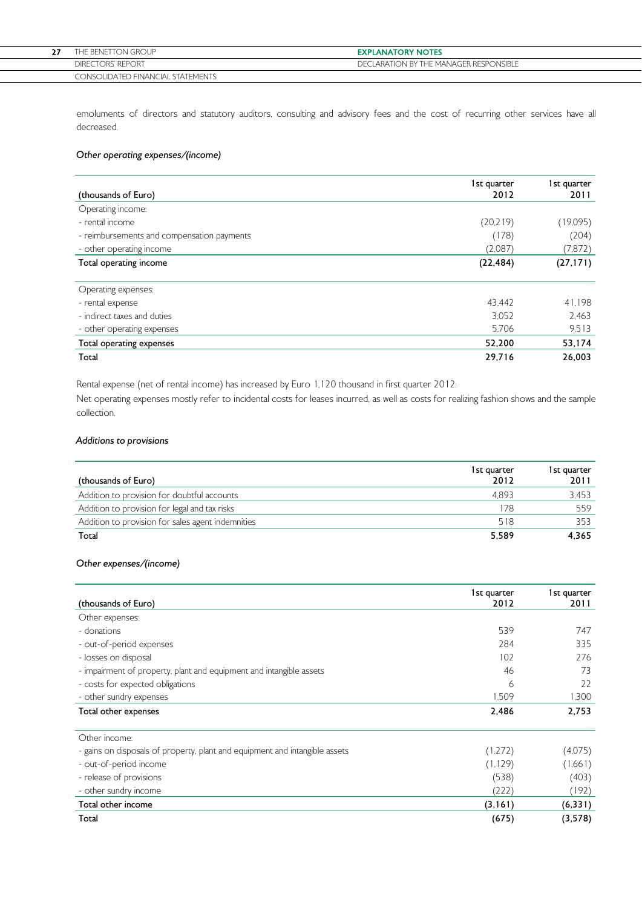emoluments of directors and statutory auditors, consulting and advisory fees and the cost of recurring other services have all decreased.

*Other operating expenses/(income)*

| (thousands of Euro) | 1st quarter 2012 | 1st quarter 2011 |
|---|---|---|
| Operating income: | | |
| - rental income | (20,219) | (19,095) |
| - reimbursements and compensation payments | (178) | (204) |
| - other operating income | (2,087) | (7,872) |
| **Total operating income** | **(22,484)** | **(27,171)** |
| Operating expenses: | | |
| - rental expense | 43,442 | 41,198 |
| - indirect taxes and duties | 3,052 | 2,463 |
| - other operating expenses | 5,706 | 9,513 |
| **Total operating expenses** | **52,200** | **53,174** |
| **Total** | **29,716** | **26,003** |

Rental expense (net of rental income) has increased by Euro 1,120 thousand in first quarter 2012.

Net operating expenses mostly refer to incidental costs for leases incurred, as well as costs for realizing fashion shows and the sample collection.

*Additions to provisions*

| (thousands of Euro) | 1st quarter 2012 | 1st quarter 2011 |
|---|---|---|
| Addition to provision for doubtful accounts | 4,893 | 3,453 |
| Addition to provision for legal and tax risks | 178 | 559 |
| Addition to provision for sales agent indemnities | 518 | 353 |
| **Total** | **5,589** | **4,365** |

*Other expenses/(income)*

| (thousands of Euro) | 1st quarter 2012 | 1st quarter 2011 |
|---|---|---|
| Other expenses: | | |
| - donations | 539 | 747 |
| - out-of-period expenses | 284 | 335 |
| - losses on disposal | 102 | 276 |
| - impairment of property, plant and equipment and intangible assets | 46 | 73 |
| - costs for expected obligations | 6 | 22 |
| - other sundry expenses | 1,509 | 1,300 |
| **Total other expenses** | **2,486** | **2,753** |
| Other income: | | |
| - gains on disposals of property, plant and equipment and intangible assets | (1,272) | (4,075) |
| - out-of-period income | (1,129) | (1,661) |
| - release of provisions | (538) | (403) |
| - other sundry income | (222) | (192) |
| **Total other income** | **(3,161)** | **(6,331)** |
| **Total** | **(675)** | **(3,578)** |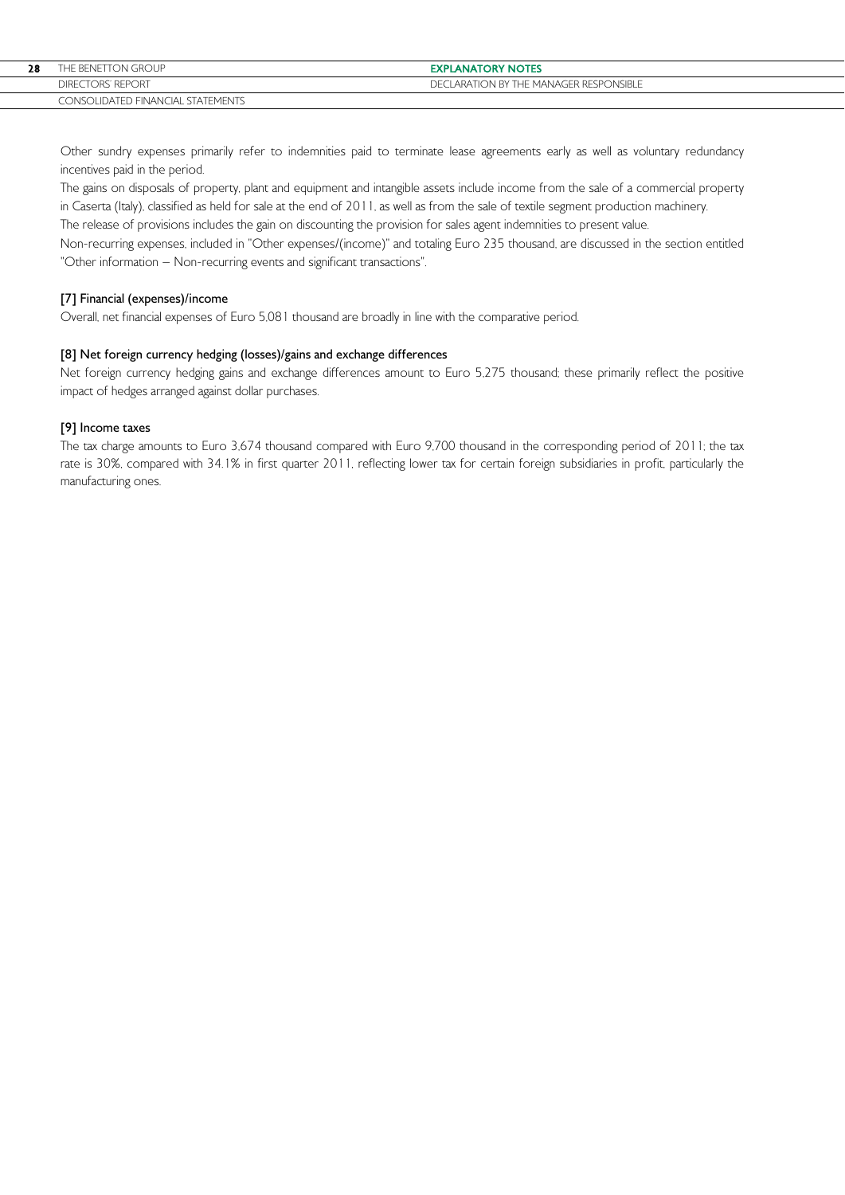Other sundry expenses primarily refer to indemnities paid to terminate lease agreements early as well as voluntary redundancy incentives paid in the period.

The gains on disposals of property, plant and equipment and intangible assets include income from the sale of a commercial property in Caserta (Italy), classified as held for sale at the end of 2011, as well as from the sale of textile segment production machinery.

The release of provisions includes the gain on discounting the provision for sales agent indemnities to present value.

Non-recurring expenses, included in "Other expenses/(income)" and totaling Euro 235 thousand, are discussed in the section entitled "Other information – Non-recurring events and significant transactions".

### [7] Financial (expenses)/income

Overall, net financial expenses of Euro 5,081 thousand are broadly in line with the comparative period.

### [8] Net foreign currency hedging (losses)/gains and exchange differences

Net foreign currency hedging gains and exchange differences amount to Euro 5,275 thousand; these primarily reflect the positive impact of hedges arranged against dollar purchases.

### [9] Income taxes

The tax charge amounts to Euro 3,674 thousand compared with Euro 9,700 thousand in the corresponding period of 2011; the tax rate is 30%, compared with 34.1% in first quarter 2011, reflecting lower tax for certain foreign subsidiaries in profit, particularly the manufacturing ones.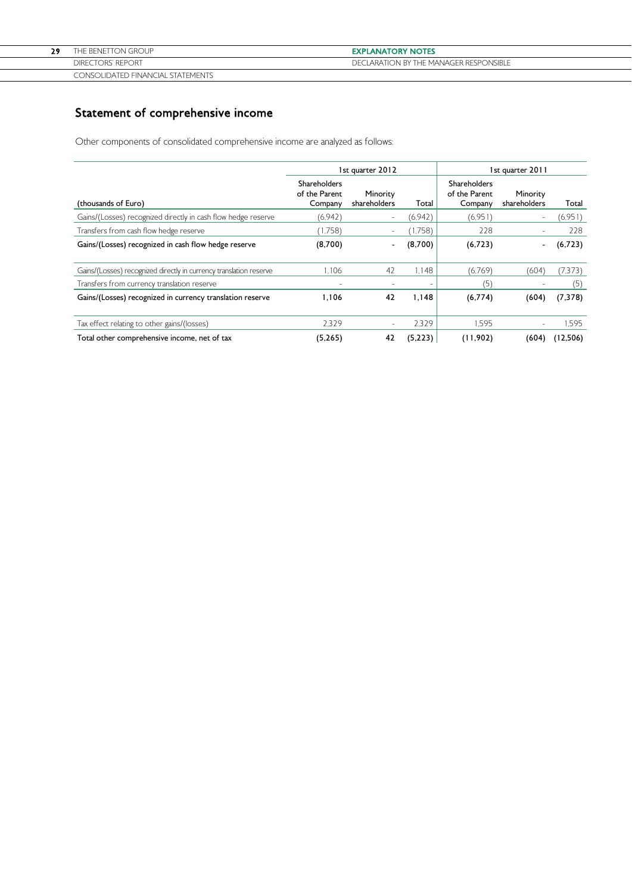## Statement of comprehensive income

Other components of consolidated comprehensive income are analyzed as follows:

| (thousands of Euro) | 1st quarter 2012 | | | 1st quarter 2011 | | |
|---|---|---|---|---|---|---|
| | Shareholders of the Parent Company | Minority shareholders | Total | Shareholders of the Parent Company | Minority shareholders | Total |
| Gains/(Losses) recognized directly in cash flow hedge reserve | (6,942) | - | (6,942) | (6,951) | - | (6,951) |
| Transfers from cash flow hedge reserve | (1,758) | - | (1,758) | 228 | - | 228 |
| **Gains/(Losses) recognized in cash flow hedge reserve** | **(8,700)** | **-** | **(8,700)** | **(6,723)** | **-** | **(6,723)** |
| Gains/(Losses) recognized directly in currency translation reserve | 1,106 | 42 | 1,148 | (6,769) | (604) | (7,373) |
| Transfers from currency translation reserve | - | - | - | (5) | - | (5) |
| **Gains/(Losses) recognized in currency translation reserve** | **1,106** | **42** | **1,148** | **(6,774)** | **(604)** | **(7,378)** |
| Tax effect relating to other gains/(losses) | 2,329 | - | 2,329 | 1,595 | - | 1,595 |
| **Total other comprehensive income, net of tax** | **(5,265)** | **42** | **(5,223)** | **(11,902)** | **(604)** | **(12,506)** |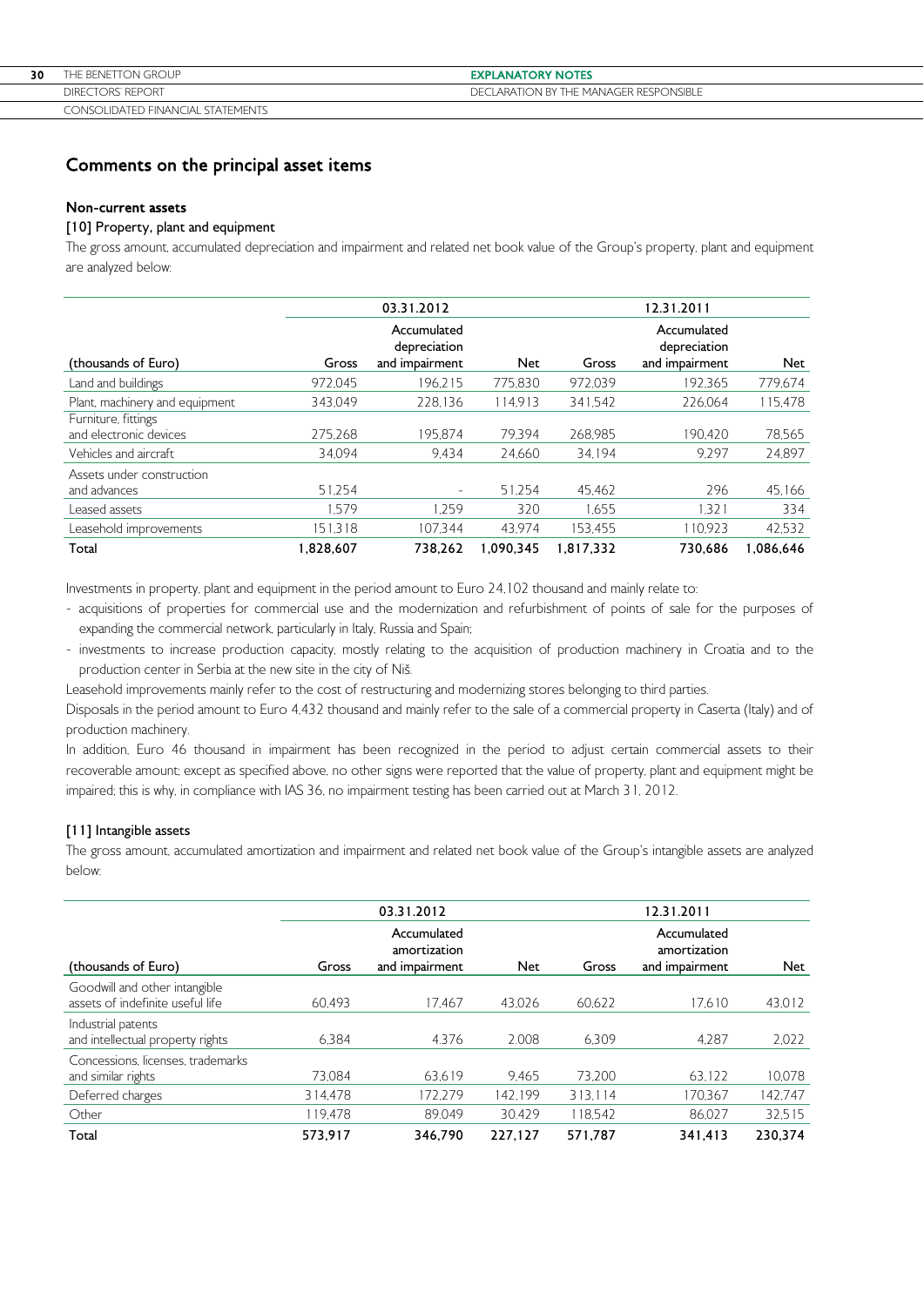## Comments on the principal asset items

### Non-current assets

#### [10] Property, plant and equipment

The gross amount, accumulated depreciation and impairment and related net book value of the Group's property, plant and equipment are analyzed below:

| | 03.31.2012 | | | 12.31.2011 | | |
|---|---|---|---|---|---|---|
| (thousands of Euro) | Gross | Accumulated depreciation and impairment | Net | Gross | Accumulated depreciation and impairment | Net |
| Land and buildings | 972,045 | 196,215 | 775,830 | 972,039 | 192,365 | 779,674 |
| Plant, machinery and equipment | 343,049 | 228,136 | 114,913 | 341,542 | 226,064 | 115,478 |
| Furniture, fittings and electronic devices | 275,268 | 195,874 | 79,394 | 268,985 | 190,420 | 78,565 |
| Vehicles and aircraft | 34,094 | 9,434 | 24,660 | 34,194 | 9,297 | 24,897 |
| Assets under construction and advances | 51,254 | - | 51,254 | 45,462 | 296 | 45,166 |
| Leased assets | 1,579 | 1,259 | 320 | 1,655 | 1,321 | 334 |
| Leasehold improvements | 151,318 | 107,344 | 43,974 | 153,455 | 110,923 | 42,532 |
| **Total** | **1,828,607** | **738,262** | **1,090,345** | **1,817,332** | **730,686** | **1,086,646** |

Investments in property, plant and equipment in the period amount to Euro 24,102 thousand and mainly relate to:

- acquisitions of properties for commercial use and the modernization and refurbishment of points of sale for the purposes of expanding the commercial network, particularly in Italy, Russia and Spain;
- investments to increase production capacity, mostly relating to the acquisition of production machinery in Croatia and to the production center in Serbia at the new site in the city of Niš.

Leasehold improvements mainly refer to the cost of restructuring and modernizing stores belonging to third parties.

Disposals in the period amount to Euro 4,432 thousand and mainly refer to the sale of a commercial property in Caserta (Italy) and of production machinery.

In addition, Euro 46 thousand in impairment has been recognized in the period to adjust certain commercial assets to their recoverable amount; except as specified above, no other signs were reported that the value of property, plant and equipment might be impaired; this is why, in compliance with IAS 36, no impairment testing has been carried out at March 31, 2012.

#### [11] Intangible assets

The gross amount, accumulated amortization and impairment and related net book value of the Group's intangible assets are analyzed below:

| | 03.31.2012 | | | 12.31.2011 | | |
|---|---|---|---|---|---|---|
| (thousands of Euro) | Gross | Accumulated amortization and impairment | Net | Gross | Accumulated amortization and impairment | Net |
| Goodwill and other intangible assets of indefinite useful life | 60,493 | 17,467 | 43,026 | 60,622 | 17,610 | 43,012 |
| Industrial patents and intellectual property rights | 6,384 | 4,376 | 2,008 | 6,309 | 4,287 | 2,022 |
| Concessions, licenses, trademarks and similar rights | 73,084 | 63,619 | 9,465 | 73,200 | 63,122 | 10,078 |
| Deferred charges | 314,478 | 172,279 | 142,199 | 313,114 | 170,367 | 142,747 |
| Other | 119,478 | 89,049 | 30,429 | 118,542 | 86,027 | 32,515 |
| **Total** | **573,917** | **346,790** | **227,127** | **571,787** | **341,413** | **230,374** |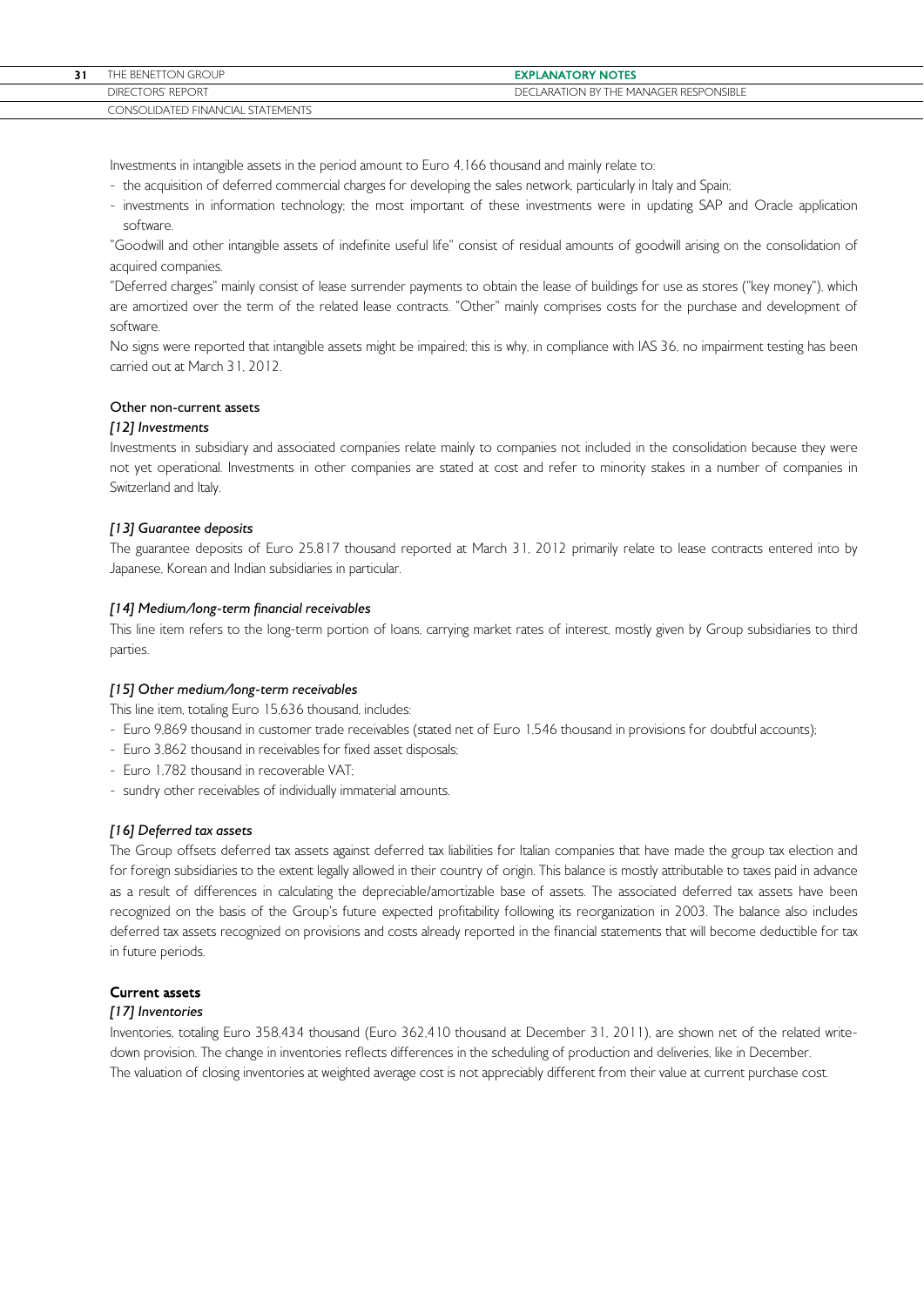Investments in intangible assets in the period amount to Euro 4,166 thousand and mainly relate to:

- the acquisition of deferred commercial charges for developing the sales network, particularly in Italy and Spain;
- investments in information technology; the most important of these investments were in updating SAP and Oracle application software.

"Goodwill and other intangible assets of indefinite useful life" consist of residual amounts of goodwill arising on the consolidation of acquired companies.

"Deferred charges" mainly consist of lease surrender payments to obtain the lease of buildings for use as stores ("key money"), which are amortized over the term of the related lease contracts. "Other" mainly comprises costs for the purchase and development of software.

No signs were reported that intangible assets might be impaired; this is why, in compliance with IAS 36, no impairment testing has been carried out at March 31, 2012.

## Other non-current assets

### *[12] Investments*

Investments in subsidiary and associated companies relate mainly to companies not included in the consolidation because they were not yet operational. Investments in other companies are stated at cost and refer to minority stakes in a number of companies in Switzerland and Italy.

### *[13] Guarantee deposits*

The guarantee deposits of Euro 25,817 thousand reported at March 31, 2012 primarily relate to lease contracts entered into by Japanese, Korean and Indian subsidiaries in particular.

### *[14] Medium/long-term financial receivables*

This line item refers to the long-term portion of loans, carrying market rates of interest, mostly given by Group subsidiaries to third parties.

### *[15] Other medium/long-term receivables*

This line item, totaling Euro 15,636 thousand, includes:

- Euro 9,869 thousand in customer trade receivables (stated net of Euro 1,546 thousand in provisions for doubtful accounts);
- Euro 3,862 thousand in receivables for fixed asset disposals;
- Euro 1,782 thousand in recoverable VAT;
- sundry other receivables of individually immaterial amounts.

### *[16] Deferred tax assets*

The Group offsets deferred tax assets against deferred tax liabilities for Italian companies that have made the group tax election and for foreign subsidiaries to the extent legally allowed in their country of origin. This balance is mostly attributable to taxes paid in advance as a result of differences in calculating the depreciable/amortizable base of assets. The associated deferred tax assets have been recognized on the basis of the Group's future expected profitability following its reorganization in 2003. The balance also includes deferred tax assets recognized on provisions and costs already reported in the financial statements that will become deductible for tax in future periods.

## Current assets

### *[17] Inventories*

Inventories, totaling Euro 358,434 thousand (Euro 362,410 thousand at December 31, 2011), are shown net of the related write-down provision. The change in inventories reflects differences in the scheduling of production and deliveries, like in December.

The valuation of closing inventories at weighted average cost is not appreciably different from their value at current purchase cost.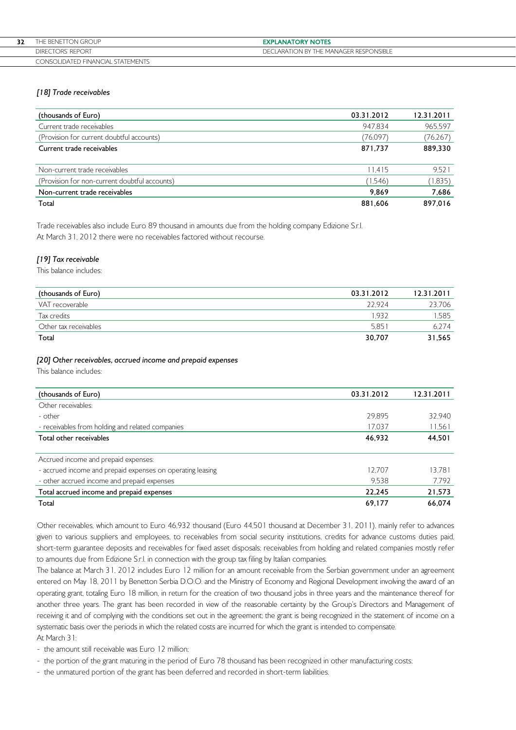*[18] Trade receivables*

| (thousands of Euro) | 03.31.2012 | 12.31.2011 |
|---|---|---|
| Current trade receivables | 947,834 | 965,597 |
| (Provision for current doubtful accounts) | (76,097) | (76,267) |
| **Current trade receivables** | **871,737** | **889,330** |
| Non-current trade receivables | 11,415 | 9,521 |
| (Provision for non-current doubtful accounts) | (1,546) | (1,835) |
| **Non-current trade receivables** | **9,869** | **7,686** |
| **Total** | **881,606** | **897,016** |

Trade receivables also include Euro 89 thousand in amounts due from the holding company Edizione S.r.l.
At March 31, 2012 there were no receivables factored without recourse.

*[19] Tax receivable*

This balance includes:

| (thousands of Euro) | 03.31.2012 | 12.31.2011 |
|---|---|---|
| VAT recoverable | 22,924 | 23,706 |
| Tax credits | 1,932 | 1,585 |
| Other tax receivables | 5,851 | 6,274 |
| **Total** | **30,707** | **31,565** |

*[20] Other receivables, accrued income and prepaid expenses*

This balance includes:

| (thousands of Euro) | 03.31.2012 | 12.31.2011 |
|---|---|---|
| Other receivables: | | |
| - other | 29,895 | 32,940 |
| - receivables from holding and related companies | 17,037 | 11,561 |
| **Total other receivables** | **46,932** | **44,501** |
| Accrued income and prepaid expenses: | | |
| - accrued income and prepaid expenses on operating leasing | 12,707 | 13,781 |
| - other accrued income and prepaid expenses | 9,538 | 7,792 |
| **Total accrued income and prepaid expenses** | **22,245** | **21,573** |
| **Total** | **69,177** | **66,074** |

Other receivables, which amount to Euro 46,932 thousand (Euro 44,501 thousand at December 31, 2011), mainly refer to advances given to various suppliers and employees, to receivables from social security institutions, credits for advance customs duties paid, short-term guarantee deposits and receivables for fixed asset disposals; receivables from holding and related companies mostly refer to amounts due from Edizione S.r.l. in connection with the group tax filing by Italian companies.
The balance at March 31, 2012 includes Euro 12 million for an amount receivable from the Serbian government under an agreement entered on May 18, 2011 by Benetton Serbia D.O.O. and the Ministry of Economy and Regional Development involving the award of an operating grant, totaling Euro 18 million, in return for the creation of two thousand jobs in three years and the maintenance thereof for another three years. The grant has been recorded in view of the reasonable certainty by the Group's Directors and Management of receiving it and of complying with the conditions set out in the agreement; the grant is being recognized in the statement of income on a systematic basis over the periods in which the related costs are incurred for which the grant is intended to compensate.
At March 31:

- the amount still receivable was Euro 12 million;
- the portion of the grant maturing in the period of Euro 78 thousand has been recognized in other manufacturing costs;
- the unmatured portion of the grant has been deferred and recorded in short-term liabilities.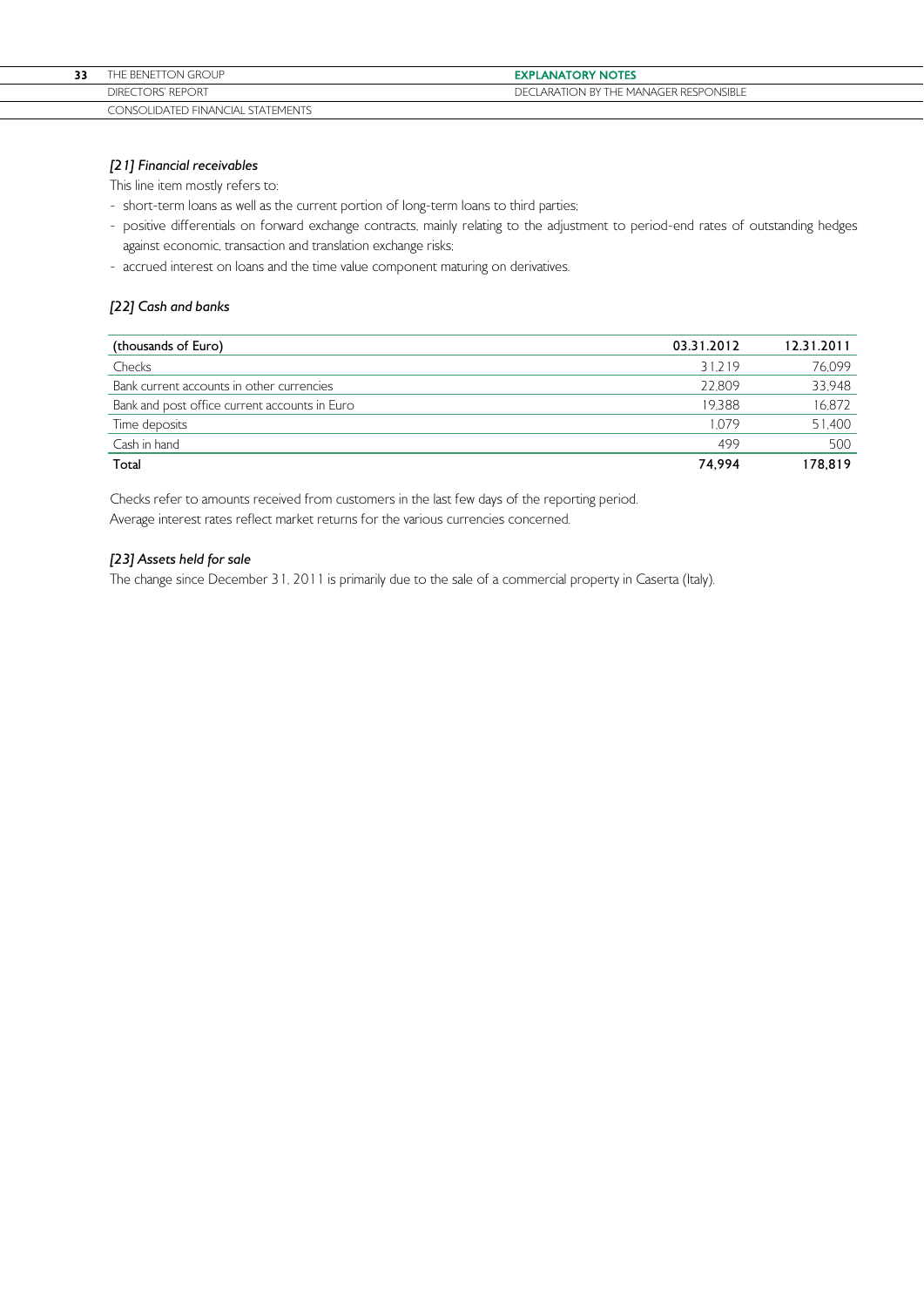*[21] Financial receivables*

This line item mostly refers to:

- short-term loans as well as the current portion of long-term loans to third parties;
- positive differentials on forward exchange contracts, mainly relating to the adjustment to period-end rates of outstanding hedges against economic, transaction and translation exchange risks;
- accrued interest on loans and the time value component maturing on derivatives.

*[22] Cash and banks*

| (thousands of Euro) | 03.31.2012 | 12.31.2011 |
|---|---|---|
| Checks | 31,219 | 76,099 |
| Bank current accounts in other currencies | 22,809 | 33,948 |
| Bank and post office current accounts in Euro | 19,388 | 16,872 |
| Time deposits | 1,079 | 51,400 |
| Cash in hand | 499 | 500 |
| **Total** | **74,994** | **178,819** |

Checks refer to amounts received from customers in the last few days of the reporting period.
Average interest rates reflect market returns for the various currencies concerned.

*[23] Assets held for sale*

The change since December 31, 2011 is primarily due to the sale of a commercial property in Caserta (Italy).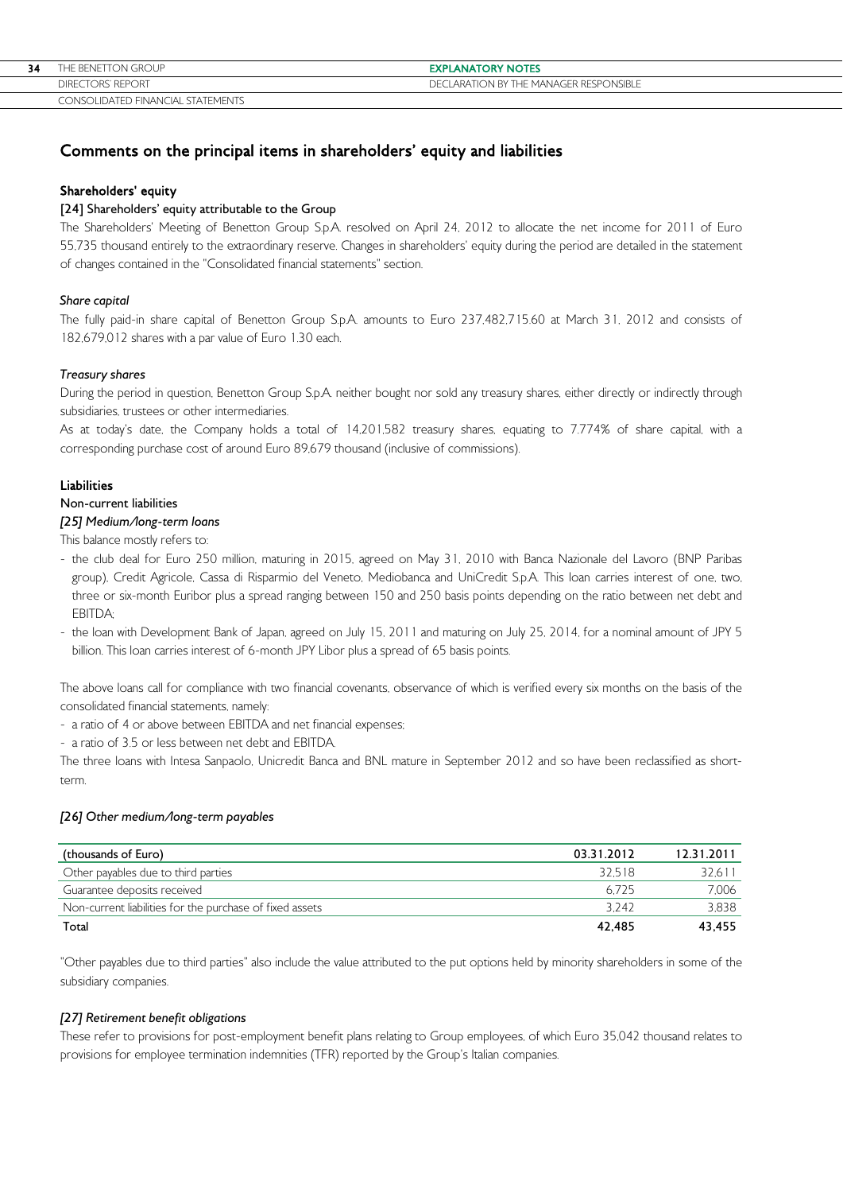## Comments on the principal items in shareholders' equity and liabilities

### Shareholders' equity

#### [24] Shareholders' equity attributable to the Group

The Shareholders' Meeting of Benetton Group S.p.A. resolved on April 24, 2012 to allocate the net income for 2011 of Euro 55,735 thousand entirely to the extraordinary reserve. Changes in shareholders' equity during the period are detailed in the statement of changes contained in the "Consolidated financial statements" section.

*Share capital*

The fully paid-in share capital of Benetton Group S.p.A. amounts to Euro 237,482,715.60 at March 31, 2012 and consists of 182,679,012 shares with a par value of Euro 1.30 each.

*Treasury shares*

During the period in question, Benetton Group S.p.A. neither bought nor sold any treasury shares, either directly or indirectly through subsidiaries, trustees or other intermediaries.

As at today's date, the Company holds a total of 14,201,582 treasury shares, equating to 7.774% of share capital, with a corresponding purchase cost of around Euro 89,679 thousand (inclusive of commissions).

### Liabilities

#### Non-current liabilities

*[25] Medium/long-term loans*

This balance mostly refers to:

- the club deal for Euro 250 million, maturing in 2015, agreed on May 31, 2010 with Banca Nazionale del Lavoro (BNP Paribas group), Credit Agricole, Cassa di Risparmio del Veneto, Mediobanca and UniCredit S.p.A. This loan carries interest of one, two, three or six-month Euribor plus a spread ranging between 150 and 250 basis points depending on the ratio between net debt and EBITDA;
- the loan with Development Bank of Japan, agreed on July 15, 2011 and maturing on July 25, 2014, for a nominal amount of JPY 5 billion. This loan carries interest of 6-month JPY Libor plus a spread of 65 basis points.

The above loans call for compliance with two financial covenants, observance of which is verified every six months on the basis of the consolidated financial statements, namely:

- a ratio of 4 or above between EBITDA and net financial expenses;
- a ratio of 3.5 or less between net debt and EBITDA.

The three loans with Intesa Sanpaolo, Unicredit Banca and BNL mature in September 2012 and so have been reclassified as short-term.

*[26] Other medium/long-term payables*

| (thousands of Euro) | 03.31.2012 | 12.31.2011 |
|---|---|---|
| Other payables due to third parties | 32,518 | 32,611 |
| Guarantee deposits received | 6,725 | 7,006 |
| Non-current liabilities for the purchase of fixed assets | 3,242 | 3,838 |
| **Total** | **42,485** | **43,455** |

"Other payables due to third parties" also include the value attributed to the put options held by minority shareholders in some of the subsidiary companies.

*[27] Retirement benefit obligations*

These refer to provisions for post-employment benefit plans relating to Group employees, of which Euro 35,042 thousand relates to provisions for employee termination indemnities (TFR) reported by the Group's Italian companies.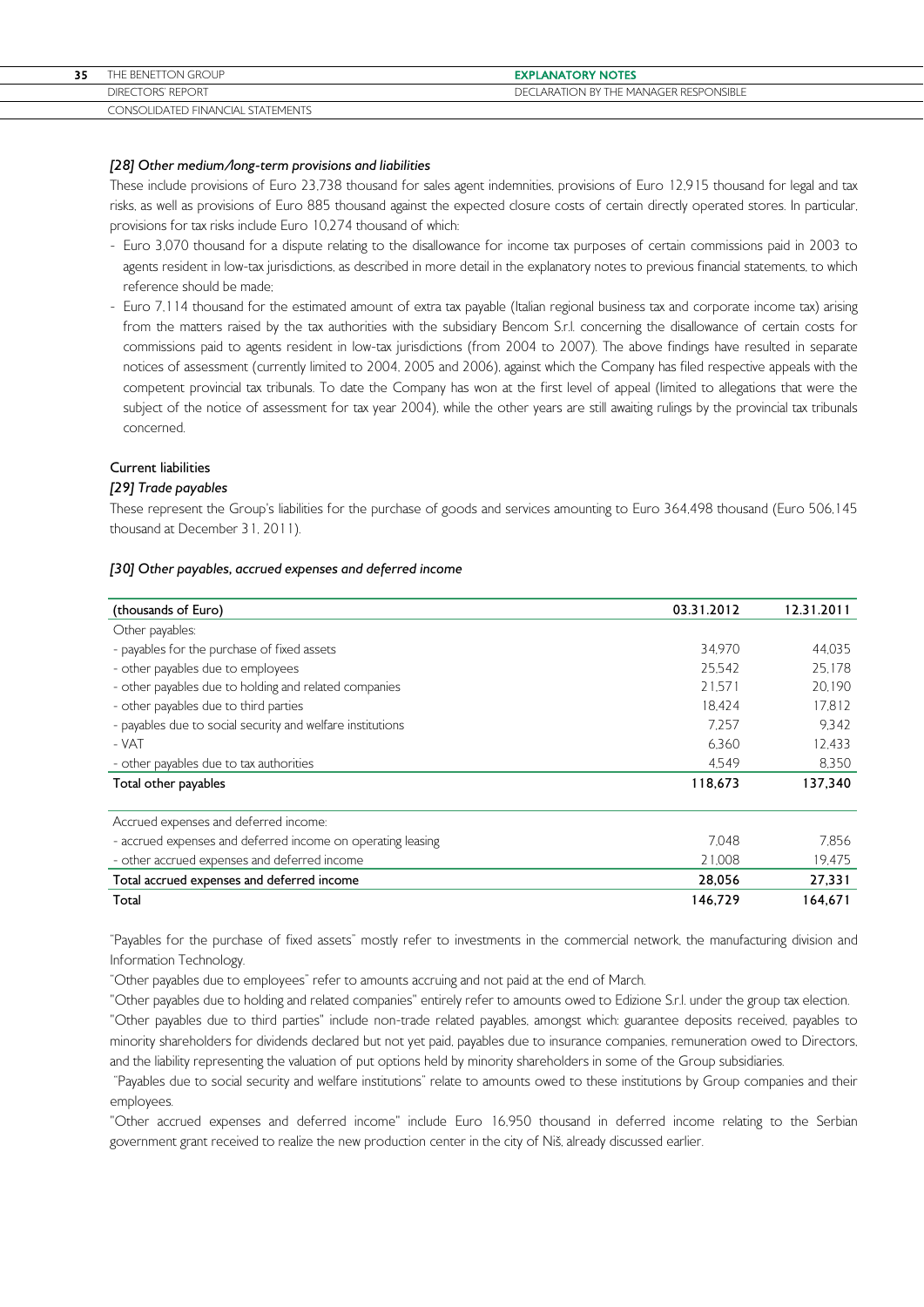### *[28] Other medium/long-term provisions and liabilities*

These include provisions of Euro 23,738 thousand for sales agent indemnities, provisions of Euro 12,915 thousand for legal and tax risks, as well as provisions of Euro 885 thousand against the expected closure costs of certain directly operated stores. In particular, provisions for tax risks include Euro 10,274 thousand of which:

- Euro 3,070 thousand for a dispute relating to the disallowance for income tax purposes of certain commissions paid in 2003 to agents resident in low-tax jurisdictions, as described in more detail in the explanatory notes to previous financial statements, to which reference should be made;
- Euro 7,114 thousand for the estimated amount of extra tax payable (Italian regional business tax and corporate income tax) arising from the matters raised by the tax authorities with the subsidiary Bencom S.r.l. concerning the disallowance of certain costs for commissions paid to agents resident in low-tax jurisdictions (from 2004 to 2007). The above findings have resulted in separate notices of assessment (currently limited to 2004, 2005 and 2006), against which the Company has filed respective appeals with the competent provincial tax tribunals. To date the Company has won at the first level of appeal (limited to allegations that were the subject of the notice of assessment for tax year 2004), while the other years are still awaiting rulings by the provincial tax tribunals concerned.

## Current liabilities

### *[29] Trade payables*

These represent the Group's liabilities for the purchase of goods and services amounting to Euro 364,498 thousand (Euro 506,145 thousand at December 31, 2011).

### *[30] Other payables, accrued expenses and deferred income*

| (thousands of Euro) | 03.31.2012 | 12.31.2011 |
|---|---|---|
| Other payables: | | |
| - payables for the purchase of fixed assets | 34,970 | 44,035 |
| - other payables due to employees | 25,542 | 25,178 |
| - other payables due to holding and related companies | 21,571 | 20,190 |
| - other payables due to third parties | 18,424 | 17,812 |
| - payables due to social security and welfare institutions | 7,257 | 9,342 |
| - VAT | 6,360 | 12,433 |
| - other payables due to tax authorities | 4,549 | 8,350 |
| **Total other payables** | **118,673** | **137,340** |
| Accrued expenses and deferred income: | | |
| - accrued expenses and deferred income on operating leasing | 7,048 | 7,856 |
| - other accrued expenses and deferred income | 21,008 | 19,475 |
| **Total accrued expenses and deferred income** | **28,056** | **27,331** |
| **Total** | **146,729** | **164,671** |

"Payables for the purchase of fixed assets" mostly refer to investments in the commercial network, the manufacturing division and Information Technology.

"Other payables due to employees" refer to amounts accruing and not paid at the end of March.

"Other payables due to holding and related companies" entirely refer to amounts owed to Edizione S.r.l. under the group tax election.

"Other payables due to third parties" include non-trade related payables, amongst which: guarantee deposits received, payables to minority shareholders for dividends declared but not yet paid, payables due to insurance companies, remuneration owed to Directors, and the liability representing the valuation of put options held by minority shareholders in some of the Group subsidiaries.

"Payables due to social security and welfare institutions" relate to amounts owed to these institutions by Group companies and their employees.

"Other accrued expenses and deferred income" include Euro 16,950 thousand in deferred income relating to the Serbian government grant received to realize the new production center in the city of Niš, already discussed earlier.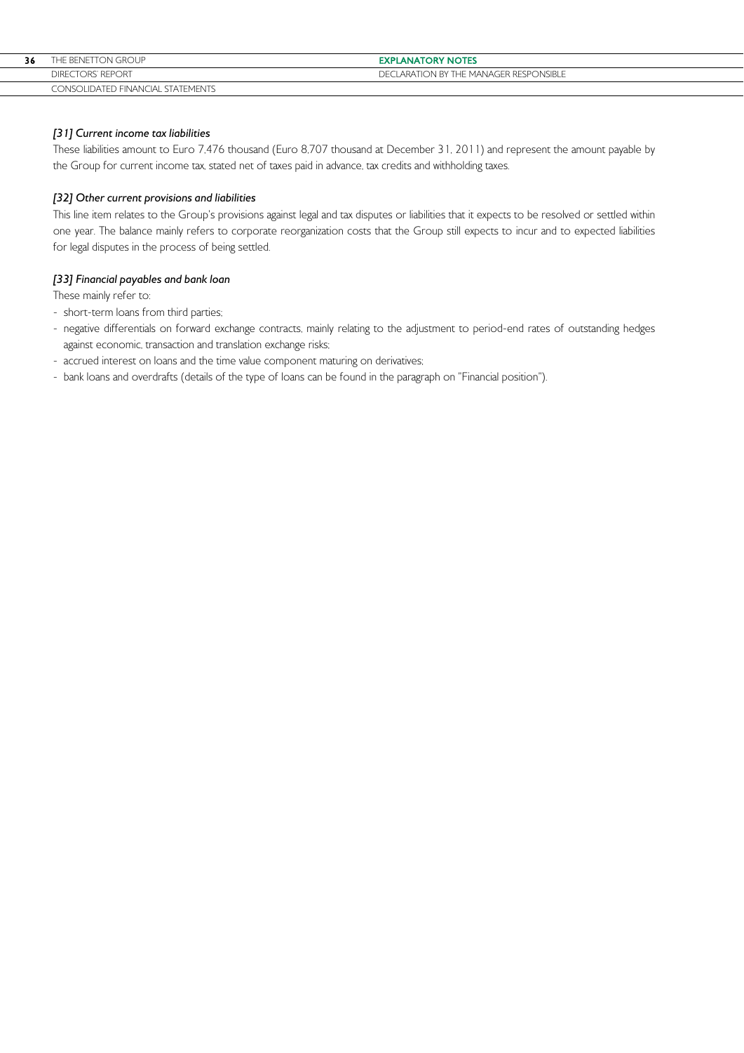*[31] Current income tax liabilities*

These liabilities amount to Euro 7,476 thousand (Euro 8,707 thousand at December 31, 2011) and represent the amount payable by the Group for current income tax, stated net of taxes paid in advance, tax credits and withholding taxes.

*[32] Other current provisions and liabilities*

This line item relates to the Group's provisions against legal and tax disputes or liabilities that it expects to be resolved or settled within one year. The balance mainly refers to corporate reorganization costs that the Group still expects to incur and to expected liabilities for legal disputes in the process of being settled.

*[33] Financial payables and bank loan*

These mainly refer to:

- short-term loans from third parties;
- negative differentials on forward exchange contracts, mainly relating to the adjustment to period-end rates of outstanding hedges against economic, transaction and translation exchange risks;
- accrued interest on loans and the time value component maturing on derivatives;
- bank loans and overdrafts (details of the type of loans can be found in the paragraph on "Financial position").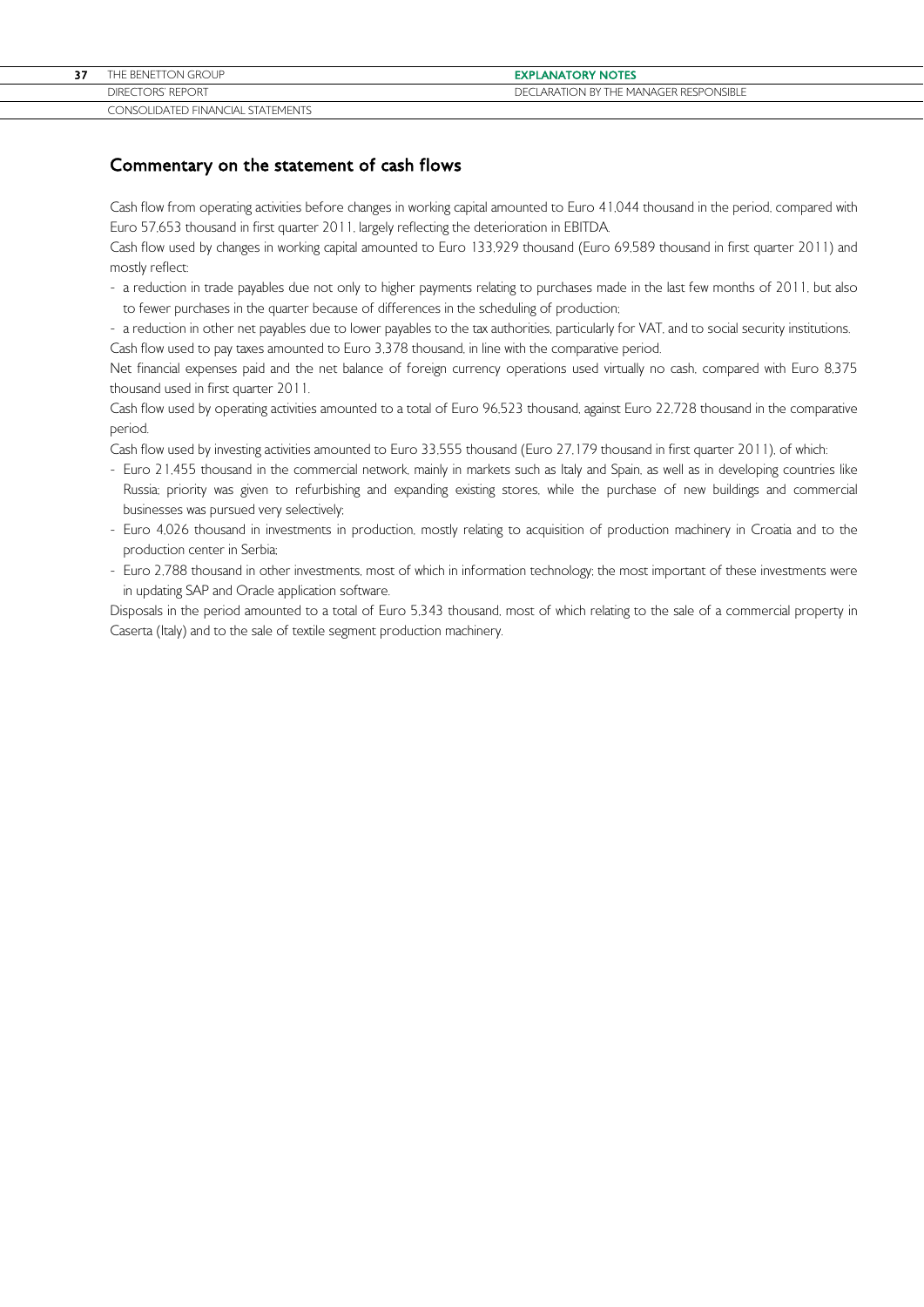## Commentary on the statement of cash flows

Cash flow from operating activities before changes in working capital amounted to Euro 41,044 thousand in the period, compared with Euro 57,653 thousand in first quarter 2011, largely reflecting the deterioration in EBITDA.

Cash flow used by changes in working capital amounted to Euro 133,929 thousand (Euro 69,589 thousand in first quarter 2011) and mostly reflect:

- a reduction in trade payables due not only to higher payments relating to purchases made in the last few months of 2011, but also to fewer purchases in the quarter because of differences in the scheduling of production;
- a reduction in other net payables due to lower payables to the tax authorities, particularly for VAT, and to social security institutions.

Cash flow used to pay taxes amounted to Euro 3,378 thousand, in line with the comparative period.

Net financial expenses paid and the net balance of foreign currency operations used virtually no cash, compared with Euro 8,375 thousand used in first quarter 2011.

Cash flow used by operating activities amounted to a total of Euro 96,523 thousand, against Euro 22,728 thousand in the comparative period.

Cash flow used by investing activities amounted to Euro 33,555 thousand (Euro 27,179 thousand in first quarter 2011), of which:

- Euro 21,455 thousand in the commercial network, mainly in markets such as Italy and Spain, as well as in developing countries like Russia; priority was given to refurbishing and expanding existing stores, while the purchase of new buildings and commercial businesses was pursued very selectively;
- Euro 4,026 thousand in investments in production, mostly relating to acquisition of production machinery in Croatia and to the production center in Serbia;
- Euro 2,788 thousand in other investments, most of which in information technology; the most important of these investments were in updating SAP and Oracle application software.

Disposals in the period amounted to a total of Euro 5,343 thousand, most of which relating to the sale of a commercial property in Caserta (Italy) and to the sale of textile segment production machinery.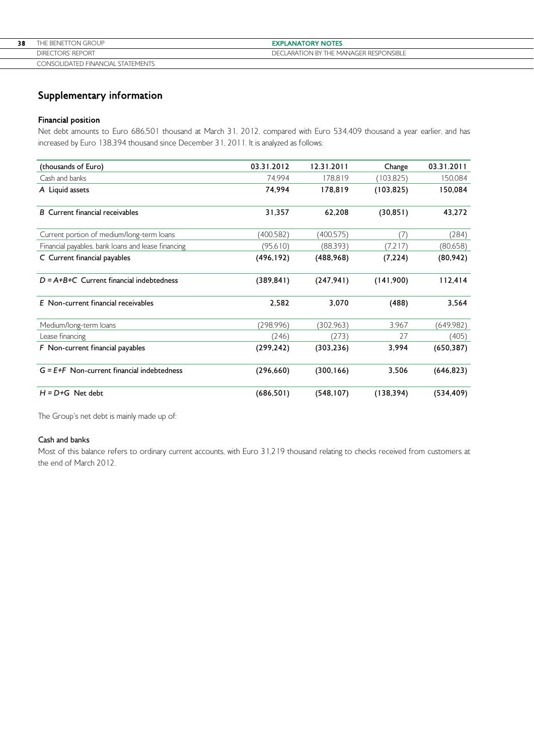## Supplementary information

### Financial position

Net debt amounts to Euro 686,501 thousand at March 31, 2012, compared with Euro 534,409 thousand a year earlier, and has increased by Euro 138,394 thousand since December 31, 2011. It is analyzed as follows:

| (thousands of Euro) | 03.31.2012 | 12.31.2011 | Change | 03.31.2011 |
|---|---|---|---|---|
| Cash and banks | 74,994 | 178,819 | (103,825) | 150,084 |
| **A Liquid assets** | **74,994** | **178,819** | **(103,825)** | **150,084** |
| **B Current financial receivables** | **31,357** | **62,208** | **(30,851)** | **43,272** |
| Current portion of medium/long-term loans | (400,582) | (400,575) | (7) | (284) |
| Financial payables, bank loans and lease financing | (95,610) | (88,393) | (7,217) | (80,658) |
| **C Current financial payables** | **(496,192)** | **(488,968)** | **(7,224)** | **(80,942)** |
| **D = A+B+C Current financial indebtedness** | **(389,841)** | **(247,941)** | **(141,900)** | **112,414** |
| **E Non-current financial receivables** | **2,582** | **3,070** | **(488)** | **3,564** |
| Medium/long-term loans | (298,996) | (302,963) | 3,967 | (649,982) |
| Lease financing | (246) | (273) | 27 | (405) |
| **F Non-current financial payables** | **(299,242)** | **(303,236)** | **3,994** | **(650,387)** |
| **G = E+F Non-current financial indebtedness** | **(296,660)** | **(300,166)** | **3,506** | **(646,823)** |
| **H = D+G Net debt** | **(686,501)** | **(548,107)** | **(138,394)** | **(534,409)** |

The Group's net debt is mainly made up of:

#### Cash and banks

Most of this balance refers to ordinary current accounts, with Euro 31,219 thousand relating to checks received from customers at the end of March 2012.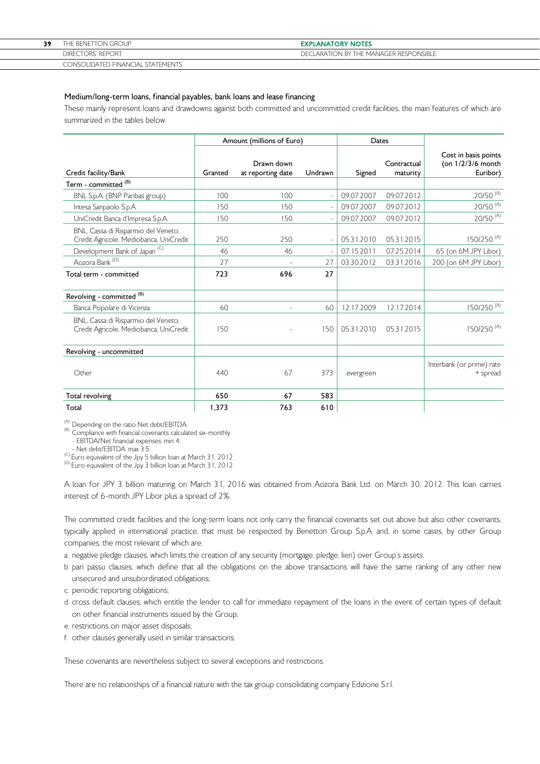### Medium/long-term loans, financial payables, bank loans and lease financing

These mainly represent loans and drawdowns against both committed and uncommitted credit facilities, the main features of which are summarized in the tables below.

| | Amount (millions of Euro) | | | Dates | | |
|---|---|---|---|---|---|---|
| Credit facility/Bank | Granted | Drawn down at reporting date | Undrawn | Signed | Contractual maturity | Cost in basis points (on 1/2/3/6 month Euribor) |
| **Term - committed** [(B)] | | | | | | |
| BNL S.p.A. (BNP Paribas group) | 100 | 100 | - | 09.07.2007 | 09.07.2012 | 20/50 [(A)] |
| Intesa Sanpaolo S.p.A. | 150 | 150 | - | 09.07.2007 | 09.07.2012 | 20/50 [(A)] |
| UniCredit Banca d'Impresa S.p.A. | 150 | 150 | - | 09.07.2007 | 09.07.2012 | 20/50 [(A)] |
| BNL, Cassa di Risparmio del Veneto, Credit Agricole, Mediobanca, UniCredit | 250 | 250 | - | 05.31.2010 | 05.31.2015 | 150/250 [(A)] |
| Development Bank of Japan [(C)] | 46 | 46 | - | 07.15.2011 | 07.25.2014 | 65 (on 6M JPY Libor) |
| Aozora Bank [(D)] | 27 | - | 27 | 03.30.2012 | 03.31.2016 | 200 (on 6M JPY Libor) |
| **Total term - committed** | **723** | **696** | **27** | | | |
| **Revolving - committed** [(B)] | | | | | | |
| Banca Popolare di Vicenza | 60 | - | 60 | 12.17.2009 | 12.17.2014 | 150/250 [(A)] |
| BNL, Cassa di Risparmio del Veneto, Credit Agricole, Mediobanca, UniCredit | 150 | - | 150 | 05.31.2010 | 05.31.2015 | 150/250 [(A)] |
| **Revolving - uncommitted** | | | | | | |
| Other | 440 | 67 | 373 | evergreen | | Interbank (or prime) rate + spread |
| **Total revolving** | **650** | **67** | **583** | | | |
| **Total** | **1,373** | **763** | **610** | | | |

[(A)] Depending on the ratio Net debt/EBITDA.
[(B)] Compliance with financial covenants calculated six-monthly:
- EBITDA/Net financial expenses: min 4;
- Net debt/EBITDA: max 3.5.

[(C)] Euro equivalent of the Jpy 5 billion loan at March 31, 2012.
[(D)] Euro equivalent of the Jpy 3 billion loan at March 31, 2012.

A loan for JPY 3 billion maturing on March 31, 2016 was obtained from Aozora Bank Ltd. on March 30, 2012. This loan carries interest of 6-month JPY Libor plus a spread of 2%.

The committed credit facilities and the long-term loans not only carry the financial covenants set out above but also other covenants, typically applied in international practice, that must be respected by Benetton Group S.p.A. and, in some cases, by other Group companies, the most relevant of which are:

a. negative pledge clauses, which limits the creation of any security (mortgage, pledge, lien) over Group's assets;
b. pari passu clauses, which define that all the obligations on the above transactions will have the same ranking of any other new unsecured and unsubordinated obligations;
c. periodic reporting obligations;
d. cross default clauses, which entitle the lender to call for immediate repayment of the loans in the event of certain types of default on other financial instruments issued by the Group;
e. restrictions on major asset disposals;
f. other clauses generally used in similar transactions.

These covenants are nevertheless subject to several exceptions and restrictions.

There are no relationships of a financial nature with the tax group consolidating company Edizione S.r.l.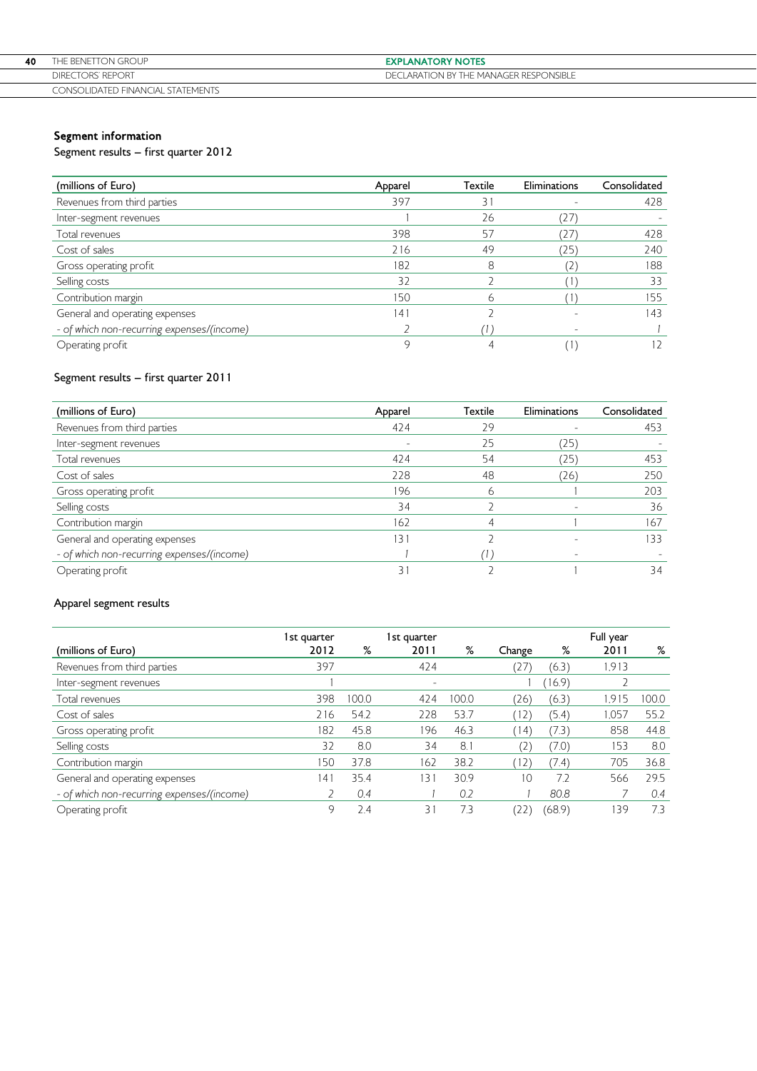### Segment information

Segment results – first quarter 2012

| (millions of Euro) | Apparel | Textile | Eliminations | Consolidated |
|---|---|---|---|---|
| Revenues from third parties | 397 | 31 | - | 428 |
| Inter-segment revenues | 1 | 26 | (27) | - |
| Total revenues | 398 | 57 | (27) | 428 |
| Cost of sales | 216 | 49 | (25) | 240 |
| Gross operating profit | 182 | 8 | (2) | 188 |
| Selling costs | 32 | 2 | (1) | 33 |
| Contribution margin | 150 | 6 | (1) | 155 |
| General and operating expenses | 141 | 2 | - | 143 |
| *- of which non-recurring expenses/(income)* | *2* | *(1)* | - | *1* |
| Operating profit | 9 | 4 | (1) | 12 |

Segment results – first quarter 2011

| (millions of Euro) | Apparel | Textile | Eliminations | Consolidated |
|---|---|---|---|---|
| Revenues from third parties | 424 | 29 | - | 453 |
| Inter-segment revenues | - | 25 | (25) | - |
| Total revenues | 424 | 54 | (25) | 453 |
| Cost of sales | 228 | 48 | (26) | 250 |
| Gross operating profit | 196 | 6 | 1 | 203 |
| Selling costs | 34 | 2 | - | 36 |
| Contribution margin | 162 | 4 | 1 | 167 |
| General and operating expenses | 131 | 2 | - | 133 |
| *- of which non-recurring expenses/(income)* | *1* | *(1)* | - | - |
| Operating profit | 31 | 2 | 1 | 34 |

Apparel segment results

| (millions of Euro) | 1st quarter 2012 | % | 1st quarter 2011 | % | Change | % | Full year 2011 | % |
|---|---|---|---|---|---|---|---|---|
| Revenues from third parties | 397 | | 424 | | (27) | (6.3) | 1,913 | |
| Inter-segment revenues | 1 | | - | | 1 | (16.9) | 2 | |
| Total revenues | 398 | 100.0 | 424 | 100.0 | (26) | (6.3) | 1,915 | 100.0 |
| Cost of sales | 216 | 54.2 | 228 | 53.7 | (12) | (5.4) | 1,057 | 55.2 |
| Gross operating profit | 182 | 45.8 | 196 | 46.3 | (14) | (7.3) | 858 | 44.8 |
| Selling costs | 32 | 8.0 | 34 | 8.1 | (2) | (7.0) | 153 | 8.0 |
| Contribution margin | 150 | 37.8 | 162 | 38.2 | (12) | (7.4) | 705 | 36.8 |
| General and operating expenses | 141 | 35.4 | 131 | 30.9 | 10 | 7.2 | 566 | 29.5 |
| *- of which non-recurring expenses/(income)* | *2* | *0.4* | *1* | *0.2* | *1* | *80.8* | *7* | *0.4* |
| Operating profit | 9 | 2.4 | 31 | 7.3 | (22) | (68.9) | 139 | 7.3 |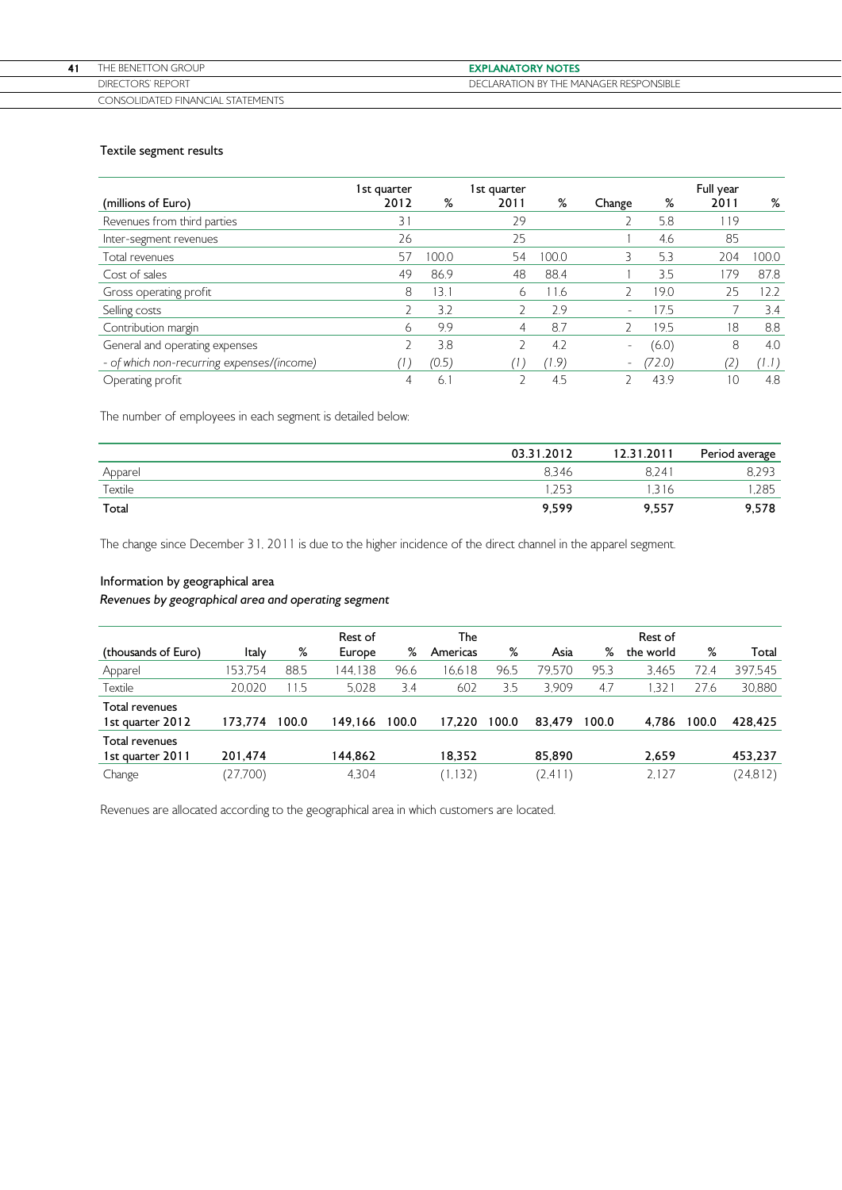### Textile segment results

| (millions of Euro) | 1st quarter 2012 | % | 1st quarter 2011 | % | Change | % | Full year 2011 | % |
|---|---|---|---|---|---|---|---|---|
| Revenues from third parties | 31 | | 29 | | 2 | 5.8 | 119 | |
| Inter-segment revenues | 26 | | 25 | | 1 | 4.6 | 85 | |
| Total revenues | 57 | 100.0 | 54 | 100.0 | 3 | 5.3 | 204 | 100.0 |
| Cost of sales | 49 | 86.9 | 48 | 88.4 | 1 | 3.5 | 179 | 87.8 |
| Gross operating profit | 8 | 13.1 | 6 | 11.6 | 2 | 19.0 | 25 | 12.2 |
| Selling costs | 2 | 3.2 | 2 | 2.9 | - | 17.5 | 7 | 3.4 |
| Contribution margin | 6 | 9.9 | 4 | 8.7 | 2 | 19.5 | 18 | 8.8 |
| General and operating expenses | 2 | 3.8 | 2 | 4.2 | - | (6.0) | 8 | 4.0 |
| *- of which non-recurring expenses/(income)* | *(1)* | *(0.5)* | *(1)* | *(1.9)* | - | *(72.0)* | *(2)* | *(1.1)* |
| Operating profit | 4 | 6.1 | 2 | 4.5 | 2 | 43.9 | 10 | 4.8 |

The number of employees in each segment is detailed below:

| | 03.31.2012 | 12.31.2011 | Period average |
|---|---|---|---|
| Apparel | 8,346 | 8,241 | 8,293 |
| Textile | 1,253 | 1,316 | 1,285 |
| **Total** | **9,599** | **9,557** | **9,578** |

The change since December 31, 2011 is due to the higher incidence of the direct channel in the apparel segment.

### Information by geographical area

*Revenues by geographical area and operating segment*

| (thousands of Euro) | Italy | % | Rest of Europe | % | The Americas | % | Asia | % | Rest of the world | % | Total |
|---|---|---|---|---|---|---|---|---|---|---|---|
| Apparel | 153,754 | 88.5 | 144,138 | 96.6 | 16,618 | 96.5 | 79,570 | 95.3 | 3,465 | 72.4 | 397,545 |
| Textile | 20,020 | 11.5 | 5,028 | 3.4 | 602 | 3.5 | 3,909 | 4.7 | 1,321 | 27.6 | 30,880 |
| **Total revenues 1st quarter 2012** | **173,774** | **100.0** | **149,166** | **100.0** | **17,220** | **100.0** | **83,479** | **100.0** | **4,786** | **100.0** | **428,425** |
| **Total revenues 1st quarter 2011** | **201,474** | | **144,862** | | **18,352** | | **85,890** | | **2,659** | | **453,237** |
| Change | (27,700) | | 4,304 | | (1,132) | | (2,411) | | 2,127 | | (24,812) |

Revenues are allocated according to the geographical area in which customers are located.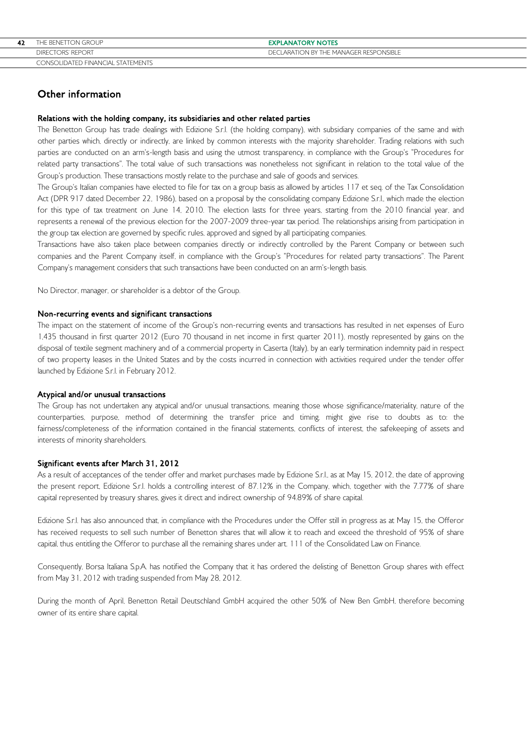## Other information

### Relations with the holding company, its subsidiaries and other related parties

The Benetton Group has trade dealings with Edizione S.r.l. (the holding company), with subsidiary companies of the same and with other parties which, directly or indirectly, are linked by common interests with the majority shareholder. Trading relations with such parties are conducted on an arm's-length basis and using the utmost transparency, in compliance with the Group's "Procedures for related party transactions". The total value of such transactions was nonetheless not significant in relation to the total value of the Group's production. These transactions mostly relate to the purchase and sale of goods and services.

The Group's Italian companies have elected to file for tax on a group basis as allowed by articles 117 et seq. of the Tax Consolidation Act (DPR 917 dated December 22, 1986), based on a proposal by the consolidating company Edizione S.r.l., which made the election for this type of tax treatment on June 14, 2010. The election lasts for three years, starting from the 2010 financial year, and represents a renewal of the previous election for the 2007-2009 three-year tax period. The relationships arising from participation in the group tax election are governed by specific rules, approved and signed by all participating companies.

Transactions have also taken place between companies directly or indirectly controlled by the Parent Company or between such companies and the Parent Company itself, in compliance with the Group's "Procedures for related party transactions". The Parent Company's management considers that such transactions have been conducted on an arm's-length basis.

No Director, manager, or shareholder is a debtor of the Group.

### Non-recurring events and significant transactions

The impact on the statement of income of the Group's non-recurring events and transactions has resulted in net expenses of Euro 1,435 thousand in first quarter 2012 (Euro 70 thousand in net income in first quarter 2011), mostly represented by gains on the disposal of textile segment machinery and of a commercial property in Caserta (Italy), by an early termination indemnity paid in respect of two property leases in the United States and by the costs incurred in connection with activities required under the tender offer launched by Edizione S.r.l. in February 2012.

### Atypical and/or unusual transactions

The Group has not undertaken any atypical and/or unusual transactions, meaning those whose significance/materiality, nature of the counterparties, purpose, method of determining the transfer price and timing, might give rise to doubts as to: the fairness/completeness of the information contained in the financial statements, conflicts of interest, the safekeeping of assets and interests of minority shareholders.

### Significant events after March 31, 2012

As a result of acceptances of the tender offer and market purchases made by Edizione S.r.l., as at May 15, 2012, the date of approving the present report, Edizione S.r.l. holds a controlling interest of 87.12% in the Company, which, together with the 7.77% of share capital represented by treasury shares, gives it direct and indirect ownership of 94.89% of share capital.

Edizione S.r.l. has also announced that, in compliance with the Procedures under the Offer still in progress as at May 15, the Offeror has received requests to sell such number of Benetton shares that will allow it to reach and exceed the threshold of 95% of share capital, thus entitling the Offeror to purchase all the remaining shares under art. 111 of the Consolidated Law on Finance.

Consequently, Borsa Italiana S.p.A. has notified the Company that it has ordered the delisting of Benetton Group shares with effect from May 31, 2012 with trading suspended from May 28, 2012.

During the month of April, Benetton Retail Deutschland GmbH acquired the other 50% of New Ben GmbH, therefore becoming owner of its entire share capital.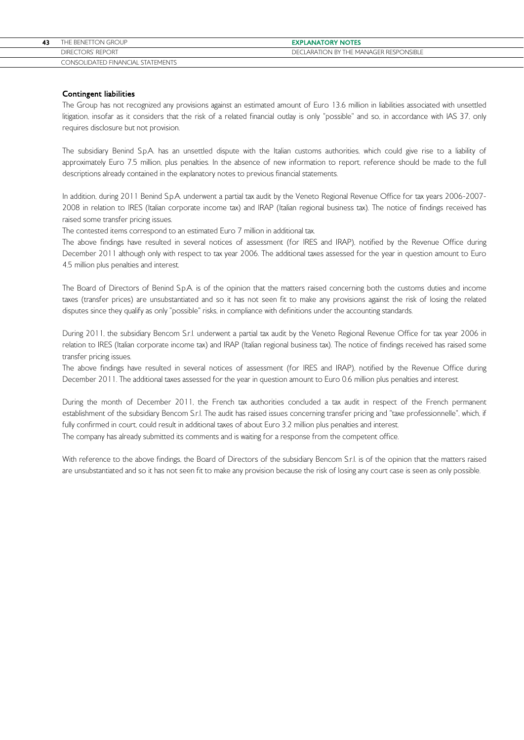### Contingent liabilities

The Group has not recognized any provisions against an estimated amount of Euro 13.6 million in liabilities associated with unsettled litigation, insofar as it considers that the risk of a related financial outlay is only "possible" and so, in accordance with IAS 37, only requires disclosure but not provision.

The subsidiary Benind S.p.A. has an unsettled dispute with the Italian customs authorities, which could give rise to a liability of approximately Euro 7.5 million, plus penalties. In the absence of new information to report, reference should be made to the full descriptions already contained in the explanatory notes to previous financial statements.

In addition, during 2011 Benind S.p.A. underwent a partial tax audit by the Veneto Regional Revenue Office for tax years 2006-2007-2008 in relation to IRES (Italian corporate income tax) and IRAP (Italian regional business tax). The notice of findings received has raised some transfer pricing issues.

The contested items correspond to an estimated Euro 7 million in additional tax.

The above findings have resulted in several notices of assessment (for IRES and IRAP), notified by the Revenue Office during December 2011 although only with respect to tax year 2006. The additional taxes assessed for the year in question amount to Euro 4.5 million plus penalties and interest.

The Board of Directors of Benind S.p.A. is of the opinion that the matters raised concerning both the customs duties and income taxes (transfer prices) are unsubstantiated and so it has not seen fit to make any provisions against the risk of losing the related disputes since they qualify as only "possible" risks, in compliance with definitions under the accounting standards.

During 2011, the subsidiary Bencom S.r.l. underwent a partial tax audit by the Veneto Regional Revenue Office for tax year 2006 in relation to IRES (Italian corporate income tax) and IRAP (Italian regional business tax). The notice of findings received has raised some transfer pricing issues.

The above findings have resulted in several notices of assessment (for IRES and IRAP), notified by the Revenue Office during December 2011. The additional taxes assessed for the year in question amount to Euro 0.6 million plus penalties and interest.

During the month of December 2011, the French tax authorities concluded a tax audit in respect of the French permanent establishment of the subsidiary Bencom S.r.l. The audit has raised issues concerning transfer pricing and "taxe professionnelle", which, if fully confirmed in court, could result in additional taxes of about Euro 3.2 million plus penalties and interest.

The company has already submitted its comments and is waiting for a response from the competent office.

With reference to the above findings, the Board of Directors of the subsidiary Bencom S.r.l. is of the opinion that the matters raised are unsubstantiated and so it has not seen fit to make any provision because the risk of losing any court case is seen as only possible.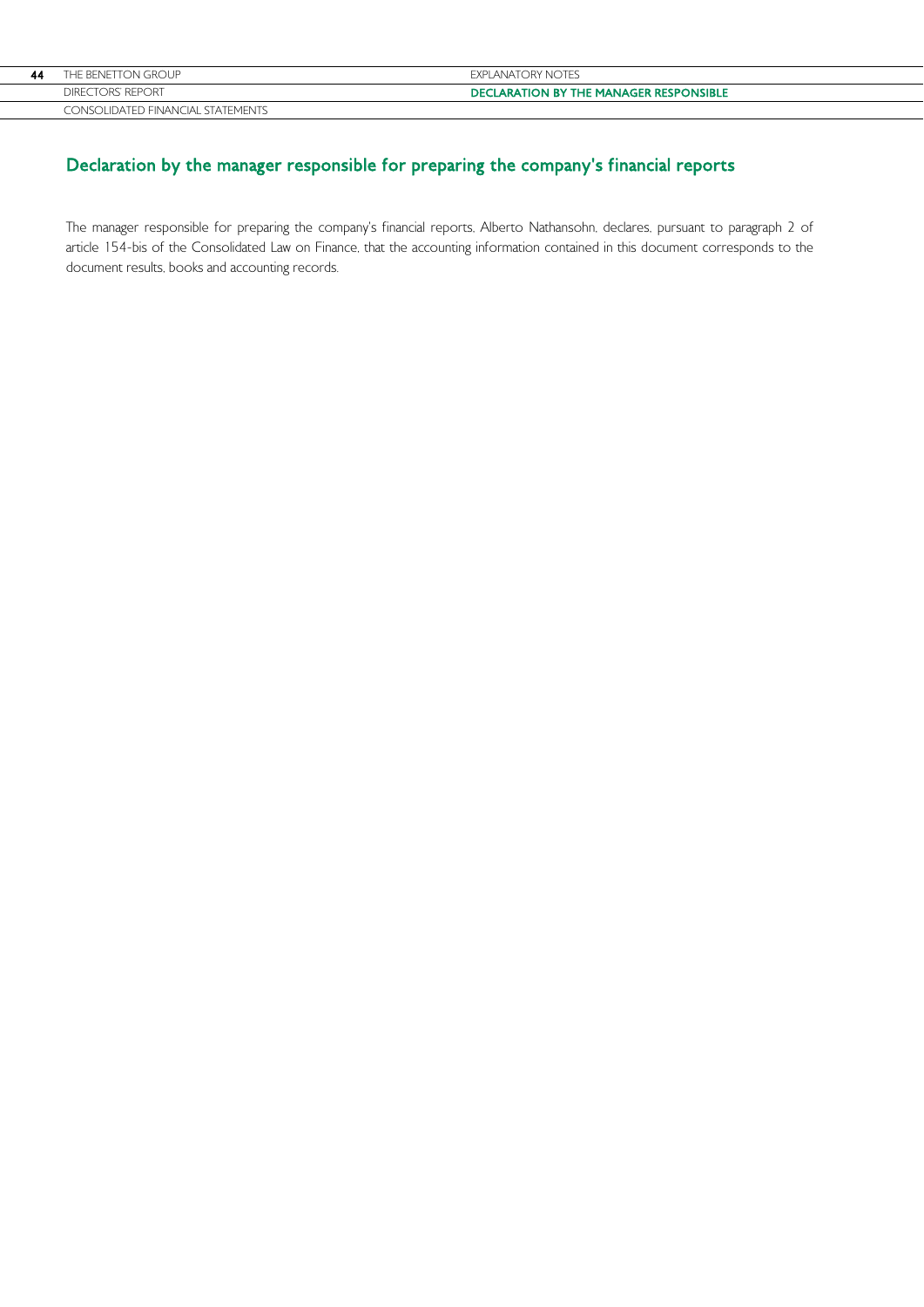## Declaration by the manager responsible for preparing the company's financial reports

The manager responsible for preparing the company's financial reports, Alberto Nathansohn, declares, pursuant to paragraph 2 of article 154-bis of the Consolidated Law on Finance, that the accounting information contained in this document corresponds to the document results, books and accounting records.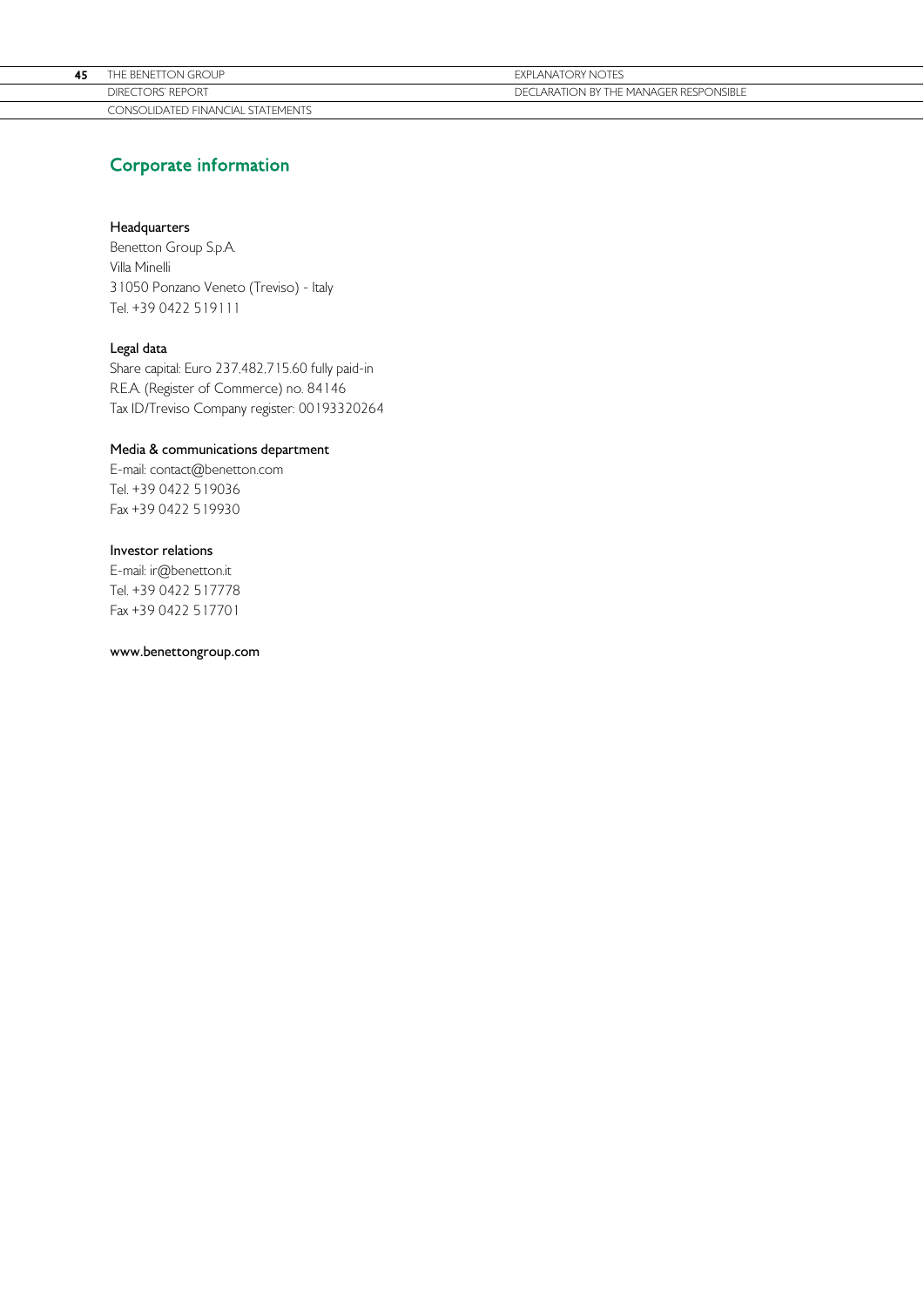## Corporate information

### Headquarters

Benetton Group S.p.A.
Villa Minelli
31050 Ponzano Veneto (Treviso) - Italy
Tel. +39 0422 519111

### Legal data

Share capital: Euro 237,482,715.60 fully paid-in
R.E.A. (Register of Commerce) no. 84146
Tax ID/Treviso Company register: 00193320264

### Media & communications department

E-mail: contact@benetton.com
Tel. +39 0422 519036
Fax +39 0422 519930

### Investor relations

E-mail: ir@benetton.it
Tel. +39 0422 517778
Fax +39 0422 517701

www.benettongroup.com